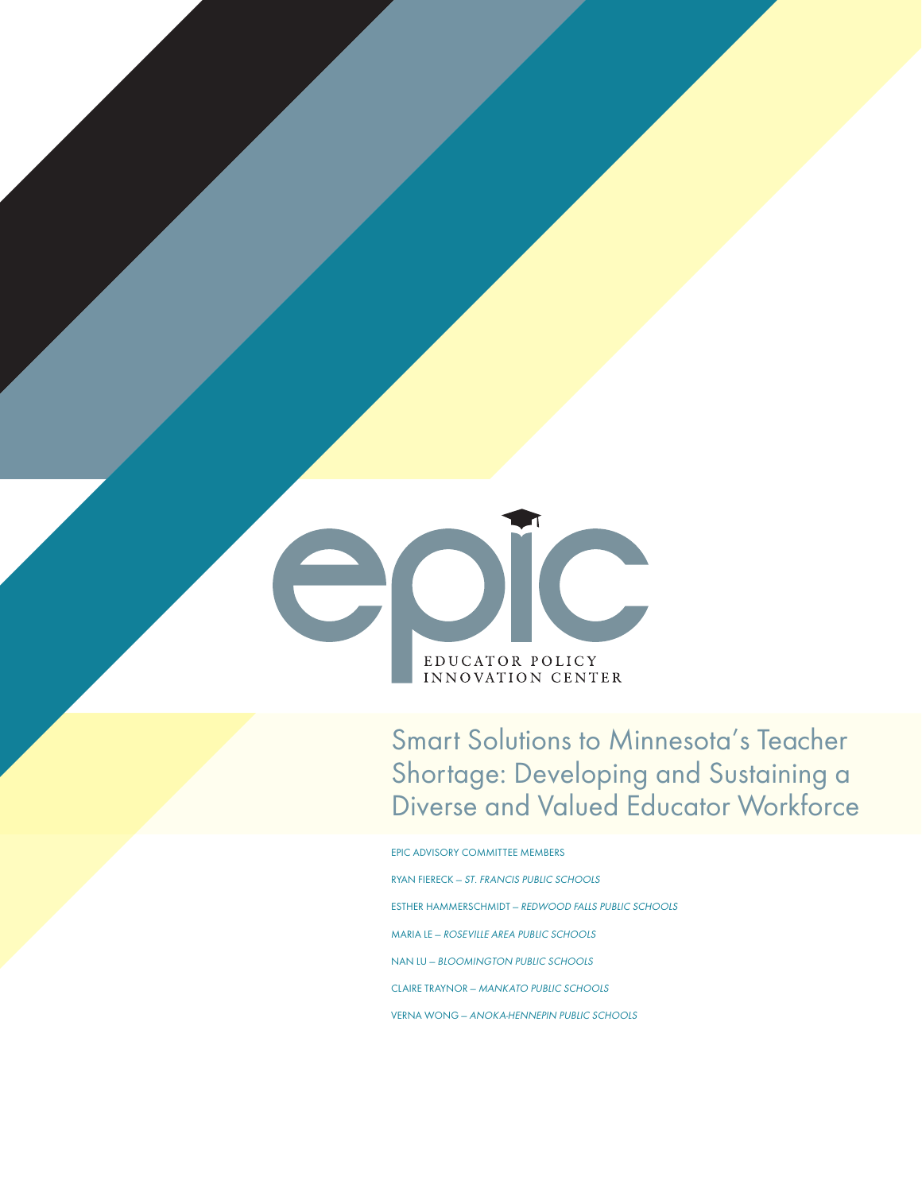epic

EDUCATOR POLICY INNOVATION CENTER

# Smart Solutions to Minnesota's Teacher Shortage: Developing and Sustaining a Diverse and Valued Educator Workforce

EPIC ADVISORY COMMITTEE MEMBERS

RYAN FIERECK – *ST. FRANCIS PUBLIC SCHOOLS*

ESTHER HAMMERSCHMIDT – *REDWOOD FALLS PUBLIC SCHOOLS*

MARIA LE – *ROSEVILLE AREA PUBLIC SCHOOLS*

NAN LU – *BLOOMINGTON PUBLIC SCHOOLS*

CLAIRE TRAYNOR – *MANKATO PUBLIC SCHOOLS*

VERNA WONG – *ANOKA-HENNEPIN PUBLIC SCHOOLS*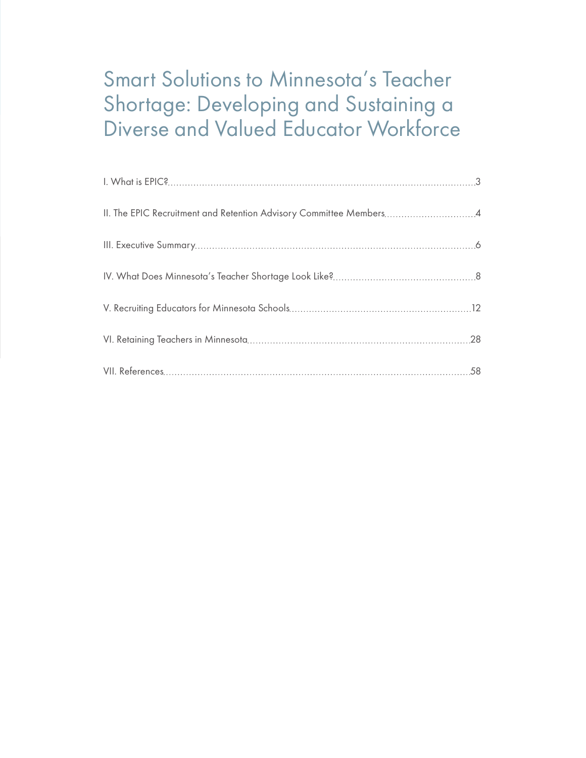# Smart Solutions to Minnesota's Teacher Shortage: Developing and Sustaining a Diverse and Valued Educator Workforce

I. What is EPIC? .......... 3

II. The EPIC Recruitment and Retention Advisory Committee Members .......... 4

III. Executive Summary .......... 6

IV. What Does Minnesota's Teacher Shortage Look Like? .......... 8

V. Recruiting Educators for Minnesota Schools .......... 12

VI. Retaining Teachers in Minnesota .......... 28

VII. References .......... 58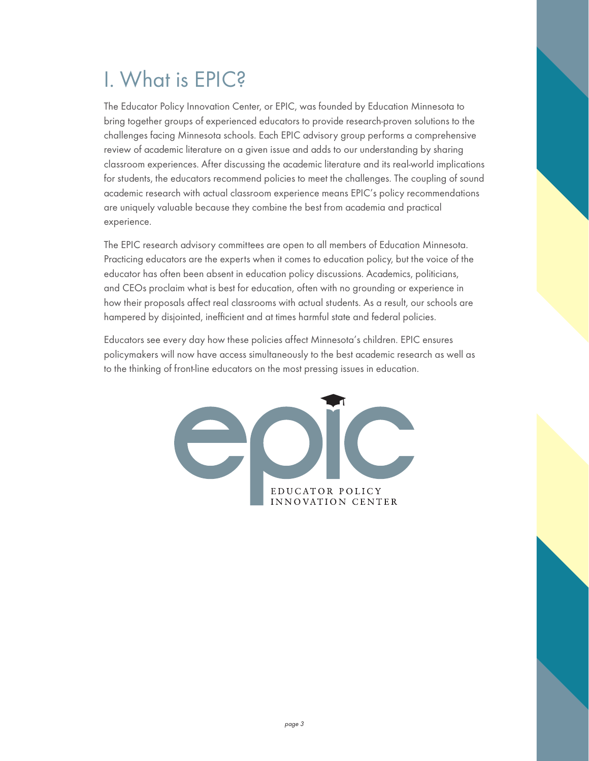# I. What is EPIC?

The Educator Policy Innovation Center, or EPIC, was founded by Education Minnesota to bring together groups of experienced educators to provide research-proven solutions to the challenges facing Minnesota schools. Each EPIC advisory group performs a comprehensive review of academic literature on a given issue and adds to our understanding by sharing classroom experiences. After discussing the academic literature and its real-world implications for students, the educators recommend policies to meet the challenges. The coupling of sound academic research with actual classroom experience means EPIC's policy recommendations are uniquely valuable because they combine the best from academia and practical experience.

The EPIC research advisory committees are open to all members of Education Minnesota. Practicing educators are the experts when it comes to education policy, but the voice of the educator has often been absent in education policy discussions. Academics, politicians, and CEOs proclaim what is best for education, often with no grounding or experience in how their proposals affect real classrooms with actual students. As a result, our schools are hampered by disjointed, inefficient and at times harmful state and federal policies.

Educators see every day how these policies affect Minnesota's children. EPIC ensures policymakers will now have access simultaneously to the best academic research as well as to the thinking of front-line educators on the most pressing issues in education.

epic

EDUCATOR POLICY INNOVATION CENTER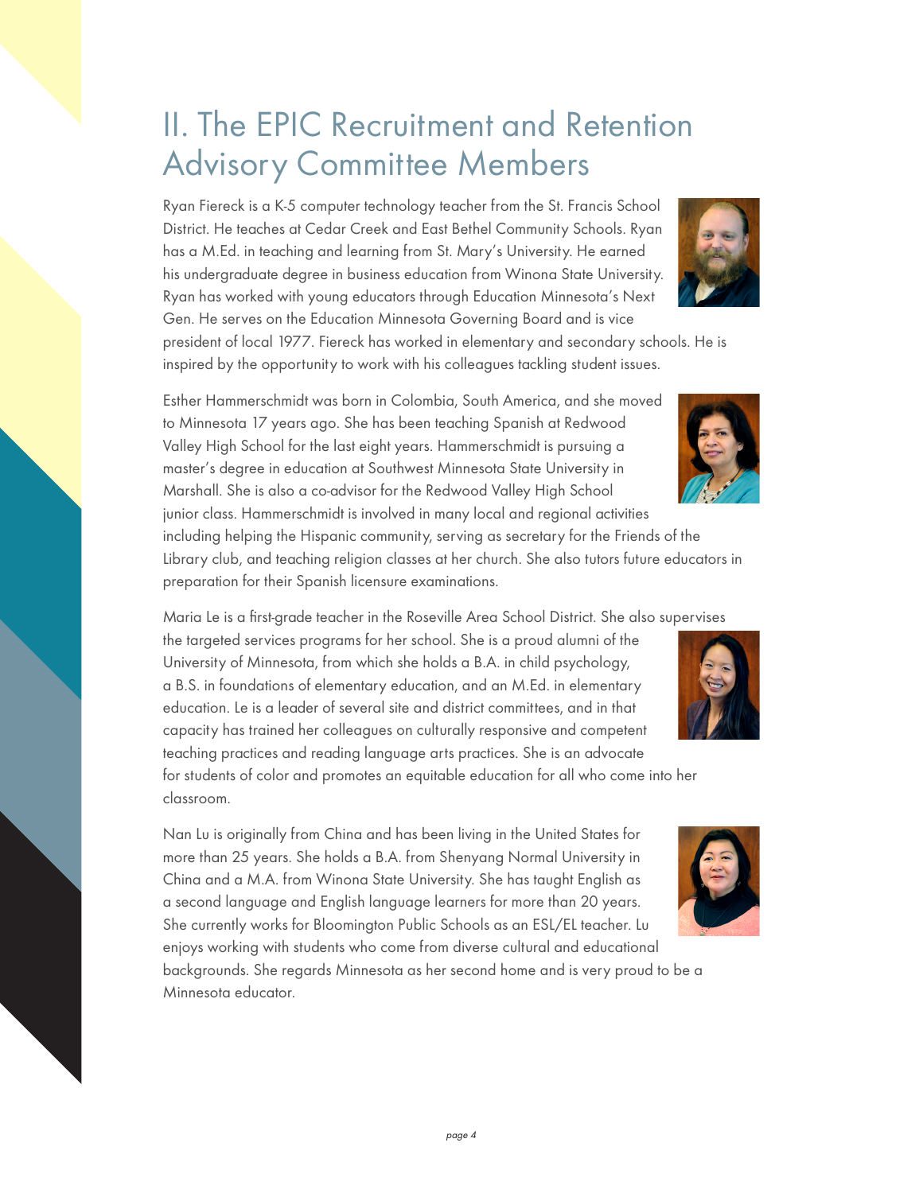# II. The EPIC Recruitment and Retention Advisory Committee Members

Ryan Fiereck is a K-5 computer technology teacher from the St. Francis School District. He teaches at Cedar Creek and East Bethel Community Schools. Ryan has a M.Ed. in teaching and learning from St. Mary's University. He earned his undergraduate degree in business education from Winona State University. Ryan has worked with young educators through Education Minnesota's Next Gen. He serves on the Education Minnesota Governing Board and is vice president of local 1977. Fiereck has worked in elementary and secondary schools. He is inspired by the opportunity to work with his colleagues tackling student issues.

Esther Hammerschmidt was born in Colombia, South America, and she moved to Minnesota 17 years ago. She has been teaching Spanish at Redwood Valley High School for the last eight years. Hammerschmidt is pursuing a master's degree in education at Southwest Minnesota State University in Marshall. She is also a co-advisor for the Redwood Valley High School junior class. Hammerschmidt is involved in many local and regional activities including helping the Hispanic community, serving as secretary for the Friends of the Library club, and teaching religion classes at her church. She also tutors future educators in preparation for their Spanish licensure examinations.

Maria Le is a first-grade teacher in the Roseville Area School District. She also supervises the targeted services programs for her school. She is a proud alumni of the University of Minnesota, from which she holds a B.A. in child psychology, a B.S. in foundations of elementary education, and an M.Ed. in elementary education. Le is a leader of several site and district committees, and in that capacity has trained her colleagues on culturally responsive and competent teaching practices and reading language arts practices. She is an advocate for students of color and promotes an equitable education for all who come into her classroom.

Nan Lu is originally from China and has been living in the United States for more than 25 years. She holds a B.A. from Shenyang Normal University in China and a M.A. from Winona State University. She has taught English as a second language and English language learners for more than 20 years. She currently works for Bloomington Public Schools as an ESL/EL teacher. Lu enjoys working with students who come from diverse cultural and educational backgrounds. She regards Minnesota as her second home and is very proud to be a Minnesota educator.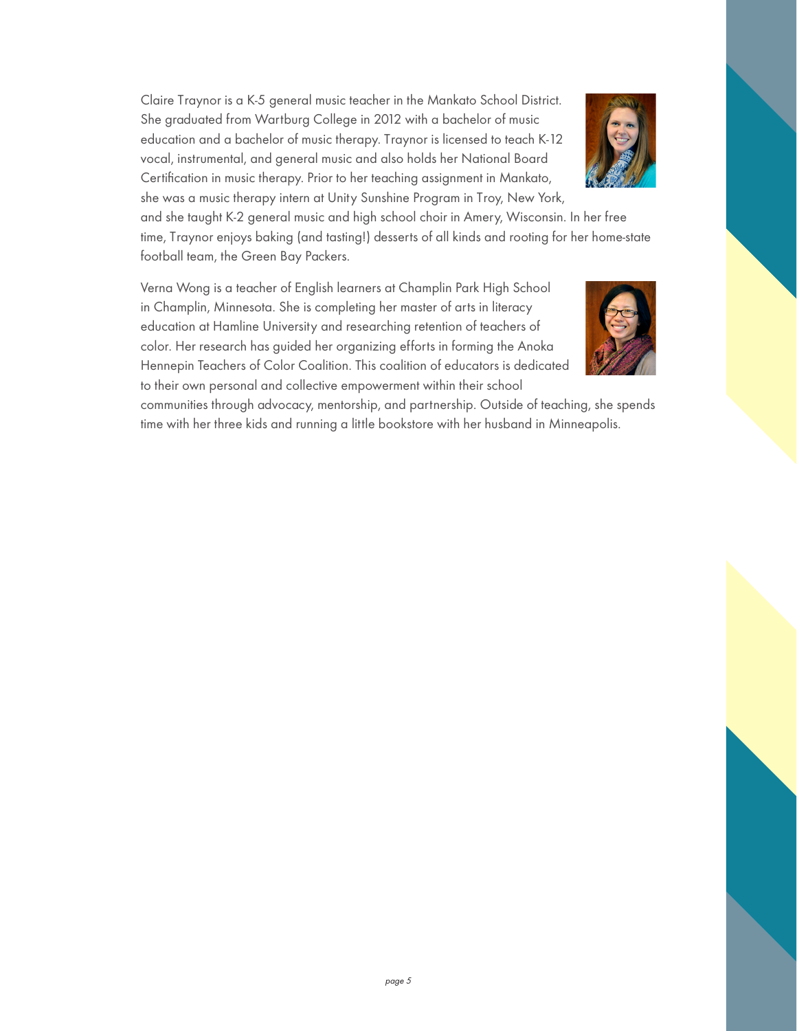Claire Traynor is a K-5 general music teacher in the Mankato School District. She graduated from Wartburg College in 2012 with a bachelor of music education and a bachelor of music therapy. Traynor is licensed to teach K-12 vocal, instrumental, and general music and also holds her National Board Certification in music therapy. Prior to her teaching assignment in Mankato, she was a music therapy intern at Unity Sunshine Program in Troy, New York, and she taught K-2 general music and high school choir in Amery, Wisconsin. In her free time, Traynor enjoys baking (and tasting!) desserts of all kinds and rooting for her home-state football team, the Green Bay Packers.

Verna Wong is a teacher of English learners at Champlin Park High School in Champlin, Minnesota. She is completing her master of arts in literacy education at Hamline University and researching retention of teachers of color. Her research has guided her organizing efforts in forming the Anoka Hennepin Teachers of Color Coalition. This coalition of educators is dedicated to their own personal and collective empowerment within their school communities through advocacy, mentorship, and partnership. Outside of teaching, she spends time with her three kids and running a little bookstore with her husband in Minneapolis.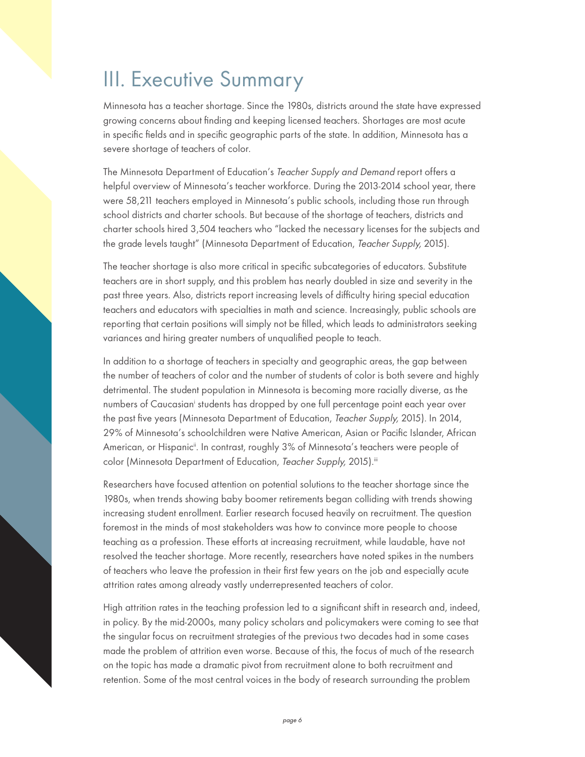# III. Executive Summary

Minnesota has a teacher shortage. Since the 1980s, districts around the state have expressed growing concerns about finding and keeping licensed teachers. Shortages are most acute in specific fields and in specific geographic parts of the state. In addition, Minnesota has a severe shortage of teachers of color.

The Minnesota Department of Education's *Teacher Supply and Demand* report offers a helpful overview of Minnesota's teacher workforce. During the 2013-2014 school year, there were 58,211 teachers employed in Minnesota's public schools, including those run through school districts and charter schools. But because of the shortage of teachers, districts and charter schools hired 3,504 teachers who "lacked the necessary licenses for the subjects and the grade levels taught" (Minnesota Department of Education, *Teacher Supply,* 2015).

The teacher shortage is also more critical in specific subcategories of educators. Substitute teachers are in short supply, and this problem has nearly doubled in size and severity in the past three years. Also, districts report increasing levels of difficulty hiring special education teachers and educators with specialties in math and science. Increasingly, public schools are reporting that certain positions will simply not be filled, which leads to administrators seeking variances and hiring greater numbers of unqualified people to teach.

In addition to a shortage of teachers in specialty and geographic areas, the gap between the number of teachers of color and the number of students of color is both severe and highly detrimental. The student population in Minnesota is becoming more racially diverse, as the numbers of Caucasian[i] students has dropped by one full percentage point each year over the past five years (Minnesota Department of Education, *Teacher Supply,* 2015). In 2014, 29% of Minnesota's schoolchildren were Native American, Asian or Pacific Islander, African American, or Hispanic[ii]. In contrast, roughly 3% of Minnesota's teachers were people of color (Minnesota Department of Education, *Teacher Supply,* 2015).[iii]

Researchers have focused attention on potential solutions to the teacher shortage since the 1980s, when trends showing baby boomer retirements began colliding with trends showing increasing student enrollment. Earlier research focused heavily on recruitment. The question foremost in the minds of most stakeholders was how to convince more people to choose teaching as a profession. These efforts at increasing recruitment, while laudable, have not resolved the teacher shortage. More recently, researchers have noted spikes in the numbers of teachers who leave the profession in their first few years on the job and especially acute attrition rates among already vastly underrepresented teachers of color.

High attrition rates in the teaching profession led to a significant shift in research and, indeed, in policy. By the mid-2000s, many policy scholars and policymakers were coming to see that the singular focus on recruitment strategies of the previous two decades had in some cases made the problem of attrition even worse. Because of this, the focus of much of the research on the topic has made a dramatic pivot from recruitment alone to both recruitment and retention. Some of the most central voices in the body of research surrounding the problem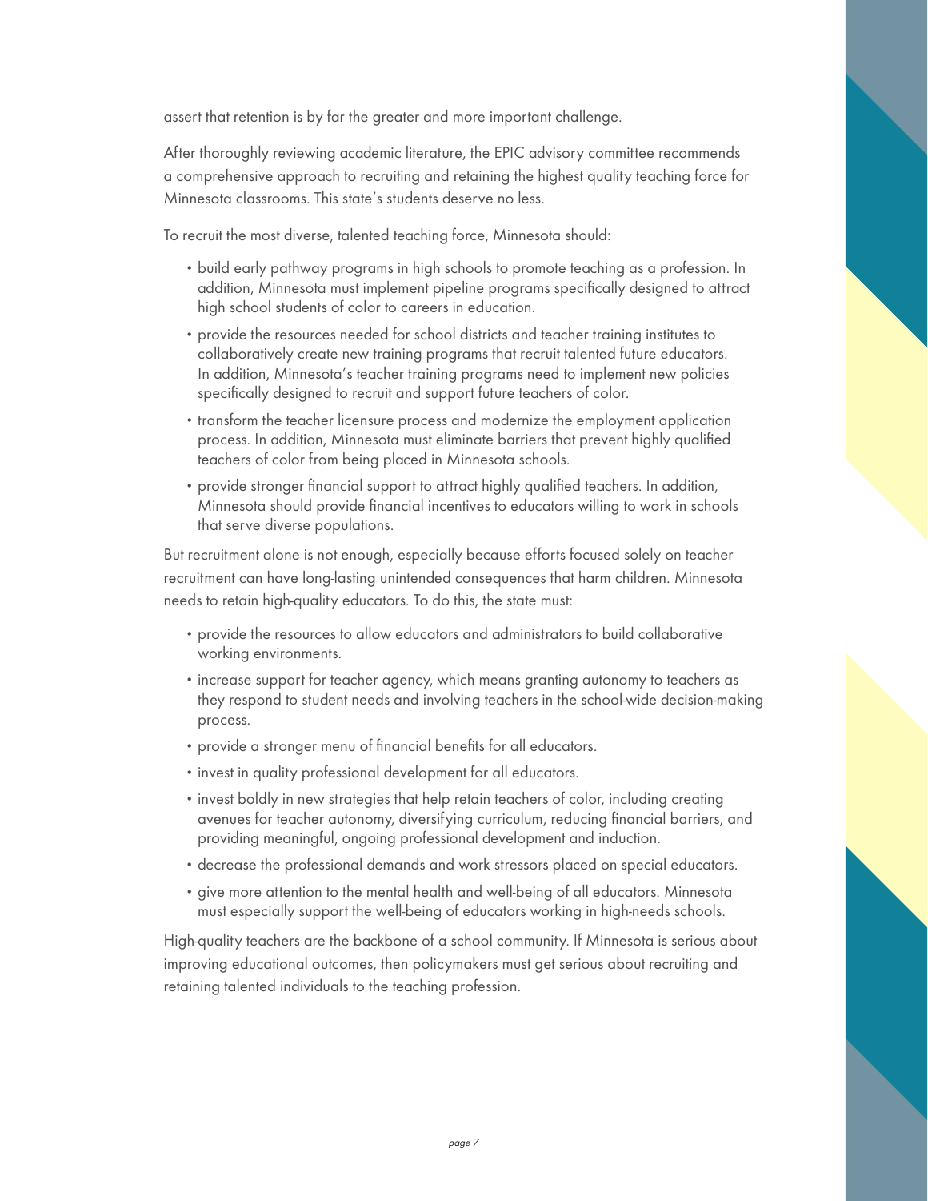assert that retention is by far the greater and more important challenge.

After thoroughly reviewing academic literature, the EPIC advisory committee recommends a comprehensive approach to recruiting and retaining the highest quality teaching force for Minnesota classrooms. This state's students deserve no less.

To recruit the most diverse, talented teaching force, Minnesota should:

- build early pathway programs in high schools to promote teaching as a profession. In addition, Minnesota must implement pipeline programs specifically designed to attract high school students of color to careers in education.
- provide the resources needed for school districts and teacher training institutes to collaboratively create new training programs that recruit talented future educators. In addition, Minnesota's teacher training programs need to implement new policies specifically designed to recruit and support future teachers of color.
- transform the teacher licensure process and modernize the employment application process. In addition, Minnesota must eliminate barriers that prevent highly qualified teachers of color from being placed in Minnesota schools.
- provide stronger financial support to attract highly qualified teachers. In addition, Minnesota should provide financial incentives to educators willing to work in schools that serve diverse populations.

But recruitment alone is not enough, especially because efforts focused solely on teacher recruitment can have long-lasting unintended consequences that harm children. Minnesota needs to retain high-quality educators. To do this, the state must:

- provide the resources to allow educators and administrators to build collaborative working environments.
- increase support for teacher agency, which means granting autonomy to teachers as they respond to student needs and involving teachers in the school-wide decision-making process.
- provide a stronger menu of financial benefits for all educators.
- invest in quality professional development for all educators.
- invest boldly in new strategies that help retain teachers of color, including creating avenues for teacher autonomy, diversifying curriculum, reducing financial barriers, and providing meaningful, ongoing professional development and induction.
- decrease the professional demands and work stressors placed on special educators.
- give more attention to the mental health and well-being of all educators. Minnesota must especially support the well-being of educators working in high-needs schools.

High-quality teachers are the backbone of a school community. If Minnesota is serious about improving educational outcomes, then policymakers must get serious about recruiting and retaining talented individuals to the teaching profession.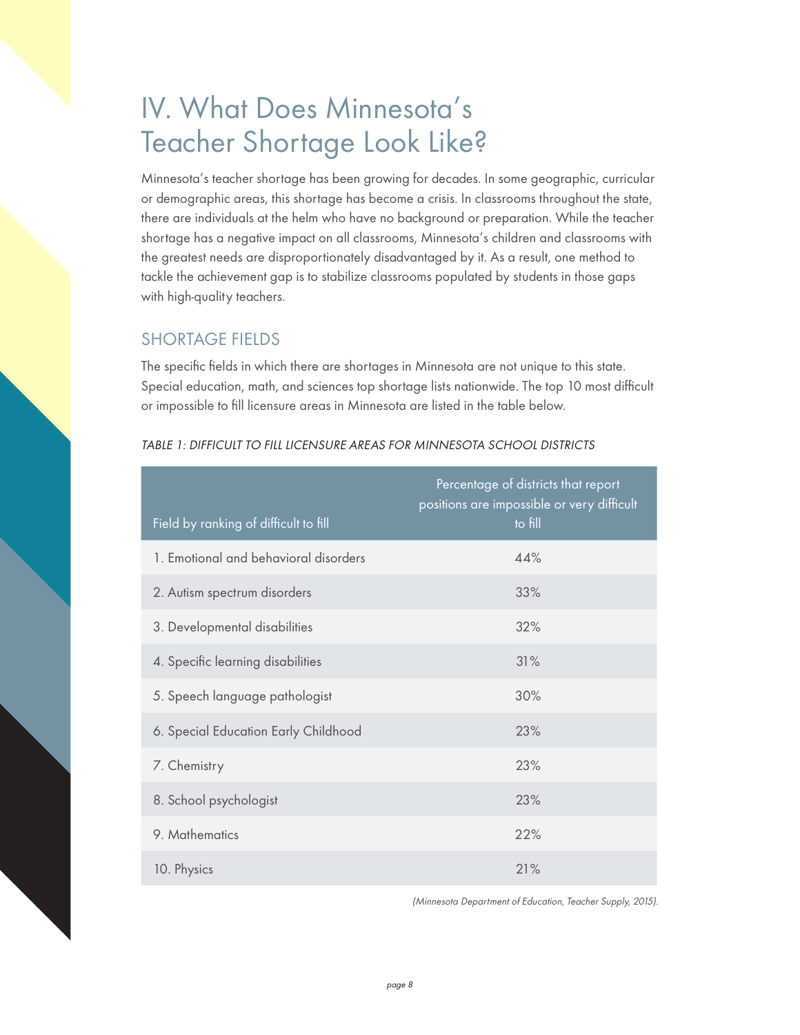# IV. What Does Minnesota's Teacher Shortage Look Like?

Minnesota's teacher shortage has been growing for decades. In some geographic, curricular or demographic areas, this shortage has become a crisis. In classrooms throughout the state, there are individuals at the helm who have no background or preparation. While the teacher shortage has a negative impact on all classrooms, Minnesota's children and classrooms with the greatest needs are disproportionately disadvantaged by it. As a result, one method to tackle the achievement gap is to stabilize classrooms populated by students in those gaps with high-quality teachers.

## SHORTAGE FIELDS

The specific fields in which there are shortages in Minnesota are not unique to this state. Special education, math, and sciences top shortage lists nationwide. The top 10 most difficult or impossible to fill licensure areas in Minnesota are listed in the table below.

*TABLE 1: DIFFICULT TO FILL LICENSURE AREAS FOR MINNESOTA SCHOOL DISTRICTS*

| Field by ranking of difficult to fill | Percentage of districts that report positions are impossible or very difficult to fill |
|---|---|
| 1. Emotional and behavioral disorders | 44% |
| 2. Autism spectrum disorders | 33% |
| 3. Developmental disabilities | 32% |
| 4. Specific learning disabilities | 31% |
| 5. Speech language pathologist | 30% |
| 6. Special Education Early Childhood | 23% |
| 7. Chemistry | 23% |
| 8. School psychologist | 23% |
| 9. Mathematics | 22% |
| 10. Physics | 21% |

*(Minnesota Department of Education, Teacher Supply, 2015).*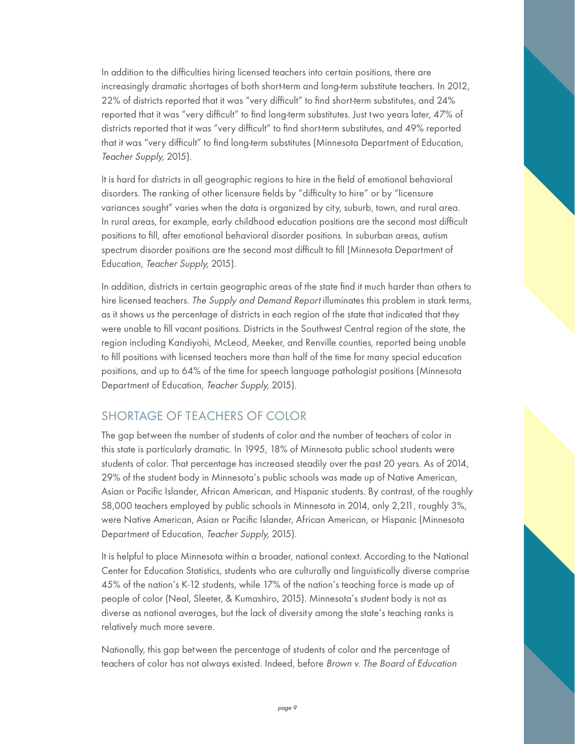In addition to the difficulties hiring licensed teachers into certain positions, there are increasingly dramatic shortages of both short-term and long-term substitute teachers. In 2012, 22% of districts reported that it was "very difficult" to find short-term substitutes, and 24% reported that it was "very difficult" to find long-term substitutes. Just two years later, 47% of districts reported that it was "very difficult" to find short-term substitutes, and 49% reported that it was "very difficult" to find long-term substitutes (Minnesota Department of Education, *Teacher Supply,* 2015).

It is hard for districts in all geographic regions to hire in the field of emotional behavioral disorders. The ranking of other licensure fields by "difficulty to hire" or by "licensure variances sought" varies when the data is organized by city, suburb, town, and rural area. In rural areas, for example, early childhood education positions are the second most difficult positions to fill, after emotional behavioral disorder positions. In suburban areas, autism spectrum disorder positions are the second most difficult to fill (Minnesota Department of Education, *Teacher Supply,* 2015).

In addition, districts in certain geographic areas of the state find it much harder than others to hire licensed teachers. *The Supply and Demand Report* illuminates this problem in stark terms, as it shows us the percentage of districts in each region of the state that indicated that they were unable to fill vacant positions. Districts in the Southwest Central region of the state, the region including Kandiyohi, McLeod, Meeker, and Renville counties, reported being unable to fill positions with licensed teachers more than half of the time for many special education positions, and up to 64% of the time for speech language pathologist positions (Minnesota Department of Education, *Teacher Supply,* 2015).

## SHORTAGE OF TEACHERS OF COLOR

The gap between the number of students of color and the number of teachers of color in this state is particularly dramatic. In 1995, 18% of Minnesota public school students were students of color. That percentage has increased steadily over the past 20 years. As of 2014, 29% of the student body in Minnesota's public schools was made up of Native American, Asian or Pacific Islander, African American, and Hispanic students. By contrast, of the roughly 58,000 teachers employed by public schools in Minnesota in 2014, only 2,211, roughly 3%, were Native American, Asian or Pacific Islander, African American, or Hispanic (Minnesota Department of Education, *Teacher Supply,* 2015).

It is helpful to place Minnesota within a broader, national context. According to the National Center for Education Statistics, students who are culturally and linguistically diverse comprise 45% of the nation's K-12 students, while 17% of the nation's teaching force is made up of people of color (Neal, Sleeter, & Kumashiro, 2015). Minnesota's student body is not as diverse as national averages, but the lack of diversity among the state's teaching ranks is relatively much more severe.

Nationally, this gap between the percentage of students of color and the percentage of teachers of color has not always existed. Indeed, before *Brown v. The Board of Education*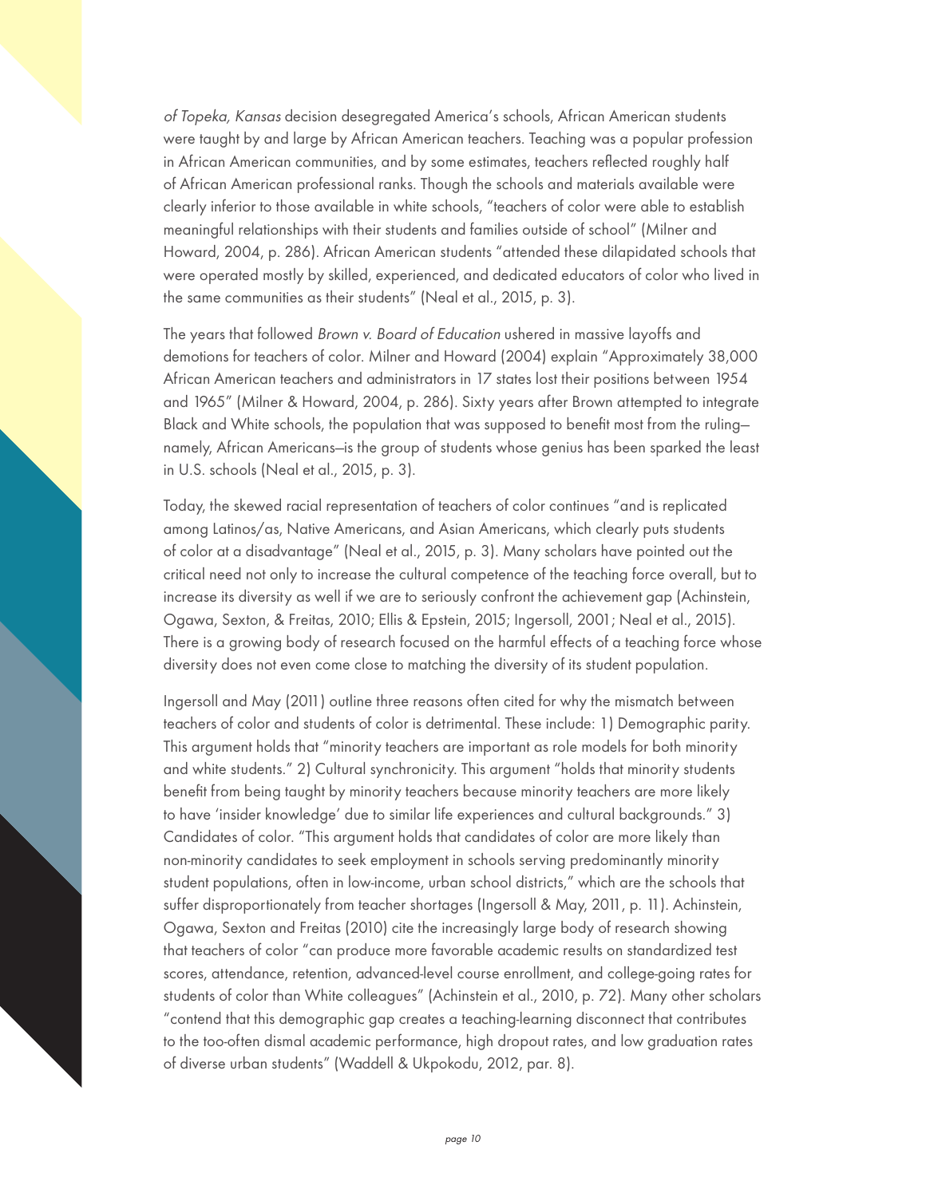*of Topeka, Kansas* decision desegregated America's schools, African American students were taught by and large by African American teachers. Teaching was a popular profession in African American communities, and by some estimates, teachers reflected roughly half of African American professional ranks. Though the schools and materials available were clearly inferior to those available in white schools, "teachers of color were able to establish meaningful relationships with their students and families outside of school" (Milner and Howard, 2004, p. 286). African American students "attended these dilapidated schools that were operated mostly by skilled, experienced, and dedicated educators of color who lived in the same communities as their students" (Neal et al., 2015, p. 3).

The years that followed *Brown v. Board of Education* ushered in massive layoffs and demotions for teachers of color. Milner and Howard (2004) explain "Approximately 38,000 African American teachers and administrators in 17 states lost their positions between 1954 and 1965" (Milner & Howard, 2004, p. 286). Sixty years after Brown attempted to integrate Black and White schools, the population that was supposed to benefit most from the ruling—namely, African Americans—is the group of students whose genius has been sparked the least in U.S. schools (Neal et al., 2015, p. 3).

Today, the skewed racial representation of teachers of color continues "and is replicated among Latinos/as, Native Americans, and Asian Americans, which clearly puts students of color at a disadvantage" (Neal et al., 2015, p. 3). Many scholars have pointed out the critical need not only to increase the cultural competence of the teaching force overall, but to increase its diversity as well if we are to seriously confront the achievement gap (Achinstein, Ogawa, Sexton, & Freitas, 2010; Ellis & Epstein, 2015; Ingersoll, 2001; Neal et al., 2015). There is a growing body of research focused on the harmful effects of a teaching force whose diversity does not even come close to matching the diversity of its student population.

Ingersoll and May (2011) outline three reasons often cited for why the mismatch between teachers of color and students of color is detrimental. These include: 1) Demographic parity. This argument holds that "minority teachers are important as role models for both minority and white students." 2) Cultural synchronicity. This argument "holds that minority students benefit from being taught by minority teachers because minority teachers are more likely to have 'insider knowledge' due to similar life experiences and cultural backgrounds." 3) Candidates of color. "This argument holds that candidates of color are more likely than non-minority candidates to seek employment in schools serving predominantly minority student populations, often in low-income, urban school districts," which are the schools that suffer disproportionately from teacher shortages (Ingersoll & May, 2011, p. 11). Achinstein, Ogawa, Sexton and Freitas (2010) cite the increasingly large body of research showing that teachers of color "can produce more favorable academic results on standardized test scores, attendance, retention, advanced-level course enrollment, and college-going rates for students of color than White colleagues" (Achinstein et al., 2010, p. 72). Many other scholars "contend that this demographic gap creates a teaching-learning disconnect that contributes to the too-often dismal academic performance, high dropout rates, and low graduation rates of diverse urban students" (Waddell & Ukpokodu, 2012, par. 8).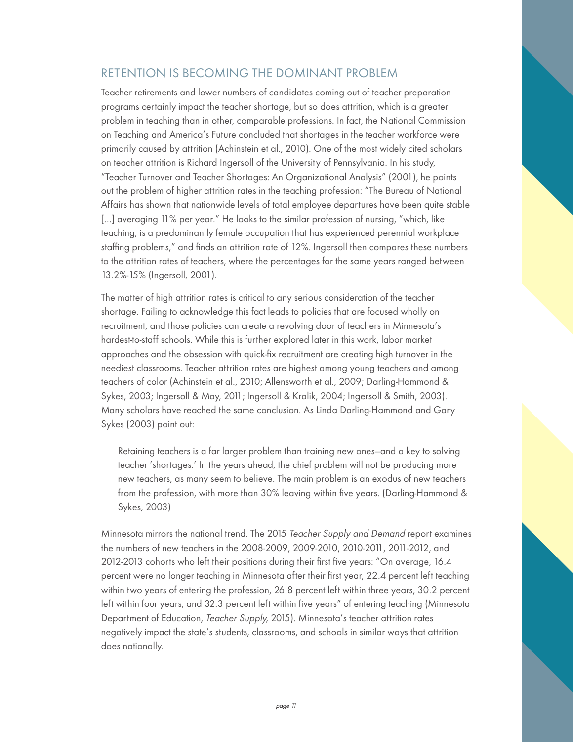## RETENTION IS BECOMING THE DOMINANT PROBLEM

Teacher retirements and lower numbers of candidates coming out of teacher preparation programs certainly impact the teacher shortage, but so does attrition, which is a greater problem in teaching than in other, comparable professions. In fact, the National Commission on Teaching and America's Future concluded that shortages in the teacher workforce were primarily caused by attrition (Achinstein et al., 2010). One of the most widely cited scholars on teacher attrition is Richard Ingersoll of the University of Pennsylvania. In his study, "Teacher Turnover and Teacher Shortages: An Organizational Analysis" (2001), he points out the problem of higher attrition rates in the teaching profession: "The Bureau of National Affairs has shown that nationwide levels of total employee departures have been quite stable [...] averaging 11% per year." He looks to the similar profession of nursing, "which, like teaching, is a predominantly female occupation that has experienced perennial workplace staffing problems," and finds an attrition rate of 12%. Ingersoll then compares these numbers to the attrition rates of teachers, where the percentages for the same years ranged between 13.2%-15% (Ingersoll, 2001).

The matter of high attrition rates is critical to any serious consideration of the teacher shortage. Failing to acknowledge this fact leads to policies that are focused wholly on recruitment, and those policies can create a revolving door of teachers in Minnesota's hardest-to-staff schools. While this is further explored later in this work, labor market approaches and the obsession with quick-fix recruitment are creating high turnover in the neediest classrooms. Teacher attrition rates are highest among young teachers and among teachers of color (Achinstein et al., 2010; Allensworth et al., 2009; Darling-Hammond & Sykes, 2003; Ingersoll & May, 2011; Ingersoll & Kralik, 2004; Ingersoll & Smith, 2003). Many scholars have reached the same conclusion. As Linda Darling-Hammond and Gary Sykes (2003) point out:

> Retaining teachers is a far larger problem than training new ones—and a key to solving teacher 'shortages.' In the years ahead, the chief problem will not be producing more new teachers, as many seem to believe. The main problem is an exodus of new teachers from the profession, with more than 30% leaving within five years. (Darling-Hammond & Sykes, 2003)

Minnesota mirrors the national trend. The 2015 *Teacher Supply and Demand* report examines the numbers of new teachers in the 2008-2009, 2009-2010, 2010-2011, 2011-2012, and 2012-2013 cohorts who left their positions during their first five years: "On average, 16.4 percent were no longer teaching in Minnesota after their first year, 22.4 percent left teaching within two years of entering the profession, 26.8 percent left within three years, 30.2 percent left within four years, and 32.3 percent left within five years" of entering teaching (Minnesota Department of Education, *Teacher Supply,* 2015). Minnesota's teacher attrition rates negatively impact the state's students, classrooms, and schools in similar ways that attrition does nationally.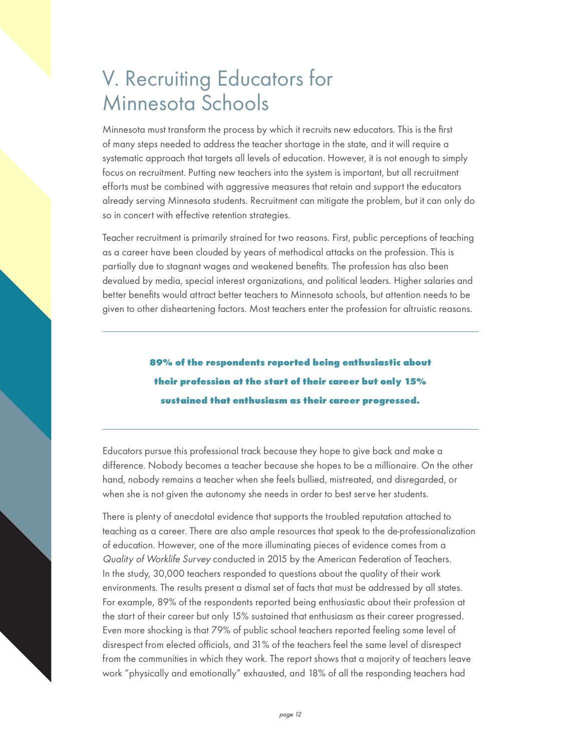# V. Recruiting Educators for Minnesota Schools

Minnesota must transform the process by which it recruits new educators. This is the first of many steps needed to address the teacher shortage in the state, and it will require a systematic approach that targets all levels of education. However, it is not enough to simply focus on recruitment. Putting new teachers into the system is important, but all recruitment efforts must be combined with aggressive measures that retain and support the educators already serving Minnesota students. Recruitment can mitigate the problem, but it can only do so in concert with effective retention strategies.

Teacher recruitment is primarily strained for two reasons. First, public perceptions of teaching as a career have been clouded by years of methodical attacks on the profession. This is partially due to stagnant wages and weakened benefits. The profession has also been devalued by media, special interest organizations, and political leaders. Higher salaries and better benefits would attract better teachers to Minnesota schools, but attention needs to be given to other disheartening factors. Most teachers enter the profession for altruistic reasons.

---

**89% of the respondents reported being enthusiastic about their profession at the start of their career but only 15% sustained that enthusiasm as their career progressed.**

---

Educators pursue this professional track because they hope to give back and make a difference. Nobody becomes a teacher because she hopes to be a millionaire. On the other hand, nobody remains a teacher when she feels bullied, mistreated, and disregarded, or when she is not given the autonomy she needs in order to best serve her students.

There is plenty of anecdotal evidence that supports the troubled reputation attached to teaching as a career. There are also ample resources that speak to the de-professionalization of education. However, one of the more illuminating pieces of evidence comes from a *Quality of Worklife Survey* conducted in 2015 by the American Federation of Teachers. In the study, 30,000 teachers responded to questions about the quality of their work environments. The results present a dismal set of facts that must be addressed by all states. For example, 89% of the respondents reported being enthusiastic about their profession at the start of their career but only 15% sustained that enthusiasm as their career progressed. Even more shocking is that 79% of public school teachers reported feeling some level of disrespect from elected officials, and 31% of the teachers feel the same level of disrespect from the communities in which they work. The report shows that a majority of teachers leave work "physically and emotionally" exhausted, and 18% of all the responding teachers had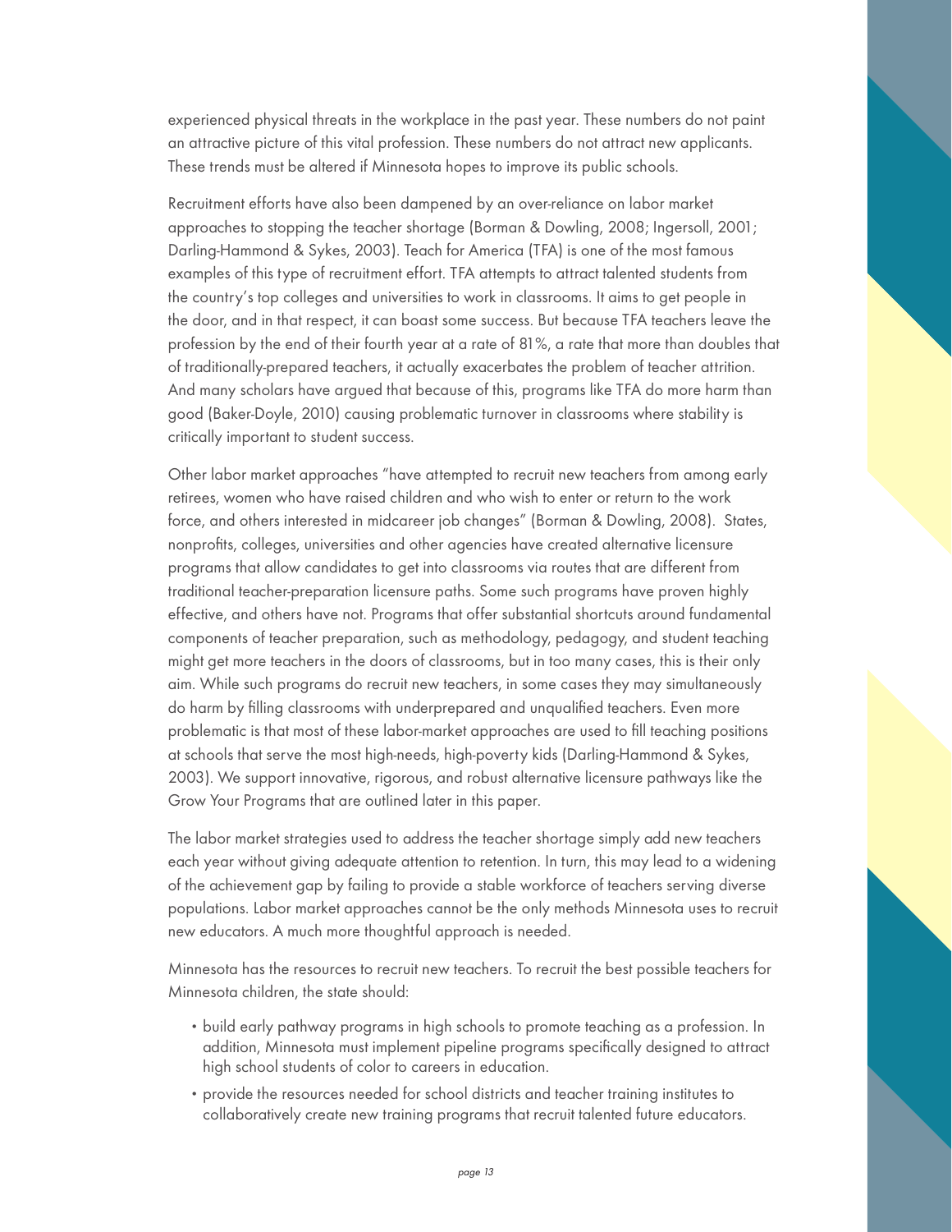experienced physical threats in the workplace in the past year. These numbers do not paint an attractive picture of this vital profession. These numbers do not attract new applicants. These trends must be altered if Minnesota hopes to improve its public schools.

Recruitment efforts have also been dampened by an over-reliance on labor market approaches to stopping the teacher shortage (Borman & Dowling, 2008; Ingersoll, 2001; Darling-Hammond & Sykes, 2003). Teach for America (TFA) is one of the most famous examples of this type of recruitment effort. TFA attempts to attract talented students from the country's top colleges and universities to work in classrooms. It aims to get people in the door, and in that respect, it can boast some success. But because TFA teachers leave the profession by the end of their fourth year at a rate of 81%, a rate that more than doubles that of traditionally-prepared teachers, it actually exacerbates the problem of teacher attrition. And many scholars have argued that because of this, programs like TFA do more harm than good (Baker-Doyle, 2010) causing problematic turnover in classrooms where stability is critically important to student success.

Other labor market approaches "have attempted to recruit new teachers from among early retirees, women who have raised children and who wish to enter or return to the work force, and others interested in midcareer job changes" (Borman & Dowling, 2008). States, nonprofits, colleges, universities and other agencies have created alternative licensure programs that allow candidates to get into classrooms via routes that are different from traditional teacher-preparation licensure paths. Some such programs have proven highly effective, and others have not. Programs that offer substantial shortcuts around fundamental components of teacher preparation, such as methodology, pedagogy, and student teaching might get more teachers in the doors of classrooms, but in too many cases, this is their only aim. While such programs do recruit new teachers, in some cases they may simultaneously do harm by filling classrooms with underprepared and unqualified teachers. Even more problematic is that most of these labor-market approaches are used to fill teaching positions at schools that serve the most high-needs, high-poverty kids (Darling-Hammond & Sykes, 2003). We support innovative, rigorous, and robust alternative licensure pathways like the Grow Your Programs that are outlined later in this paper.

The labor market strategies used to address the teacher shortage simply add new teachers each year without giving adequate attention to retention. In turn, this may lead to a widening of the achievement gap by failing to provide a stable workforce of teachers serving diverse populations. Labor market approaches cannot be the only methods Minnesota uses to recruit new educators. A much more thoughtful approach is needed.

Minnesota has the resources to recruit new teachers. To recruit the best possible teachers for Minnesota children, the state should:

- build early pathway programs in high schools to promote teaching as a profession. In addition, Minnesota must implement pipeline programs specifically designed to attract high school students of color to careers in education.
- provide the resources needed for school districts and teacher training institutes to collaboratively create new training programs that recruit talented future educators.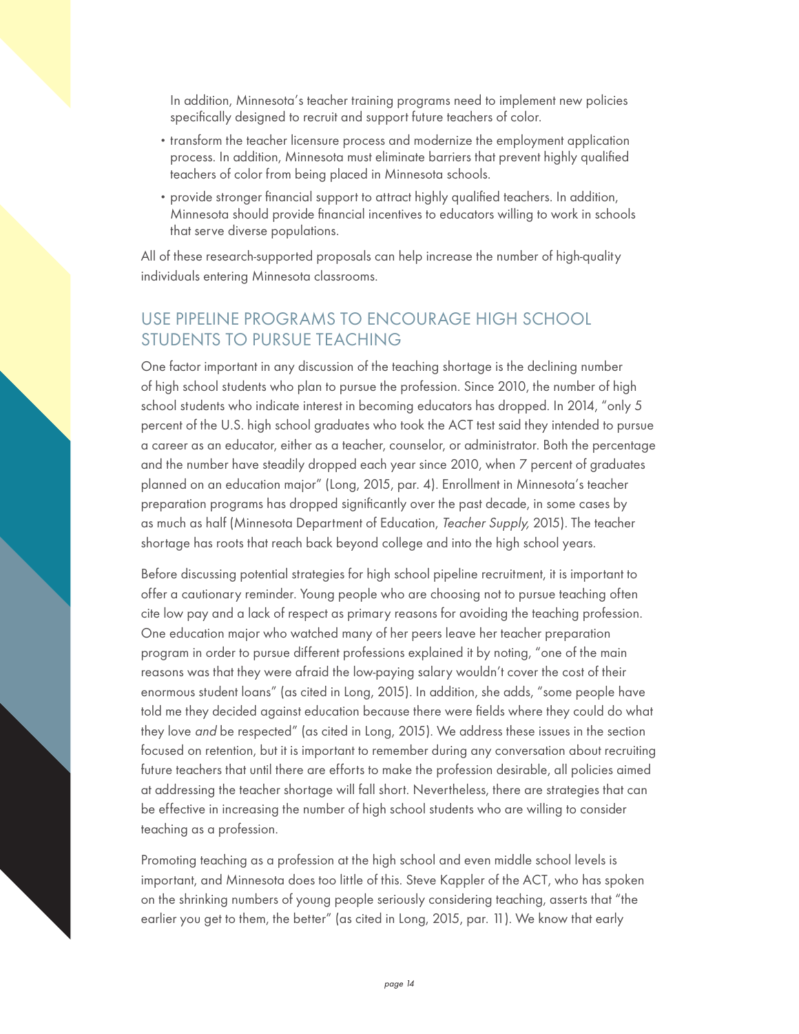In addition, Minnesota's teacher training programs need to implement new policies specifically designed to recruit and support future teachers of color.

- transform the teacher licensure process and modernize the employment application process. In addition, Minnesota must eliminate barriers that prevent highly qualified teachers of color from being placed in Minnesota schools.
- provide stronger financial support to attract highly qualified teachers. In addition, Minnesota should provide financial incentives to educators willing to work in schools that serve diverse populations.

All of these research-supported proposals can help increase the number of high-quality individuals entering Minnesota classrooms.

## USE PIPELINE PROGRAMS TO ENCOURAGE HIGH SCHOOL STUDENTS TO PURSUE TEACHING

One factor important in any discussion of the teaching shortage is the declining number of high school students who plan to pursue the profession. Since 2010, the number of high school students who indicate interest in becoming educators has dropped. In 2014, "only 5 percent of the U.S. high school graduates who took the ACT test said they intended to pursue a career as an educator, either as a teacher, counselor, or administrator. Both the percentage and the number have steadily dropped each year since 2010, when 7 percent of graduates planned on an education major" (Long, 2015, par. 4). Enrollment in Minnesota's teacher preparation programs has dropped significantly over the past decade, in some cases by as much as half (Minnesota Department of Education, *Teacher Supply,* 2015). The teacher shortage has roots that reach back beyond college and into the high school years.

Before discussing potential strategies for high school pipeline recruitment, it is important to offer a cautionary reminder. Young people who are choosing not to pursue teaching often cite low pay and a lack of respect as primary reasons for avoiding the teaching profession. One education major who watched many of her peers leave her teacher preparation program in order to pursue different professions explained it by noting, "one of the main reasons was that they were afraid the low-paying salary wouldn't cover the cost of their enormous student loans" (as cited in Long, 2015). In addition, she adds, "some people have told me they decided against education because there were fields where they could do what they love *and* be respected" (as cited in Long, 2015). We address these issues in the section focused on retention, but it is important to remember during any conversation about recruiting future teachers that until there are efforts to make the profession desirable, all policies aimed at addressing the teacher shortage will fall short. Nevertheless, there are strategies that can be effective in increasing the number of high school students who are willing to consider teaching as a profession.

Promoting teaching as a profession at the high school and even middle school levels is important, and Minnesota does too little of this. Steve Kappler of the ACT, who has spoken on the shrinking numbers of young people seriously considering teaching, asserts that "the earlier you get to them, the better" (as cited in Long, 2015, par. 11). We know that early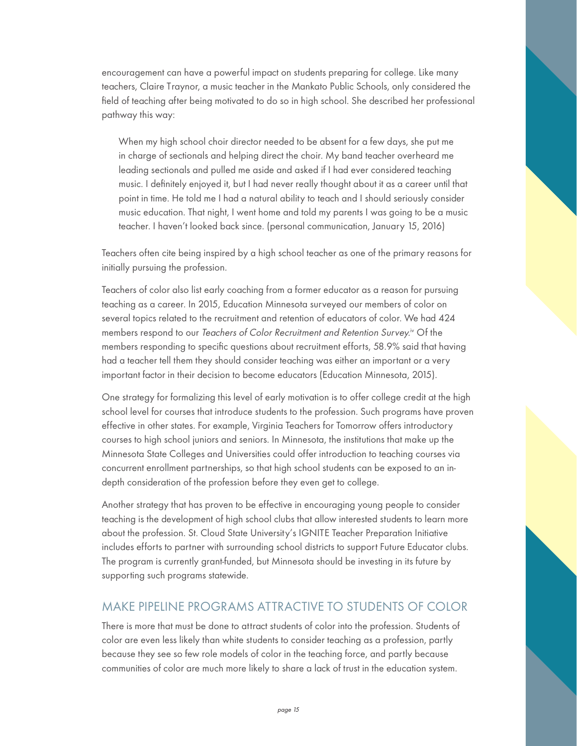encouragement can have a powerful impact on students preparing for college. Like many teachers, Claire Traynor, a music teacher in the Mankato Public Schools, only considered the field of teaching after being motivated to do so in high school. She described her professional pathway this way:

> When my high school choir director needed to be absent for a few days, she put me in charge of sectionals and helping direct the choir. My band teacher overheard me leading sectionals and pulled me aside and asked if I had ever considered teaching music. I definitely enjoyed it, but I had never really thought about it as a career until that point in time. He told me I had a natural ability to teach and I should seriously consider music education. That night, I went home and told my parents I was going to be a music teacher. I haven't looked back since. (personal communication, January 15, 2016)

Teachers often cite being inspired by a high school teacher as one of the primary reasons for initially pursuing the profession.

Teachers of color also list early coaching from a former educator as a reason for pursuing teaching as a career. In 2015, Education Minnesota surveyed our members of color on several topics related to the recruitment and retention of educators of color. We had 424 members respond to our *Teachers of Color Recruitment and Retention Survey*.[iv] Of the members responding to specific questions about recruitment efforts, 58.9% said that having had a teacher tell them they should consider teaching was either an important or a very important factor in their decision to become educators (Education Minnesota, 2015).

One strategy for formalizing this level of early motivation is to offer college credit at the high school level for courses that introduce students to the profession. Such programs have proven effective in other states. For example, Virginia Teachers for Tomorrow offers introductory courses to high school juniors and seniors. In Minnesota, the institutions that make up the Minnesota State Colleges and Universities could offer introduction to teaching courses via concurrent enrollment partnerships, so that high school students can be exposed to an in-depth consideration of the profession before they even get to college.

Another strategy that has proven to be effective in encouraging young people to consider teaching is the development of high school clubs that allow interested students to learn more about the profession. St. Cloud State University's IGNITE Teacher Preparation Initiative includes efforts to partner with surrounding school districts to support Future Educator clubs. The program is currently grant-funded, but Minnesota should be investing in its future by supporting such programs statewide.

## MAKE PIPELINE PROGRAMS ATTRACTIVE TO STUDENTS OF COLOR

There is more that must be done to attract students of color into the profession. Students of color are even less likely than white students to consider teaching as a profession, partly because they see so few role models of color in the teaching force, and partly because communities of color are much more likely to share a lack of trust in the education system.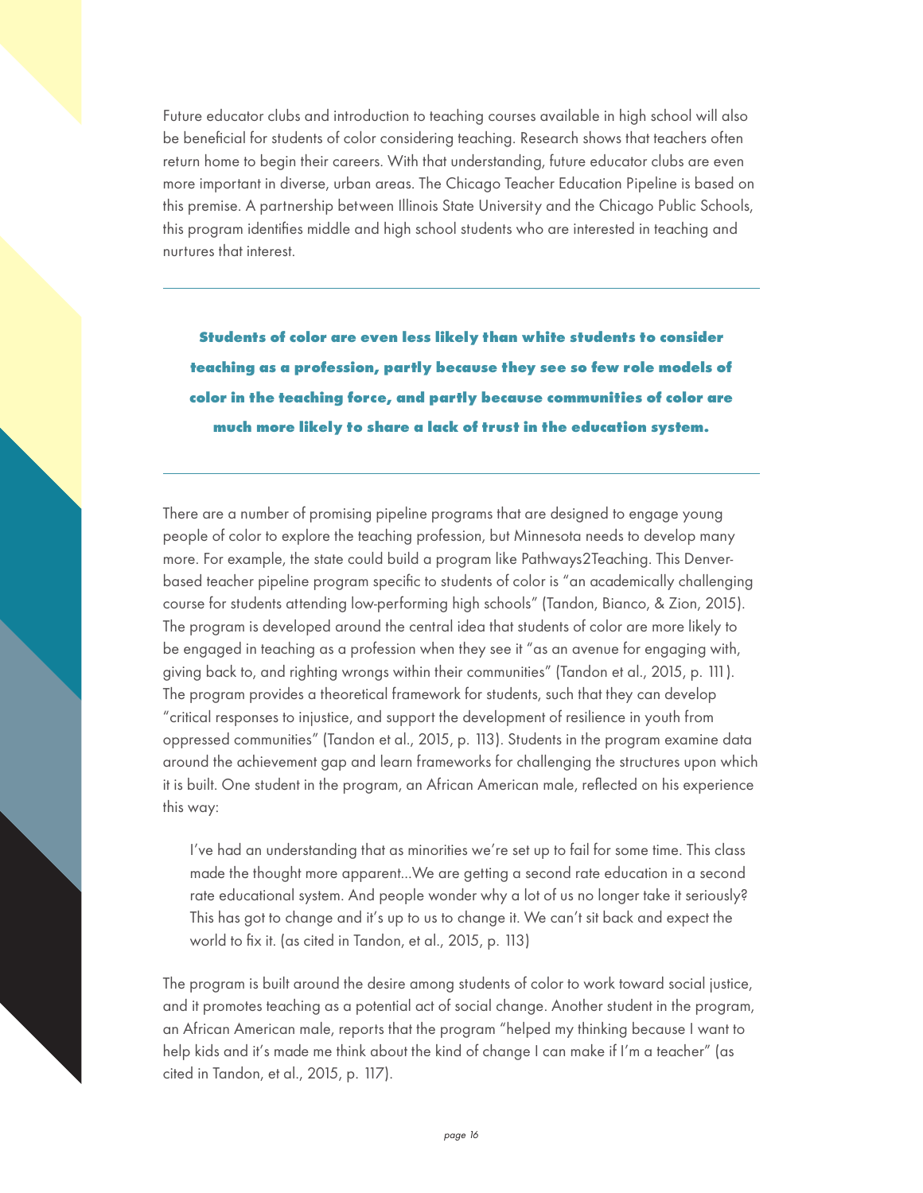Future educator clubs and introduction to teaching courses available in high school will also be beneficial for students of color considering teaching. Research shows that teachers often return home to begin their careers. With that understanding, future educator clubs are even more important in diverse, urban areas. The Chicago Teacher Education Pipeline is based on this premise. A partnership between Illinois State University and the Chicago Public Schools, this program identifies middle and high school students who are interested in teaching and nurtures that interest.

---

**Students of color are even less likely than white students to consider teaching as a profession, partly because they see so few role models of color in the teaching force, and partly because communities of color are much more likely to share a lack of trust in the education system.**

---

There are a number of promising pipeline programs that are designed to engage young people of color to explore the teaching profession, but Minnesota needs to develop many more. For example, the state could build a program like Pathways2Teaching. This Denver-based teacher pipeline program specific to students of color is "an academically challenging course for students attending low-performing high schools" (Tandon, Bianco, & Zion, 2015). The program is developed around the central idea that students of color are more likely to be engaged in teaching as a profession when they see it "as an avenue for engaging with, giving back to, and righting wrongs within their communities" (Tandon et al., 2015, p. 111). The program provides a theoretical framework for students, such that they can develop "critical responses to injustice, and support the development of resilience in youth from oppressed communities" (Tandon et al., 2015, p. 113). Students in the program examine data around the achievement gap and learn frameworks for challenging the structures upon which it is built. One student in the program, an African American male, reflected on his experience this way:

> I've had an understanding that as minorities we're set up to fail for some time. This class made the thought more apparent...We are getting a second rate education in a second rate educational system. And people wonder why a lot of us no longer take it seriously? This has got to change and it's up to us to change it. We can't sit back and expect the world to fix it. (as cited in Tandon, et al., 2015, p. 113)

The program is built around the desire among students of color to work toward social justice, and it promotes teaching as a potential act of social change. Another student in the program, an African American male, reports that the program "helped my thinking because I want to help kids and it's made me think about the kind of change I can make if I'm a teacher" (as cited in Tandon, et al., 2015, p. 117).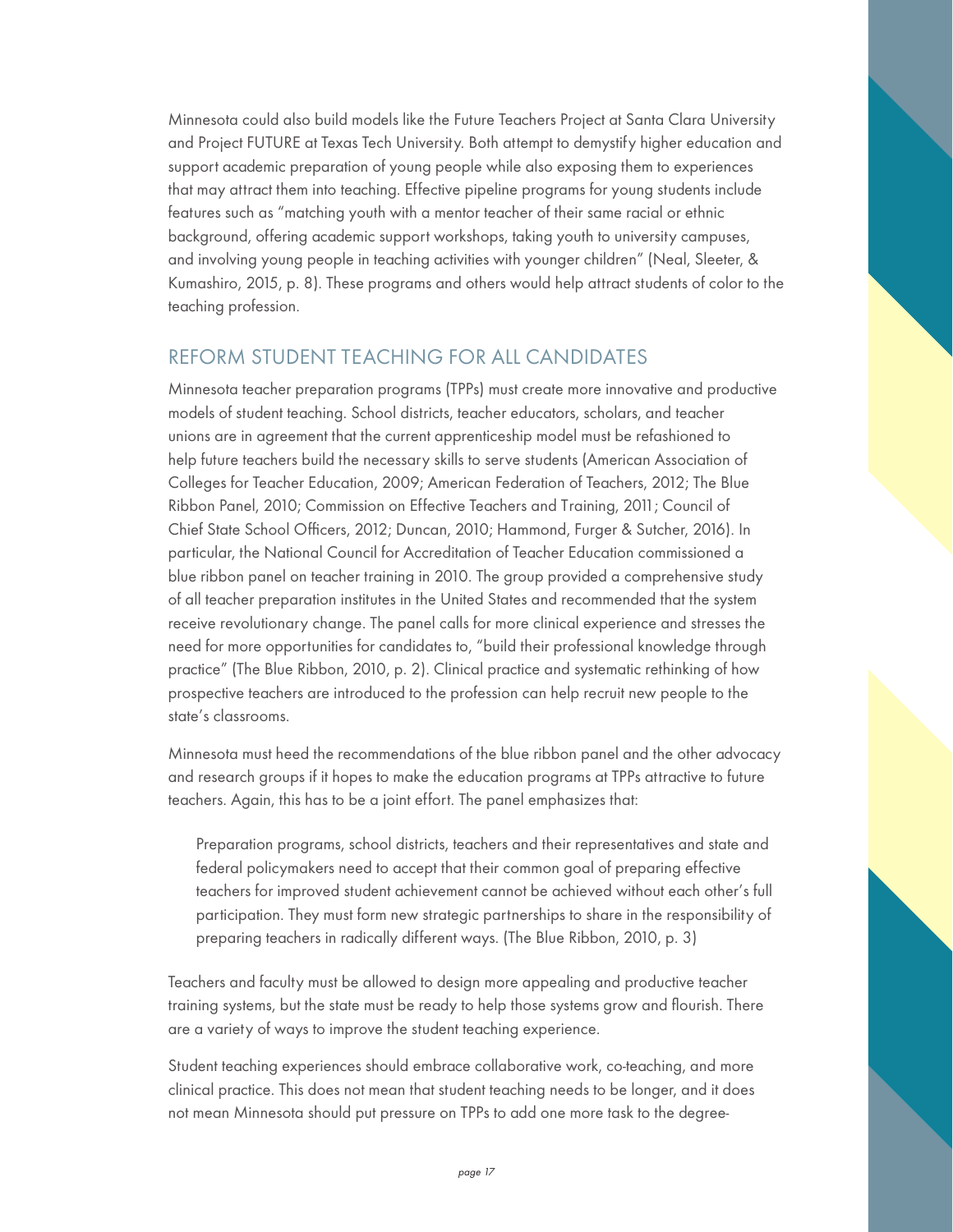Minnesota could also build models like the Future Teachers Project at Santa Clara University and Project FUTURE at Texas Tech University. Both attempt to demystify higher education and support academic preparation of young people while also exposing them to experiences that may attract them into teaching. Effective pipeline programs for young students include features such as "matching youth with a mentor teacher of their same racial or ethnic background, offering academic support workshops, taking youth to university campuses, and involving young people in teaching activities with younger children" (Neal, Sleeter, & Kumashiro, 2015, p. 8). These programs and others would help attract students of color to the teaching profession.

## REFORM STUDENT TEACHING FOR ALL CANDIDATES

Minnesota teacher preparation programs (TPPs) must create more innovative and productive models of student teaching. School districts, teacher educators, scholars, and teacher unions are in agreement that the current apprenticeship model must be refashioned to help future teachers build the necessary skills to serve students (American Association of Colleges for Teacher Education, 2009; American Federation of Teachers, 2012; The Blue Ribbon Panel, 2010; Commission on Effective Teachers and Training, 2011; Council of Chief State School Officers, 2012; Duncan, 2010; Hammond, Furger & Sutcher, 2016). In particular, the National Council for Accreditation of Teacher Education commissioned a blue ribbon panel on teacher training in 2010. The group provided a comprehensive study of all teacher preparation institutes in the United States and recommended that the system receive revolutionary change. The panel calls for more clinical experience and stresses the need for more opportunities for candidates to, "build their professional knowledge through practice" (The Blue Ribbon, 2010, p. 2). Clinical practice and systematic rethinking of how prospective teachers are introduced to the profession can help recruit new people to the state's classrooms.

Minnesota must heed the recommendations of the blue ribbon panel and the other advocacy and research groups if it hopes to make the education programs at TPPs attractive to future teachers. Again, this has to be a joint effort. The panel emphasizes that:

> Preparation programs, school districts, teachers and their representatives and state and federal policymakers need to accept that their common goal of preparing effective teachers for improved student achievement cannot be achieved without each other's full participation. They must form new strategic partnerships to share in the responsibility of preparing teachers in radically different ways. (The Blue Ribbon, 2010, p. 3)

Teachers and faculty must be allowed to design more appealing and productive teacher training systems, but the state must be ready to help those systems grow and flourish. There are a variety of ways to improve the student teaching experience.

Student teaching experiences should embrace collaborative work, co-teaching, and more clinical practice. This does not mean that student teaching needs to be longer, and it does not mean Minnesota should put pressure on TPPs to add one more task to the degree-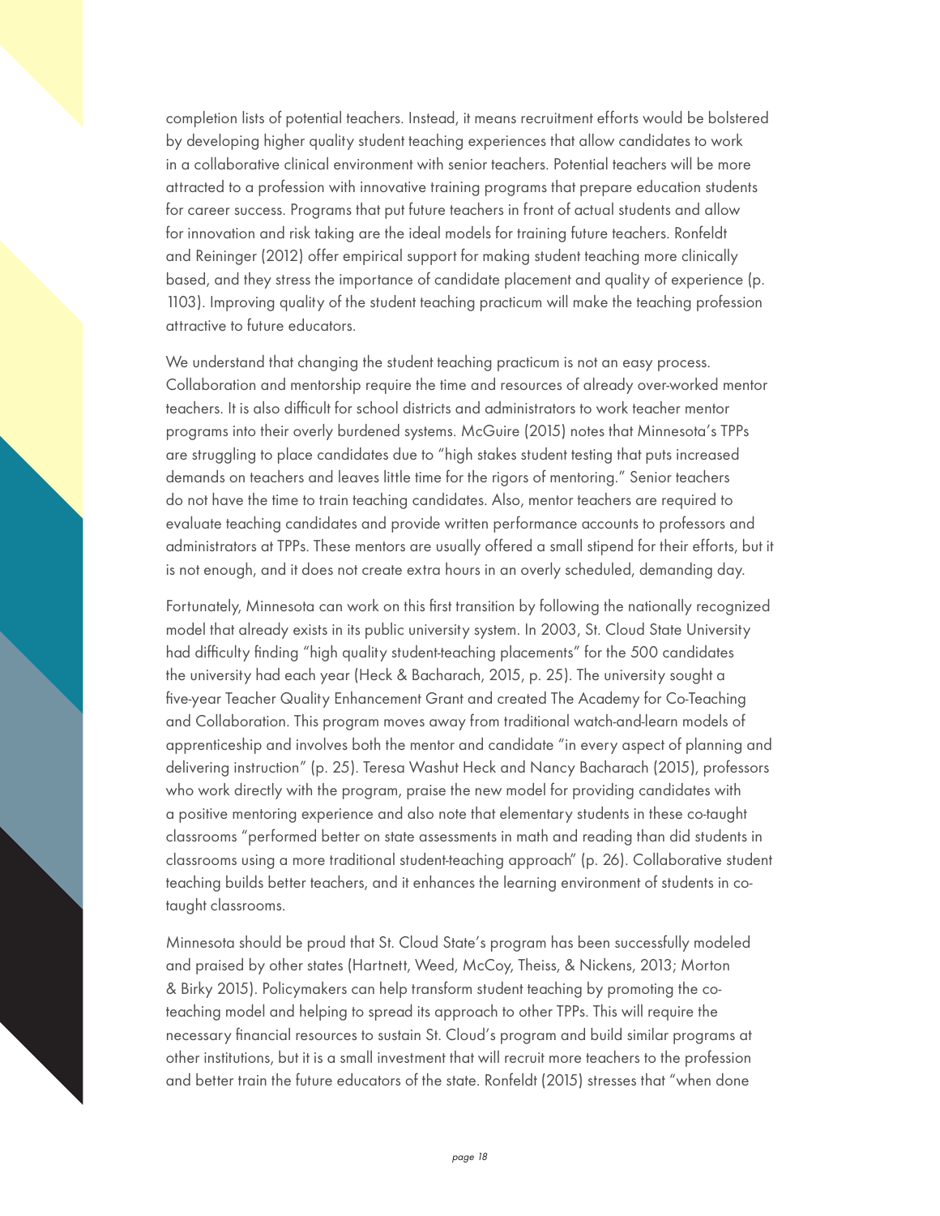completion lists of potential teachers. Instead, it means recruitment efforts would be bolstered by developing higher quality student teaching experiences that allow candidates to work in a collaborative clinical environment with senior teachers. Potential teachers will be more attracted to a profession with innovative training programs that prepare education students for career success. Programs that put future teachers in front of actual students and allow for innovation and risk taking are the ideal models for training future teachers. Ronfeldt and Reininger (2012) offer empirical support for making student teaching more clinically based, and they stress the importance of candidate placement and quality of experience (p. 1103). Improving quality of the student teaching practicum will make the teaching profession attractive to future educators.

We understand that changing the student teaching practicum is not an easy process. Collaboration and mentorship require the time and resources of already over-worked mentor teachers. It is also difficult for school districts and administrators to work teacher mentor programs into their overly burdened systems. McGuire (2015) notes that Minnesota's TPPs are struggling to place candidates due to "high stakes student testing that puts increased demands on teachers and leaves little time for the rigors of mentoring." Senior teachers do not have the time to train teaching candidates. Also, mentor teachers are required to evaluate teaching candidates and provide written performance accounts to professors and administrators at TPPs. These mentors are usually offered a small stipend for their efforts, but it is not enough, and it does not create extra hours in an overly scheduled, demanding day.

Fortunately, Minnesota can work on this first transition by following the nationally recognized model that already exists in its public university system. In 2003, St. Cloud State University had difficulty finding "high quality student-teaching placements" for the 500 candidates the university had each year (Heck & Bacharach, 2015, p. 25). The university sought a five-year Teacher Quality Enhancement Grant and created The Academy for Co-Teaching and Collaboration. This program moves away from traditional watch-and-learn models of apprenticeship and involves both the mentor and candidate "in every aspect of planning and delivering instruction" (p. 25). Teresa Washut Heck and Nancy Bacharach (2015), professors who work directly with the program, praise the new model for providing candidates with a positive mentoring experience and also note that elementary students in these co-taught classrooms "performed better on state assessments in math and reading than did students in classrooms using a more traditional student-teaching approach" (p. 26). Collaborative student teaching builds better teachers, and it enhances the learning environment of students in co-taught classrooms.

Minnesota should be proud that St. Cloud State's program has been successfully modeled and praised by other states (Hartnett, Weed, McCoy, Theiss, & Nickens, 2013; Morton & Birky 2015). Policymakers can help transform student teaching by promoting the co-teaching model and helping to spread its approach to other TPPs. This will require the necessary financial resources to sustain St. Cloud's program and build similar programs at other institutions, but it is a small investment that will recruit more teachers to the profession and better train the future educators of the state. Ronfeldt (2015) stresses that "when done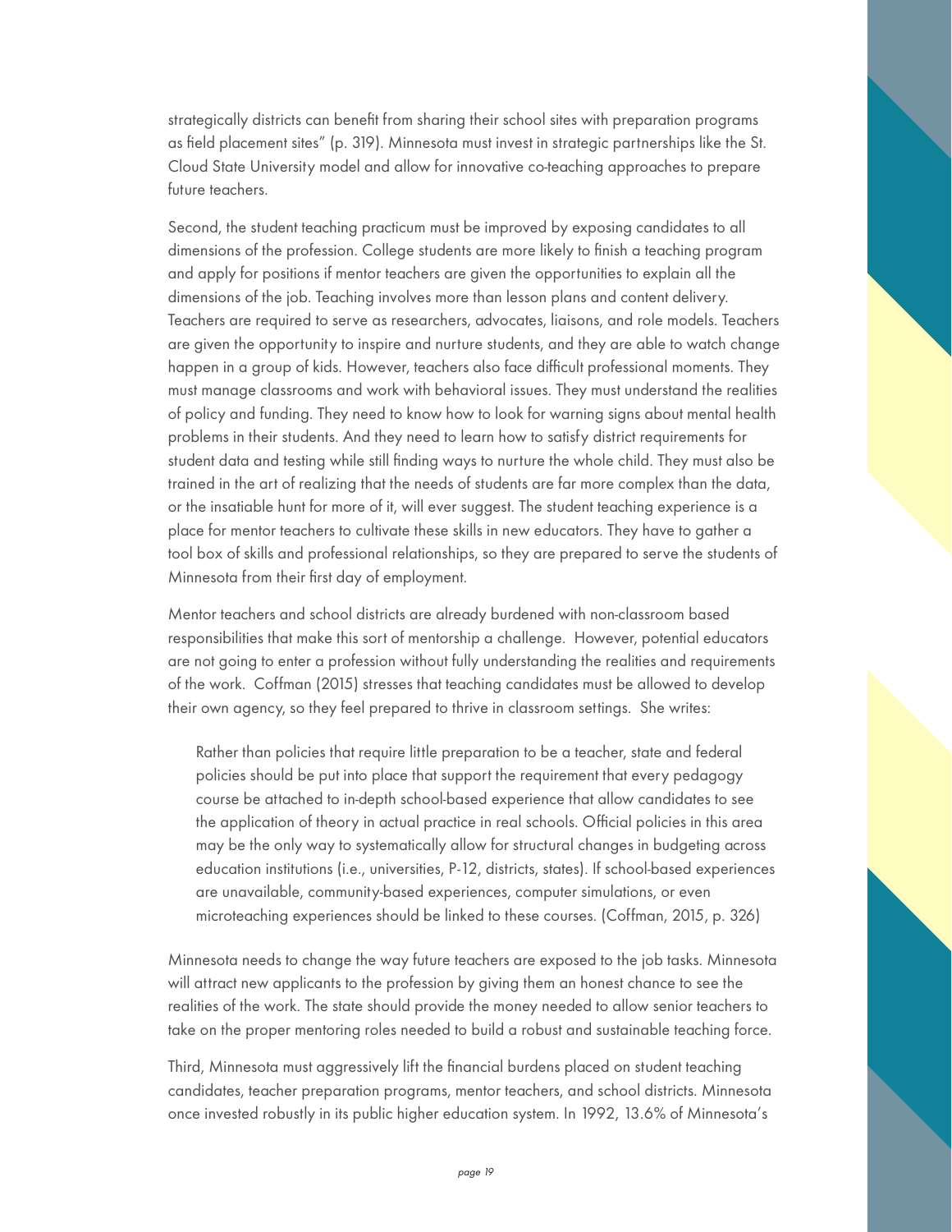strategically districts can benefit from sharing their school sites with preparation programs as field placement sites" (p. 319). Minnesota must invest in strategic partnerships like the St. Cloud State University model and allow for innovative co-teaching approaches to prepare future teachers.

Second, the student teaching practicum must be improved by exposing candidates to all dimensions of the profession. College students are more likely to finish a teaching program and apply for positions if mentor teachers are given the opportunities to explain all the dimensions of the job. Teaching involves more than lesson plans and content delivery. Teachers are required to serve as researchers, advocates, liaisons, and role models. Teachers are given the opportunity to inspire and nurture students, and they are able to watch change happen in a group of kids. However, teachers also face difficult professional moments. They must manage classrooms and work with behavioral issues. They must understand the realities of policy and funding. They need to know how to look for warning signs about mental health problems in their students. And they need to learn how to satisfy district requirements for student data and testing while still finding ways to nurture the whole child. They must also be trained in the art of realizing that the needs of students are far more complex than the data, or the insatiable hunt for more of it, will ever suggest. The student teaching experience is a place for mentor teachers to cultivate these skills in new educators. They have to gather a tool box of skills and professional relationships, so they are prepared to serve the students of Minnesota from their first day of employment.

Mentor teachers and school districts are already burdened with non-classroom based responsibilities that make this sort of mentorship a challenge. However, potential educators are not going to enter a profession without fully understanding the realities and requirements of the work. Coffman (2015) stresses that teaching candidates must be allowed to develop their own agency, so they feel prepared to thrive in classroom settings. She writes:

> Rather than policies that require little preparation to be a teacher, state and federal policies should be put into place that support the requirement that every pedagogy course be attached to in-depth school-based experience that allow candidates to see the application of theory in actual practice in real schools. Official policies in this area may be the only way to systematically allow for structural changes in budgeting across education institutions (i.e., universities, P-12, districts, states). If school-based experiences are unavailable, community-based experiences, computer simulations, or even microteaching experiences should be linked to these courses. (Coffman, 2015, p. 326)

Minnesota needs to change the way future teachers are exposed to the job tasks. Minnesota will attract new applicants to the profession by giving them an honest chance to see the realities of the work. The state should provide the money needed to allow senior teachers to take on the proper mentoring roles needed to build a robust and sustainable teaching force.

Third, Minnesota must aggressively lift the financial burdens placed on student teaching candidates, teacher preparation programs, mentor teachers, and school districts. Minnesota once invested robustly in its public higher education system. In 1992, 13.6% of Minnesota's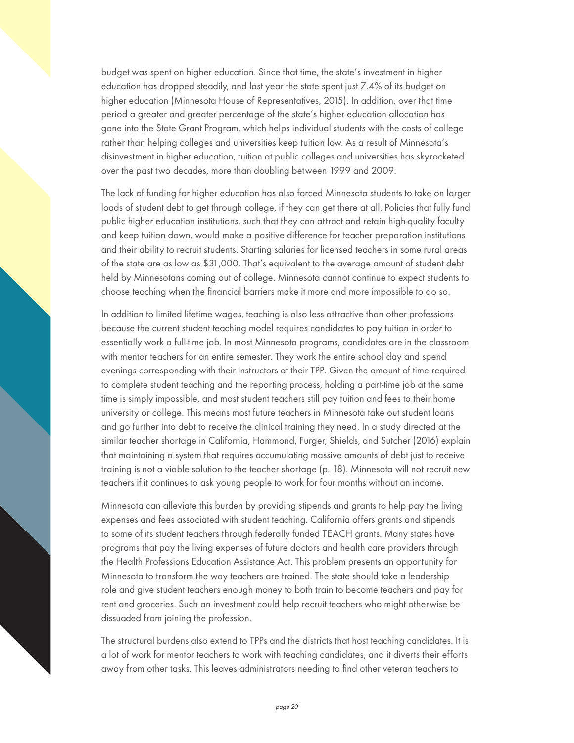budget was spent on higher education. Since that time, the state's investment in higher education has dropped steadily, and last year the state spent just 7.4% of its budget on higher education (Minnesota House of Representatives, 2015). In addition, over that time period a greater and greater percentage of the state's higher education allocation has gone into the State Grant Program, which helps individual students with the costs of college rather than helping colleges and universities keep tuition low. As a result of Minnesota's disinvestment in higher education, tuition at public colleges and universities has skyrocketed over the past two decades, more than doubling between 1999 and 2009.

The lack of funding for higher education has also forced Minnesota students to take on larger loads of student debt to get through college, if they can get there at all. Policies that fully fund public higher education institutions, such that they can attract and retain high-quality faculty and keep tuition down, would make a positive difference for teacher preparation institutions and their ability to recruit students. Starting salaries for licensed teachers in some rural areas of the state are as low as $31,000. That's equivalent to the average amount of student debt held by Minnesotans coming out of college. Minnesota cannot continue to expect students to choose teaching when the financial barriers make it more and more impossible to do so.

In addition to limited lifetime wages, teaching is also less attractive than other professions because the current student teaching model requires candidates to pay tuition in order to essentially work a full-time job. In most Minnesota programs, candidates are in the classroom with mentor teachers for an entire semester. They work the entire school day and spend evenings corresponding with their instructors at their TPP. Given the amount of time required to complete student teaching and the reporting process, holding a part-time job at the same time is simply impossible, and most student teachers still pay tuition and fees to their home university or college. This means most future teachers in Minnesota take out student loans and go further into debt to receive the clinical training they need. In a study directed at the similar teacher shortage in California, Hammond, Furger, Shields, and Sutcher (2016) explain that maintaining a system that requires accumulating massive amounts of debt just to receive training is not a viable solution to the teacher shortage (p. 18). Minnesota will not recruit new teachers if it continues to ask young people to work for four months without an income.

Minnesota can alleviate this burden by providing stipends and grants to help pay the living expenses and fees associated with student teaching. California offers grants and stipends to some of its student teachers through federally funded TEACH grants. Many states have programs that pay the living expenses of future doctors and health care providers through the Health Professions Education Assistance Act. This problem presents an opportunity for Minnesota to transform the way teachers are trained. The state should take a leadership role and give student teachers enough money to both train to become teachers and pay for rent and groceries. Such an investment could help recruit teachers who might otherwise be dissuaded from joining the profession.

The structural burdens also extend to TPPs and the districts that host teaching candidates. It is a lot of work for mentor teachers to work with teaching candidates, and it diverts their efforts away from other tasks. This leaves administrators needing to find other veteran teachers to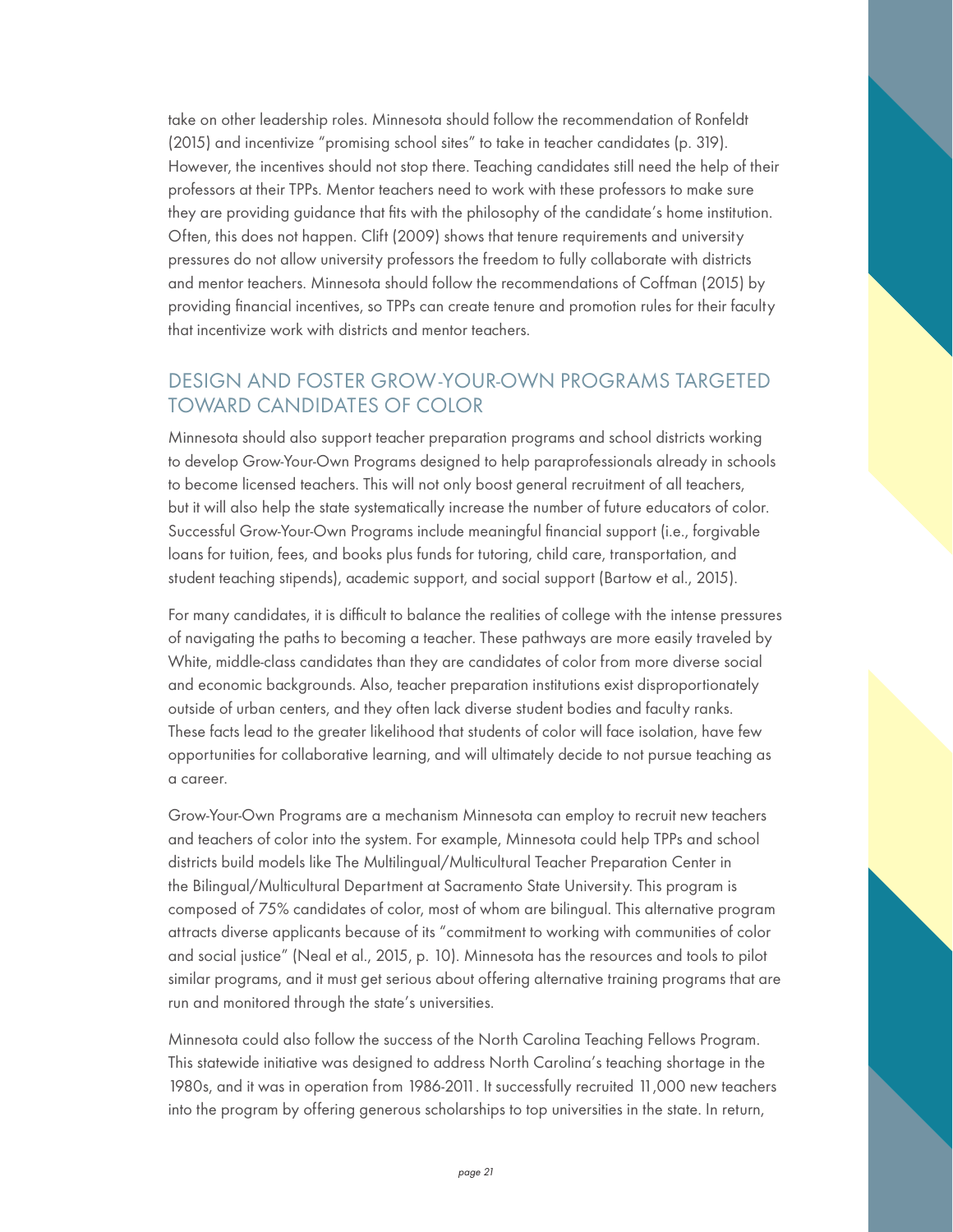take on other leadership roles. Minnesota should follow the recommendation of Ronfeldt (2015) and incentivize "promising school sites" to take in teacher candidates (p. 319). However, the incentives should not stop there. Teaching candidates still need the help of their professors at their TPPs. Mentor teachers need to work with these professors to make sure they are providing guidance that fits with the philosophy of the candidate's home institution. Often, this does not happen. Clift (2009) shows that tenure requirements and university pressures do not allow university professors the freedom to fully collaborate with districts and mentor teachers. Minnesota should follow the recommendations of Coffman (2015) by providing financial incentives, so TPPs can create tenure and promotion rules for their faculty that incentivize work with districts and mentor teachers.

## DESIGN AND FOSTER GROW-YOUR-OWN PROGRAMS TARGETED TOWARD CANDIDATES OF COLOR

Minnesota should also support teacher preparation programs and school districts working to develop Grow-Your-Own Programs designed to help paraprofessionals already in schools to become licensed teachers. This will not only boost general recruitment of all teachers, but it will also help the state systematically increase the number of future educators of color. Successful Grow-Your-Own Programs include meaningful financial support (i.e., forgivable loans for tuition, fees, and books plus funds for tutoring, child care, transportation, and student teaching stipends), academic support, and social support (Bartow et al., 2015).

For many candidates, it is difficult to balance the realities of college with the intense pressures of navigating the paths to becoming a teacher. These pathways are more easily traveled by White, middle-class candidates than they are candidates of color from more diverse social and economic backgrounds. Also, teacher preparation institutions exist disproportionately outside of urban centers, and they often lack diverse student bodies and faculty ranks. These facts lead to the greater likelihood that students of color will face isolation, have few opportunities for collaborative learning, and will ultimately decide to not pursue teaching as a career.

Grow-Your-Own Programs are a mechanism Minnesota can employ to recruit new teachers and teachers of color into the system. For example, Minnesota could help TPPs and school districts build models like The Multilingual/Multicultural Teacher Preparation Center in the Bilingual/Multicultural Department at Sacramento State University. This program is composed of 75% candidates of color, most of whom are bilingual. This alternative program attracts diverse applicants because of its "commitment to working with communities of color and social justice" (Neal et al., 2015, p. 10). Minnesota has the resources and tools to pilot similar programs, and it must get serious about offering alternative training programs that are run and monitored through the state's universities.

Minnesota could also follow the success of the North Carolina Teaching Fellows Program. This statewide initiative was designed to address North Carolina's teaching shortage in the 1980s, and it was in operation from 1986-2011. It successfully recruited 11,000 new teachers into the program by offering generous scholarships to top universities in the state. In return,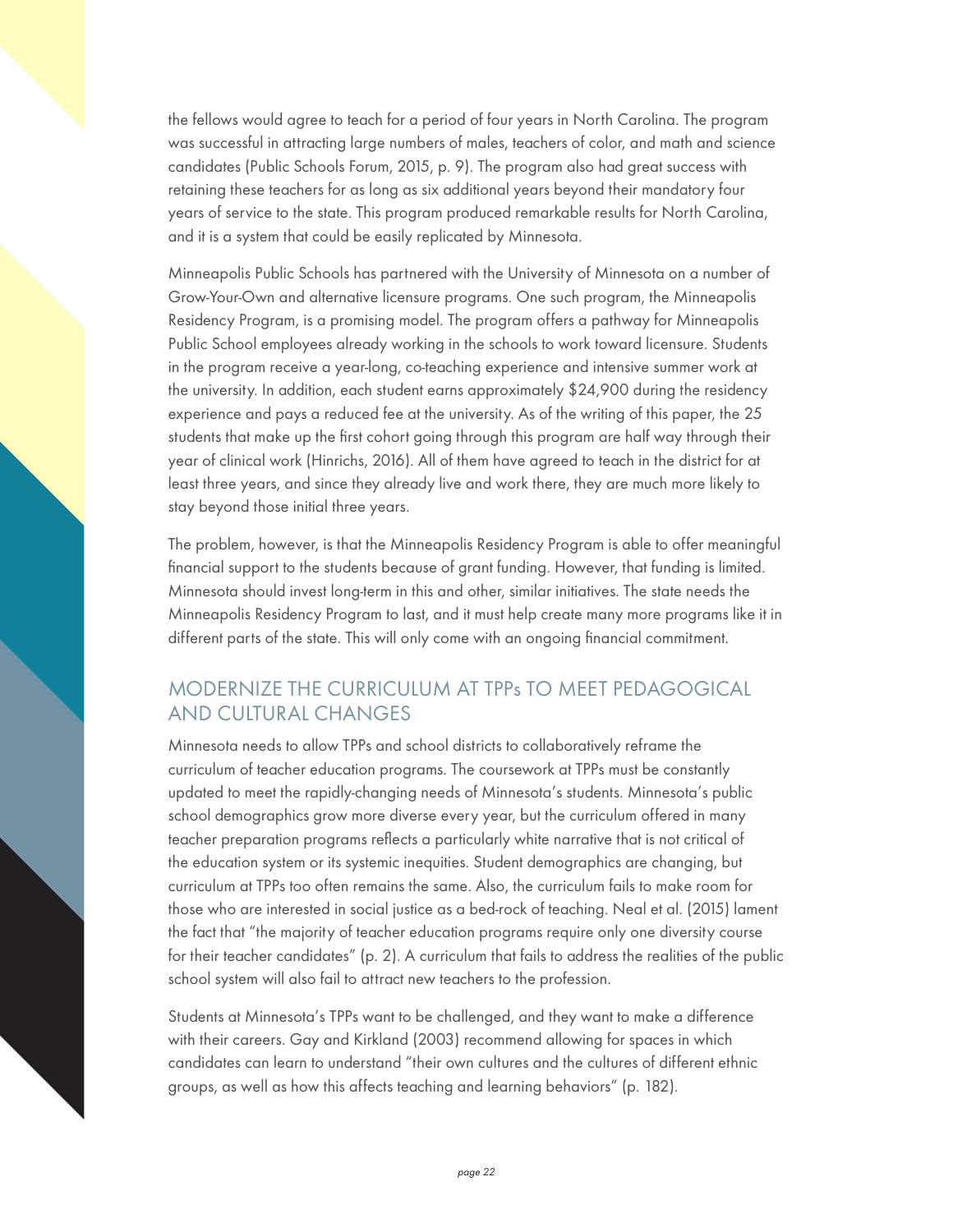the fellows would agree to teach for a period of four years in North Carolina. The program was successful in attracting large numbers of males, teachers of color, and math and science candidates (Public Schools Forum, 2015, p. 9). The program also had great success with retaining these teachers for as long as six additional years beyond their mandatory four years of service to the state. This program produced remarkable results for North Carolina, and it is a system that could be easily replicated by Minnesota.

Minneapolis Public Schools has partnered with the University of Minnesota on a number of Grow-Your-Own and alternative licensure programs. One such program, the Minneapolis Residency Program, is a promising model. The program offers a pathway for Minneapolis Public School employees already working in the schools to work toward licensure. Students in the program receive a year-long, co-teaching experience and intensive summer work at the university. In addition, each student earns approximately $24,900 during the residency experience and pays a reduced fee at the university. As of the writing of this paper, the 25 students that make up the first cohort going through this program are half way through their year of clinical work (Hinrichs, 2016). All of them have agreed to teach in the district for at least three years, and since they already live and work there, they are much more likely to stay beyond those initial three years.

The problem, however, is that the Minneapolis Residency Program is able to offer meaningful financial support to the students because of grant funding. However, that funding is limited. Minnesota should invest long-term in this and other, similar initiatives. The state needs the Minneapolis Residency Program to last, and it must help create many more programs like it in different parts of the state. This will only come with an ongoing financial commitment.

## MODERNIZE THE CURRICULUM AT TPPs TO MEET PEDAGOGICAL AND CULTURAL CHANGES

Minnesota needs to allow TPPs and school districts to collaboratively reframe the curriculum of teacher education programs. The coursework at TPPs must be constantly updated to meet the rapidly-changing needs of Minnesota's students. Minnesota's public school demographics grow more diverse every year, but the curriculum offered in many teacher preparation programs reflects a particularly white narrative that is not critical of the education system or its systemic inequities. Student demographics are changing, but curriculum at TPPs too often remains the same. Also, the curriculum fails to make room for those who are interested in social justice as a bed-rock of teaching. Neal et al. (2015) lament the fact that "the majority of teacher education programs require only one diversity course for their teacher candidates" (p. 2). A curriculum that fails to address the realities of the public school system will also fail to attract new teachers to the profession.

Students at Minnesota's TPPs want to be challenged, and they want to make a difference with their careers. Gay and Kirkland (2003) recommend allowing for spaces in which candidates can learn to understand "their own cultures and the cultures of different ethnic groups, as well as how this affects teaching and learning behaviors" (p. 182).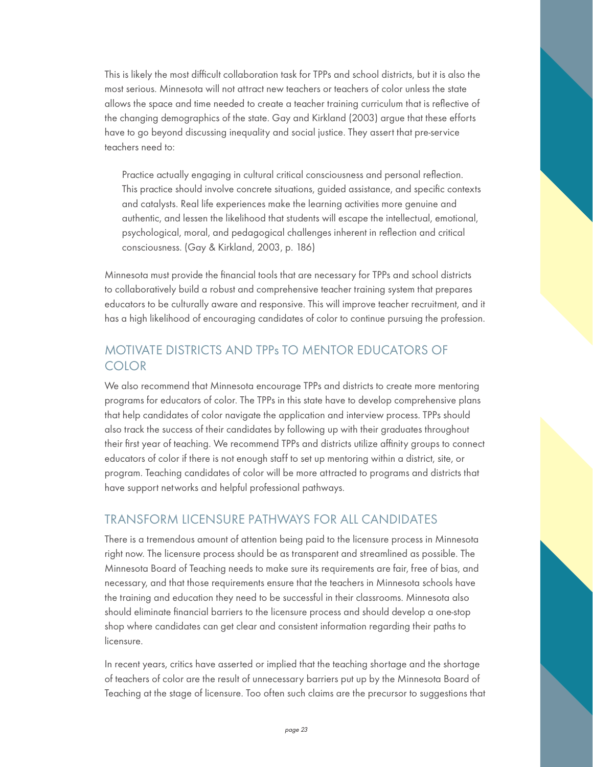This is likely the most difficult collaboration task for TPPs and school districts, but it is also the most serious. Minnesota will not attract new teachers or teachers of color unless the state allows the space and time needed to create a teacher training curriculum that is reflective of the changing demographics of the state. Gay and Kirkland (2003) argue that these efforts have to go beyond discussing inequality and social justice. They assert that pre-service teachers need to:

> Practice actually engaging in cultural critical consciousness and personal reflection. This practice should involve concrete situations, guided assistance, and specific contexts and catalysts. Real life experiences make the learning activities more genuine and authentic, and lessen the likelihood that students will escape the intellectual, emotional, psychological, moral, and pedagogical challenges inherent in reflection and critical consciousness. (Gay & Kirkland, 2003, p. 186)

Minnesota must provide the financial tools that are necessary for TPPs and school districts to collaboratively build a robust and comprehensive teacher training system that prepares educators to be culturally aware and responsive. This will improve teacher recruitment, and it has a high likelihood of encouraging candidates of color to continue pursuing the profession.

## MOTIVATE DISTRICTS AND TPPs TO MENTOR EDUCATORS OF COLOR

We also recommend that Minnesota encourage TPPs and districts to create more mentoring programs for educators of color. The TPPs in this state have to develop comprehensive plans that help candidates of color navigate the application and interview process. TPPs should also track the success of their candidates by following up with their graduates throughout their first year of teaching. We recommend TPPs and districts utilize affinity groups to connect educators of color if there is not enough staff to set up mentoring within a district, site, or program. Teaching candidates of color will be more attracted to programs and districts that have support networks and helpful professional pathways.

## TRANSFORM LICENSURE PATHWAYS FOR ALL CANDIDATES

There is a tremendous amount of attention being paid to the licensure process in Minnesota right now. The licensure process should be as transparent and streamlined as possible. The Minnesota Board of Teaching needs to make sure its requirements are fair, free of bias, and necessary, and that those requirements ensure that the teachers in Minnesota schools have the training and education they need to be successful in their classrooms. Minnesota also should eliminate financial barriers to the licensure process and should develop a one-stop shop where candidates can get clear and consistent information regarding their paths to licensure.

In recent years, critics have asserted or implied that the teaching shortage and the shortage of teachers of color are the result of unnecessary barriers put up by the Minnesota Board of Teaching at the stage of licensure. Too often such claims are the precursor to suggestions that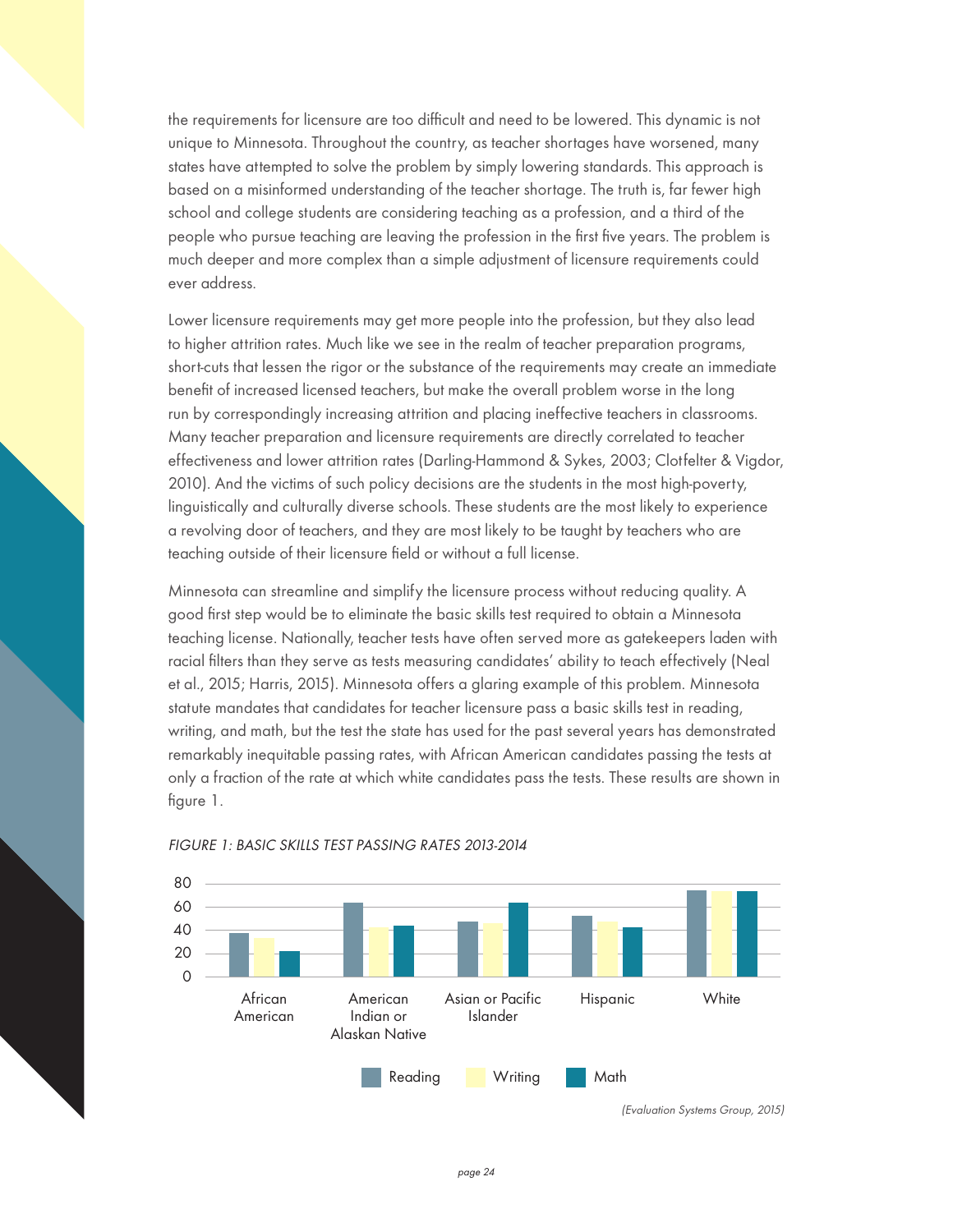the requirements for licensure are too difficult and need to be lowered. This dynamic is not unique to Minnesota. Throughout the country, as teacher shortages have worsened, many states have attempted to solve the problem by simply lowering standards. This approach is based on a misinformed understanding of the teacher shortage. The truth is, far fewer high school and college students are considering teaching as a profession, and a third of the people who pursue teaching are leaving the profession in the first five years. The problem is much deeper and more complex than a simple adjustment of licensure requirements could ever address.

Lower licensure requirements may get more people into the profession, but they also lead to higher attrition rates. Much like we see in the realm of teacher preparation programs, short-cuts that lessen the rigor or the substance of the requirements may create an immediate benefit of increased licensed teachers, but make the overall problem worse in the long run by correspondingly increasing attrition and placing ineffective teachers in classrooms. Many teacher preparation and licensure requirements are directly correlated to teacher effectiveness and lower attrition rates (Darling-Hammond & Sykes, 2003; Clotfelter & Vigdor, 2010). And the victims of such policy decisions are the students in the most high-poverty, linguistically and culturally diverse schools. These students are the most likely to experience a revolving door of teachers, and they are most likely to be taught by teachers who are teaching outside of their licensure field or without a full license.

Minnesota can streamline and simplify the licensure process without reducing quality. A good first step would be to eliminate the basic skills test required to obtain a Minnesota teaching license. Nationally, teacher tests have often served more as gatekeepers laden with racial filters than they serve as tests measuring candidates' ability to teach effectively (Neal et al., 2015; Harris, 2015). Minnesota offers a glaring example of this problem. Minnesota statute mandates that candidates for teacher licensure pass a basic skills test in reading, writing, and math, but the test the state has used for the past several years has demonstrated remarkably inequitable passing rates, with African American candidates passing the tests at only a fraction of the rate at which white candidates pass the tests. These results are shown in figure 1.

*FIGURE 1: BASIC SKILLS TEST PASSING RATES 2013-2014*

| | Reading | Writing | Math |
|---|---|---|---|
| African American | 37 | 33 | 22 |
| American Indian or Alaskan Native | 63 | 42 | 43 |
| Asian or Pacific Islander | 47 | 46 | 63 |
| Hispanic | 52 | 47 | 42 |
| White | 74 | 73 | 73 |

*(Evaluation Systems Group, 2015)*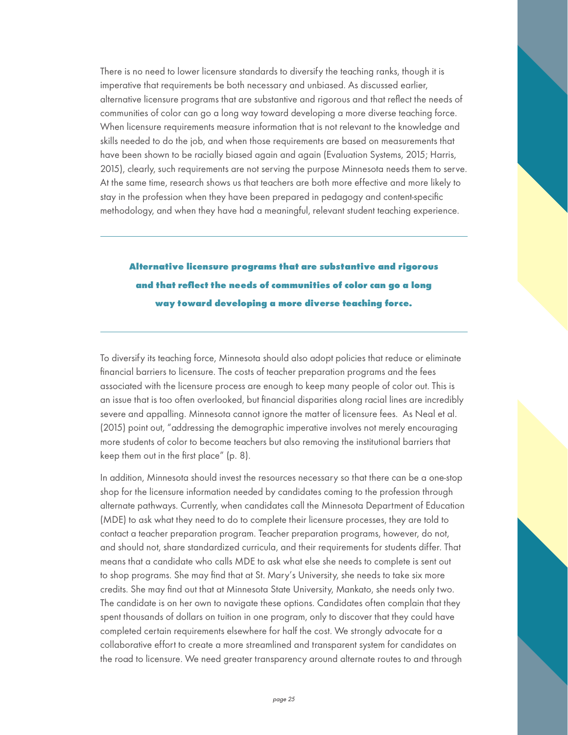There is no need to lower licensure standards to diversify the teaching ranks, though it is imperative that requirements be both necessary and unbiased. As discussed earlier, alternative licensure programs that are substantive and rigorous and that reflect the needs of communities of color can go a long way toward developing a more diverse teaching force. When licensure requirements measure information that is not relevant to the knowledge and skills needed to do the job, and when those requirements are based on measurements that have been shown to be racially biased again and again (Evaluation Systems, 2015; Harris, 2015), clearly, such requirements are not serving the purpose Minnesota needs them to serve. At the same time, research shows us that teachers are both more effective and more likely to stay in the profession when they have been prepared in pedagogy and content-specific methodology, and when they have had a meaningful, relevant student teaching experience.

---

**Alternative licensure programs that are substantive and rigorous and that reflect the needs of communities of color can go a long way toward developing a more diverse teaching force.**

---

To diversify its teaching force, Minnesota should also adopt policies that reduce or eliminate financial barriers to licensure. The costs of teacher preparation programs and the fees associated with the licensure process are enough to keep many people of color out. This is an issue that is too often overlooked, but financial disparities along racial lines are incredibly severe and appalling. Minnesota cannot ignore the matter of licensure fees. As Neal et al. (2015) point out, "addressing the demographic imperative involves not merely encouraging more students of color to become teachers but also removing the institutional barriers that keep them out in the first place" (p. 8).

In addition, Minnesota should invest the resources necessary so that there can be a one-stop shop for the licensure information needed by candidates coming to the profession through alternate pathways. Currently, when candidates call the Minnesota Department of Education (MDE) to ask what they need to do to complete their licensure processes, they are told to contact a teacher preparation program. Teacher preparation programs, however, do not, and should not, share standardized curricula, and their requirements for students differ. That means that a candidate who calls MDE to ask what else she needs to complete is sent out to shop programs. She may find that at St. Mary's University, she needs to take six more credits. She may find out that at Minnesota State University, Mankato, she needs only two. The candidate is on her own to navigate these options. Candidates often complain that they spent thousands of dollars on tuition in one program, only to discover that they could have completed certain requirements elsewhere for half the cost. We strongly advocate for a collaborative effort to create a more streamlined and transparent system for candidates on the road to licensure. We need greater transparency around alternate routes to and through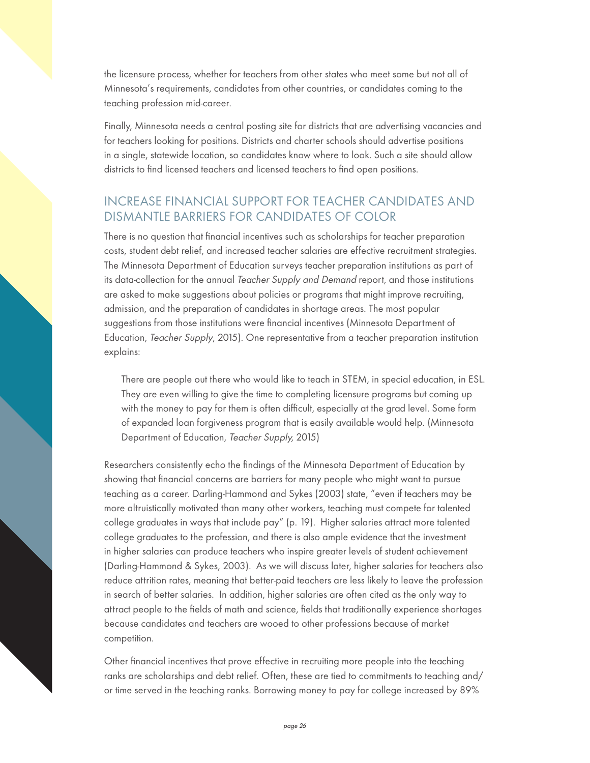the licensure process, whether for teachers from other states who meet some but not all of Minnesota's requirements, candidates from other countries, or candidates coming to the teaching profession mid-career.

Finally, Minnesota needs a central posting site for districts that are advertising vacancies and for teachers looking for positions. Districts and charter schools should advertise positions in a single, statewide location, so candidates know where to look. Such a site should allow districts to find licensed teachers and licensed teachers to find open positions.

## INCREASE FINANCIAL SUPPORT FOR TEACHER CANDIDATES AND DISMANTLE BARRIERS FOR CANDIDATES OF COLOR

There is no question that financial incentives such as scholarships for teacher preparation costs, student debt relief, and increased teacher salaries are effective recruitment strategies. The Minnesota Department of Education surveys teacher preparation institutions as part of its data-collection for the annual *Teacher Supply and Demand* report, and those institutions are asked to make suggestions about policies or programs that might improve recruiting, admission, and the preparation of candidates in shortage areas. The most popular suggestions from those institutions were financial incentives (Minnesota Department of Education, *Teacher Supply*, 2015). One representative from a teacher preparation institution explains:

> There are people out there who would like to teach in STEM, in special education, in ESL. They are even willing to give the time to completing licensure programs but coming up with the money to pay for them is often difficult, especially at the grad level. Some form of expanded loan forgiveness program that is easily available would help. (Minnesota Department of Education, *Teacher Supply,* 2015)

Researchers consistently echo the findings of the Minnesota Department of Education by showing that financial concerns are barriers for many people who might want to pursue teaching as a career. Darling-Hammond and Sykes (2003) state, "even if teachers may be more altruistically motivated than many other workers, teaching must compete for talented college graduates in ways that include pay" (p. 19). Higher salaries attract more talented college graduates to the profession, and there is also ample evidence that the investment in higher salaries can produce teachers who inspire greater levels of student achievement (Darling-Hammond & Sykes, 2003). As we will discuss later, higher salaries for teachers also reduce attrition rates, meaning that better-paid teachers are less likely to leave the profession in search of better salaries. In addition, higher salaries are often cited as the only way to attract people to the fields of math and science, fields that traditionally experience shortages because candidates and teachers are wooed to other professions because of market competition.

Other financial incentives that prove effective in recruiting more people into the teaching ranks are scholarships and debt relief. Often, these are tied to commitments to teaching and/or time served in the teaching ranks. Borrowing money to pay for college increased by 89%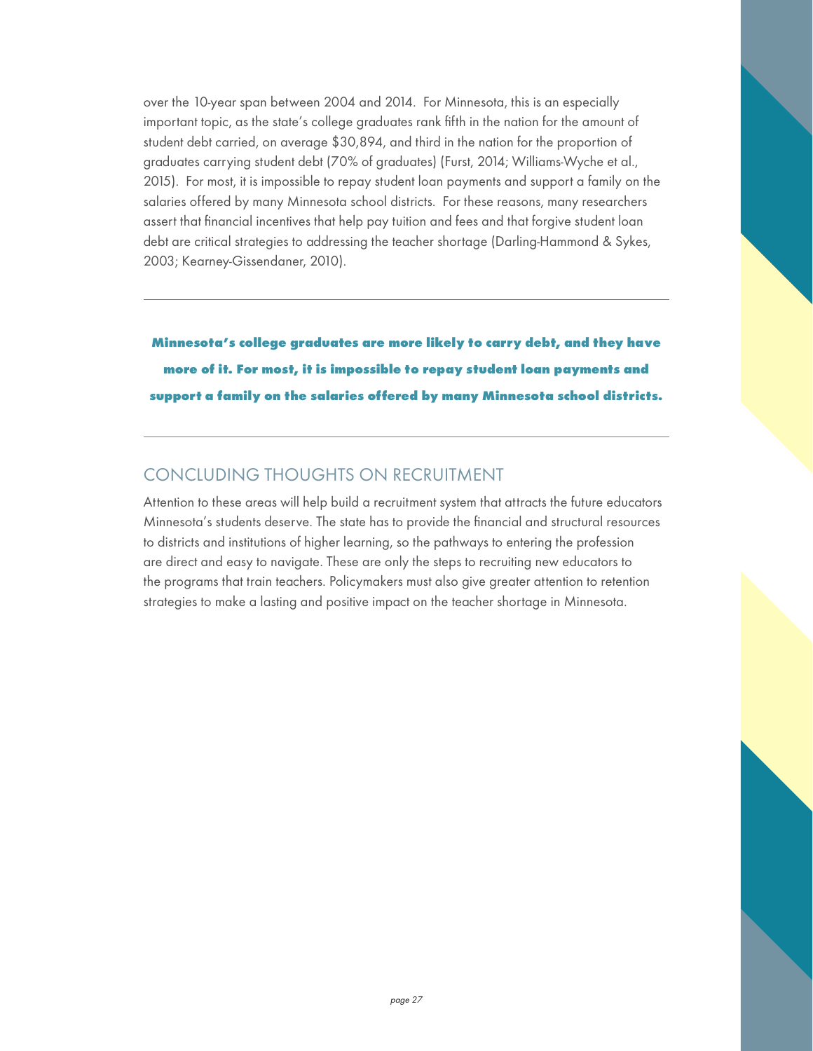over the 10-year span between 2004 and 2014. For Minnesota, this is an especially important topic, as the state's college graduates rank fifth in the nation for the amount of student debt carried, on average $30,894, and third in the nation for the proportion of graduates carrying student debt (70% of graduates) (Furst, 2014; Williams-Wyche et al., 2015). For most, it is impossible to repay student loan payments and support a family on the salaries offered by many Minnesota school districts. For these reasons, many researchers assert that financial incentives that help pay tuition and fees and that forgive student loan debt are critical strategies to addressing the teacher shortage (Darling-Hammond & Sykes, 2003; Kearney-Gissendaner, 2010).

---

**Minnesota's college graduates are more likely to carry debt, and they have more of it. For most, it is impossible to repay student loan payments and support a family on the salaries offered by many Minnesota school districts.**

---

## CONCLUDING THOUGHTS ON RECRUITMENT

Attention to these areas will help build a recruitment system that attracts the future educators Minnesota's students deserve. The state has to provide the financial and structural resources to districts and institutions of higher learning, so the pathways to entering the profession are direct and easy to navigate. These are only the steps to recruiting new educators to the programs that train teachers. Policymakers must also give greater attention to retention strategies to make a lasting and positive impact on the teacher shortage in Minnesota.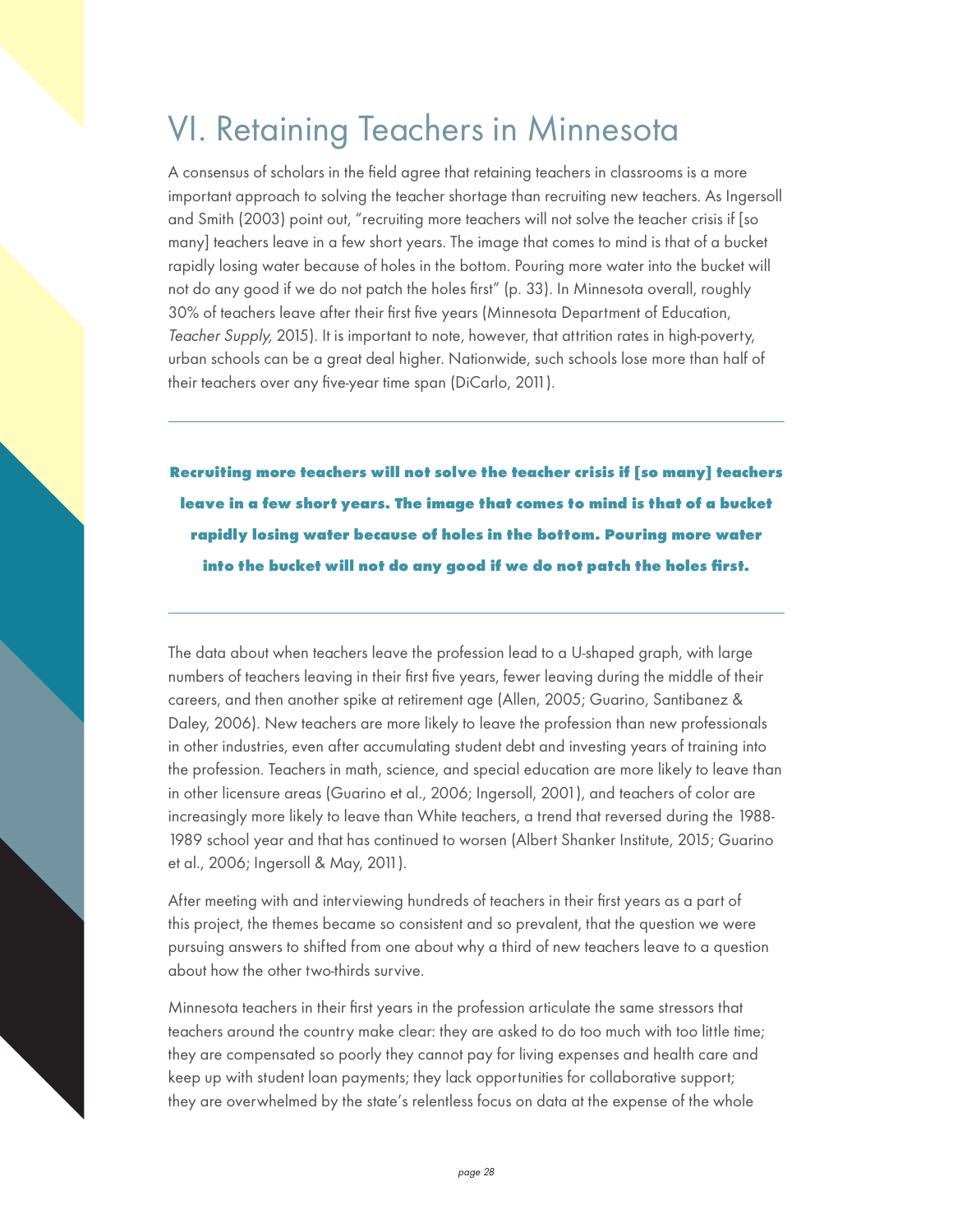# VI. Retaining Teachers in Minnesota

A consensus of scholars in the field agree that retaining teachers in classrooms is a more important approach to solving the teacher shortage than recruiting new teachers. As Ingersoll and Smith (2003) point out, "recruiting more teachers will not solve the teacher crisis if [so many] teachers leave in a few short years. The image that comes to mind is that of a bucket rapidly losing water because of holes in the bottom. Pouring more water into the bucket will not do any good if we do not patch the holes first" (p. 33). In Minnesota overall, roughly 30% of teachers leave after their first five years (Minnesota Department of Education, *Teacher Supply,* 2015). It is important to note, however, that attrition rates in high-poverty, urban schools can be a great deal higher. Nationwide, such schools lose more than half of their teachers over any five-year time span (DiCarlo, 2011).

---

**Recruiting more teachers will not solve the teacher crisis if [so many] teachers leave in a few short years. The image that comes to mind is that of a bucket rapidly losing water because of holes in the bottom. Pouring more water into the bucket will not do any good if we do not patch the holes first.**

---

The data about when teachers leave the profession lead to a U-shaped graph, with large numbers of teachers leaving in their first five years, fewer leaving during the middle of their careers, and then another spike at retirement age (Allen, 2005; Guarino, Santibanez & Daley, 2006). New teachers are more likely to leave the profession than new professionals in other industries, even after accumulating student debt and investing years of training into the profession. Teachers in math, science, and special education are more likely to leave than in other licensure areas (Guarino et al., 2006; Ingersoll, 2001), and teachers of color are increasingly more likely to leave than White teachers, a trend that reversed during the 1988-1989 school year and that has continued to worsen (Albert Shanker Institute, 2015; Guarino et al., 2006; Ingersoll & May, 2011).

After meeting with and interviewing hundreds of teachers in their first years as a part of this project, the themes became so consistent and so prevalent, that the question we were pursuing answers to shifted from one about why a third of new teachers leave to a question about how the other two-thirds survive.

Minnesota teachers in their first years in the profession articulate the same stressors that teachers around the country make clear: they are asked to do too much with too little time; they are compensated so poorly they cannot pay for living expenses and health care and keep up with student loan payments; they lack opportunities for collaborative support; they are overwhelmed by the state's relentless focus on data at the expense of the whole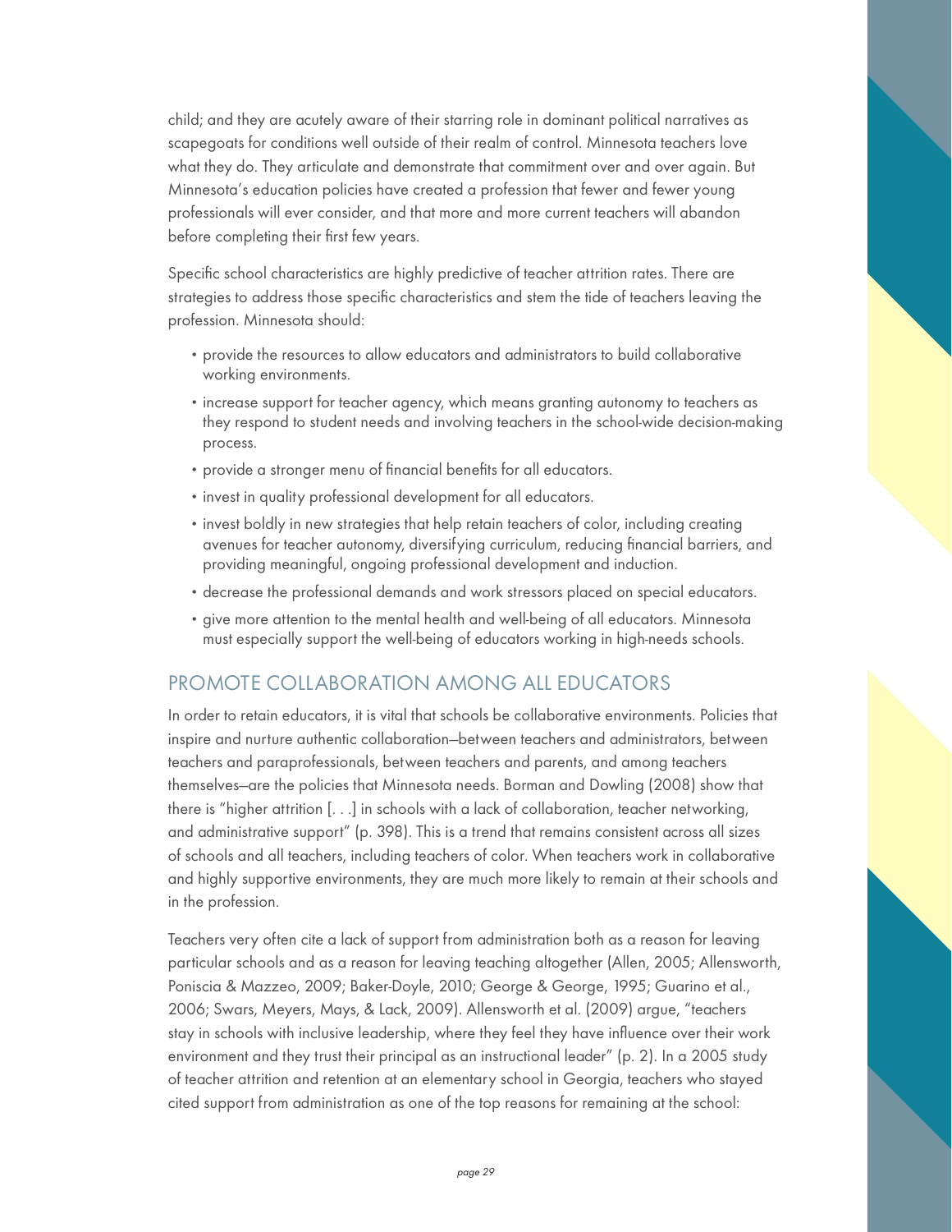child; and they are acutely aware of their starring role in dominant political narratives as scapegoats for conditions well outside of their realm of control. Minnesota teachers love what they do. They articulate and demonstrate that commitment over and over again. But Minnesota's education policies have created a profession that fewer and fewer young professionals will ever consider, and that more and more current teachers will abandon before completing their first few years.

Specific school characteristics are highly predictive of teacher attrition rates. There are strategies to address those specific characteristics and stem the tide of teachers leaving the profession. Minnesota should:

- provide the resources to allow educators and administrators to build collaborative working environments.
- increase support for teacher agency, which means granting autonomy to teachers as they respond to student needs and involving teachers in the school-wide decision-making process.
- provide a stronger menu of financial benefits for all educators.
- invest in quality professional development for all educators.
- invest boldly in new strategies that help retain teachers of color, including creating avenues for teacher autonomy, diversifying curriculum, reducing financial barriers, and providing meaningful, ongoing professional development and induction.
- decrease the professional demands and work stressors placed on special educators.
- give more attention to the mental health and well-being of all educators. Minnesota must especially support the well-being of educators working in high-needs schools.

## PROMOTE COLLABORATION AMONG ALL EDUCATORS

In order to retain educators, it is vital that schools be collaborative environments. Policies that inspire and nurture authentic collaboration—between teachers and administrators, between teachers and paraprofessionals, between teachers and parents, and among teachers themselves—are the policies that Minnesota needs. Borman and Dowling (2008) show that there is "higher attrition [. . .] in schools with a lack of collaboration, teacher networking, and administrative support" (p. 398). This is a trend that remains consistent across all sizes of schools and all teachers, including teachers of color. When teachers work in collaborative and highly supportive environments, they are much more likely to remain at their schools and in the profession.

Teachers very often cite a lack of support from administration both as a reason for leaving particular schools and as a reason for leaving teaching altogether (Allen, 2005; Allensworth, Poniscia & Mazzeo, 2009; Baker-Doyle, 2010; George & George, 1995; Guarino et al., 2006; Swars, Meyers, Mays, & Lack, 2009). Allensworth et al. (2009) argue, "teachers stay in schools with inclusive leadership, where they feel they have influence over their work environment and they trust their principal as an instructional leader" (p. 2). In a 2005 study of teacher attrition and retention at an elementary school in Georgia, teachers who stayed cited support from administration as one of the top reasons for remaining at the school: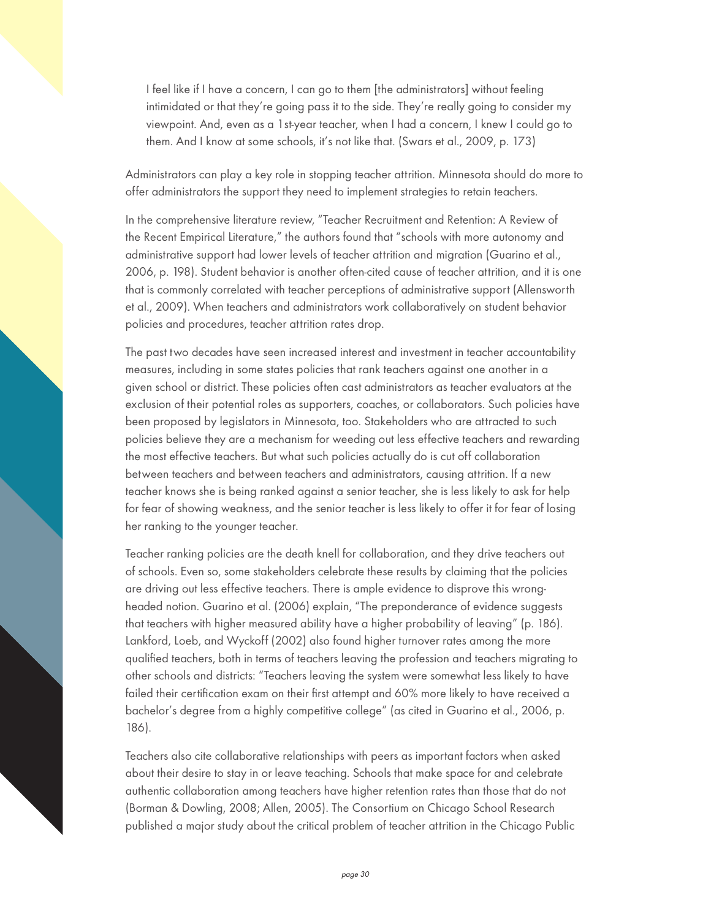> I feel like if I have a concern, I can go to them [the administrators] without feeling intimidated or that they're going pass it to the side. They're really going to consider my viewpoint. And, even as a 1st-year teacher, when I had a concern, I knew I could go to them. And I know at some schools, it's not like that. (Swars et al., 2009, p. 173)

Administrators can play a key role in stopping teacher attrition. Minnesota should do more to offer administrators the support they need to implement strategies to retain teachers.

In the comprehensive literature review, "Teacher Recruitment and Retention: A Review of the Recent Empirical Literature," the authors found that "schools with more autonomy and administrative support had lower levels of teacher attrition and migration (Guarino et al., 2006, p. 198). Student behavior is another often-cited cause of teacher attrition, and it is one that is commonly correlated with teacher perceptions of administrative support (Allensworth et al., 2009). When teachers and administrators work collaboratively on student behavior policies and procedures, teacher attrition rates drop.

The past two decades have seen increased interest and investment in teacher accountability measures, including in some states policies that rank teachers against one another in a given school or district. These policies often cast administrators as teacher evaluators at the exclusion of their potential roles as supporters, coaches, or collaborators. Such policies have been proposed by legislators in Minnesota, too. Stakeholders who are attracted to such policies believe they are a mechanism for weeding out less effective teachers and rewarding the most effective teachers. But what such policies actually do is cut off collaboration between teachers and between teachers and administrators, causing attrition. If a new teacher knows she is being ranked against a senior teacher, she is less likely to ask for help for fear of showing weakness, and the senior teacher is less likely to offer it for fear of losing her ranking to the younger teacher.

Teacher ranking policies are the death knell for collaboration, and they drive teachers out of schools. Even so, some stakeholders celebrate these results by claiming that the policies are driving out less effective teachers. There is ample evidence to disprove this wrong-headed notion. Guarino et al. (2006) explain, "The preponderance of evidence suggests that teachers with higher measured ability have a higher probability of leaving" (p. 186). Lankford, Loeb, and Wyckoff (2002) also found higher turnover rates among the more qualified teachers, both in terms of teachers leaving the profession and teachers migrating to other schools and districts: "Teachers leaving the system were somewhat less likely to have failed their certification exam on their first attempt and 60% more likely to have received a bachelor's degree from a highly competitive college" (as cited in Guarino et al., 2006, p. 186).

Teachers also cite collaborative relationships with peers as important factors when asked about their desire to stay in or leave teaching. Schools that make space for and celebrate authentic collaboration among teachers have higher retention rates than those that do not (Borman & Dowling, 2008; Allen, 2005). The Consortium on Chicago School Research published a major study about the critical problem of teacher attrition in the Chicago Public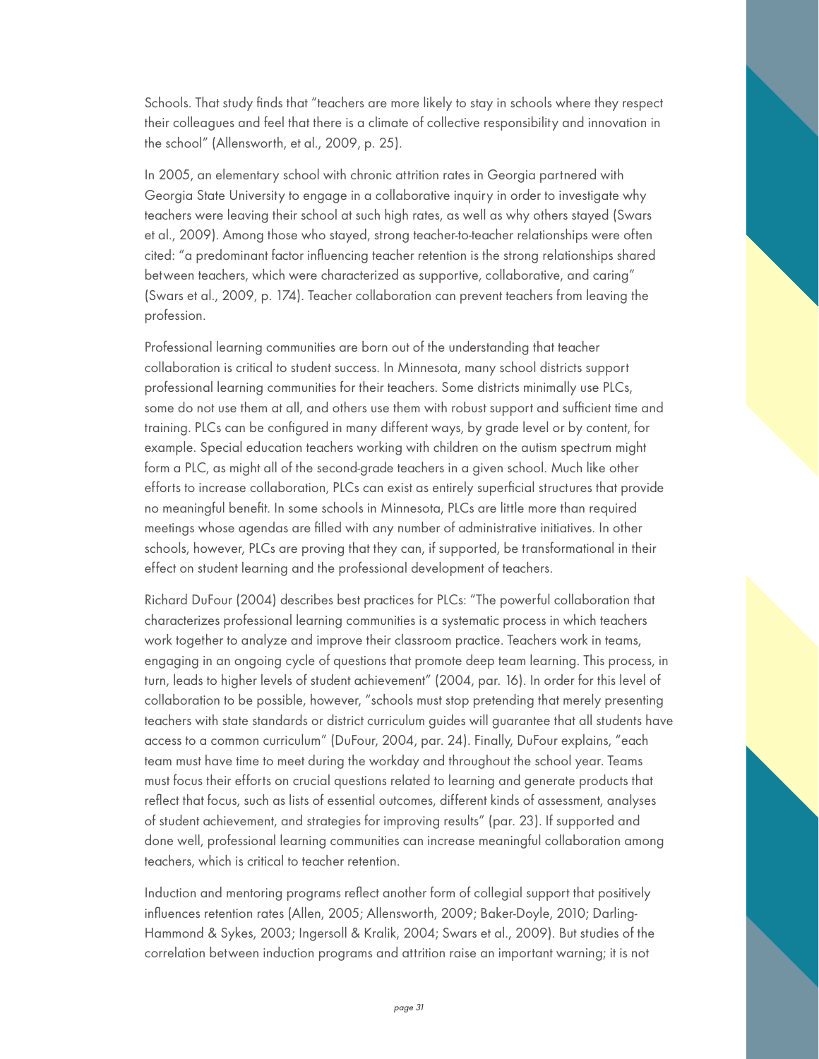Schools. That study finds that "teachers are more likely to stay in schools where they respect their colleagues and feel that there is a climate of collective responsibility and innovation in the school" (Allensworth, et al., 2009, p. 25).

In 2005, an elementary school with chronic attrition rates in Georgia partnered with Georgia State University to engage in a collaborative inquiry in order to investigate why teachers were leaving their school at such high rates, as well as why others stayed (Swars et al., 2009). Among those who stayed, strong teacher-to-teacher relationships were often cited: "a predominant factor influencing teacher retention is the strong relationships shared between teachers, which were characterized as supportive, collaborative, and caring" (Swars et al., 2009, p. 174). Teacher collaboration can prevent teachers from leaving the profession.

Professional learning communities are born out of the understanding that teacher collaboration is critical to student success. In Minnesota, many school districts support professional learning communities for their teachers. Some districts minimally use PLCs, some do not use them at all, and others use them with robust support and sufficient time and training. PLCs can be configured in many different ways, by grade level or by content, for example. Special education teachers working with children on the autism spectrum might form a PLC, as might all of the second-grade teachers in a given school. Much like other efforts to increase collaboration, PLCs can exist as entirely superficial structures that provide no meaningful benefit. In some schools in Minnesota, PLCs are little more than required meetings whose agendas are filled with any number of administrative initiatives. In other schools, however, PLCs are proving that they can, if supported, be transformational in their effect on student learning and the professional development of teachers.

Richard DuFour (2004) describes best practices for PLCs: "The powerful collaboration that characterizes professional learning communities is a systematic process in which teachers work together to analyze and improve their classroom practice. Teachers work in teams, engaging in an ongoing cycle of questions that promote deep team learning. This process, in turn, leads to higher levels of student achievement" (2004, par. 16). In order for this level of collaboration to be possible, however, "schools must stop pretending that merely presenting teachers with state standards or district curriculum guides will guarantee that all students have access to a common curriculum" (DuFour, 2004, par. 24). Finally, DuFour explains, "each team must have time to meet during the workday and throughout the school year. Teams must focus their efforts on crucial questions related to learning and generate products that reflect that focus, such as lists of essential outcomes, different kinds of assessment, analyses of student achievement, and strategies for improving results" (par. 23). If supported and done well, professional learning communities can increase meaningful collaboration among teachers, which is critical to teacher retention.

Induction and mentoring programs reflect another form of collegial support that positively influences retention rates (Allen, 2005; Allensworth, 2009; Baker-Doyle, 2010; Darling-Hammond & Sykes, 2003; Ingersoll & Kralik, 2004; Swars et al., 2009). But studies of the correlation between induction programs and attrition raise an important warning; it is not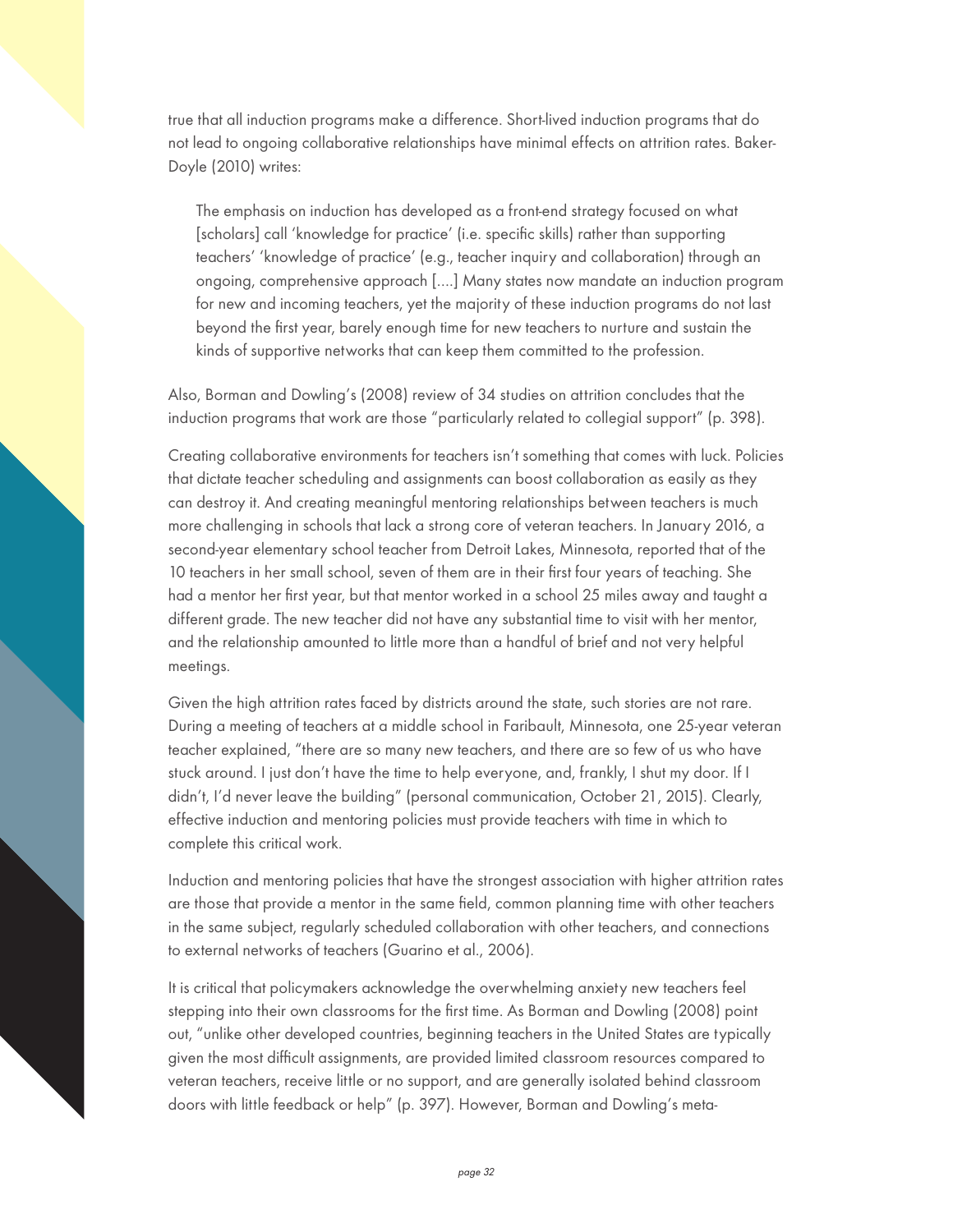true that all induction programs make a difference. Short-lived induction programs that do not lead to ongoing collaborative relationships have minimal effects on attrition rates. Baker-Doyle (2010) writes:

> The emphasis on induction has developed as a front-end strategy focused on what [scholars] call 'knowledge for practice' (i.e. specific skills) rather than supporting teachers' 'knowledge of practice' (e.g., teacher inquiry and collaboration) through an ongoing, comprehensive approach [....] Many states now mandate an induction program for new and incoming teachers, yet the majority of these induction programs do not last beyond the first year, barely enough time for new teachers to nurture and sustain the kinds of supportive networks that can keep them committed to the profession.

Also, Borman and Dowling's (2008) review of 34 studies on attrition concludes that the induction programs that work are those "particularly related to collegial support" (p. 398).

Creating collaborative environments for teachers isn't something that comes with luck. Policies that dictate teacher scheduling and assignments can boost collaboration as easily as they can destroy it. And creating meaningful mentoring relationships between teachers is much more challenging in schools that lack a strong core of veteran teachers. In January 2016, a second-year elementary school teacher from Detroit Lakes, Minnesota, reported that of the 10 teachers in her small school, seven of them are in their first four years of teaching. She had a mentor her first year, but that mentor worked in a school 25 miles away and taught a different grade. The new teacher did not have any substantial time to visit with her mentor, and the relationship amounted to little more than a handful of brief and not very helpful meetings.

Given the high attrition rates faced by districts around the state, such stories are not rare. During a meeting of teachers at a middle school in Faribault, Minnesota, one 25-year veteran teacher explained, "there are so many new teachers, and there are so few of us who have stuck around. I just don't have the time to help everyone, and, frankly, I shut my door. If I didn't, I'd never leave the building" (personal communication, October 21, 2015). Clearly, effective induction and mentoring policies must provide teachers with time in which to complete this critical work.

Induction and mentoring policies that have the strongest association with higher attrition rates are those that provide a mentor in the same field, common planning time with other teachers in the same subject, regularly scheduled collaboration with other teachers, and connections to external networks of teachers (Guarino et al., 2006).

It is critical that policymakers acknowledge the overwhelming anxiety new teachers feel stepping into their own classrooms for the first time. As Borman and Dowling (2008) point out, "unlike other developed countries, beginning teachers in the United States are typically given the most difficult assignments, are provided limited classroom resources compared to veteran teachers, receive little or no support, and are generally isolated behind classroom doors with little feedback or help" (p. 397). However, Borman and Dowling's meta-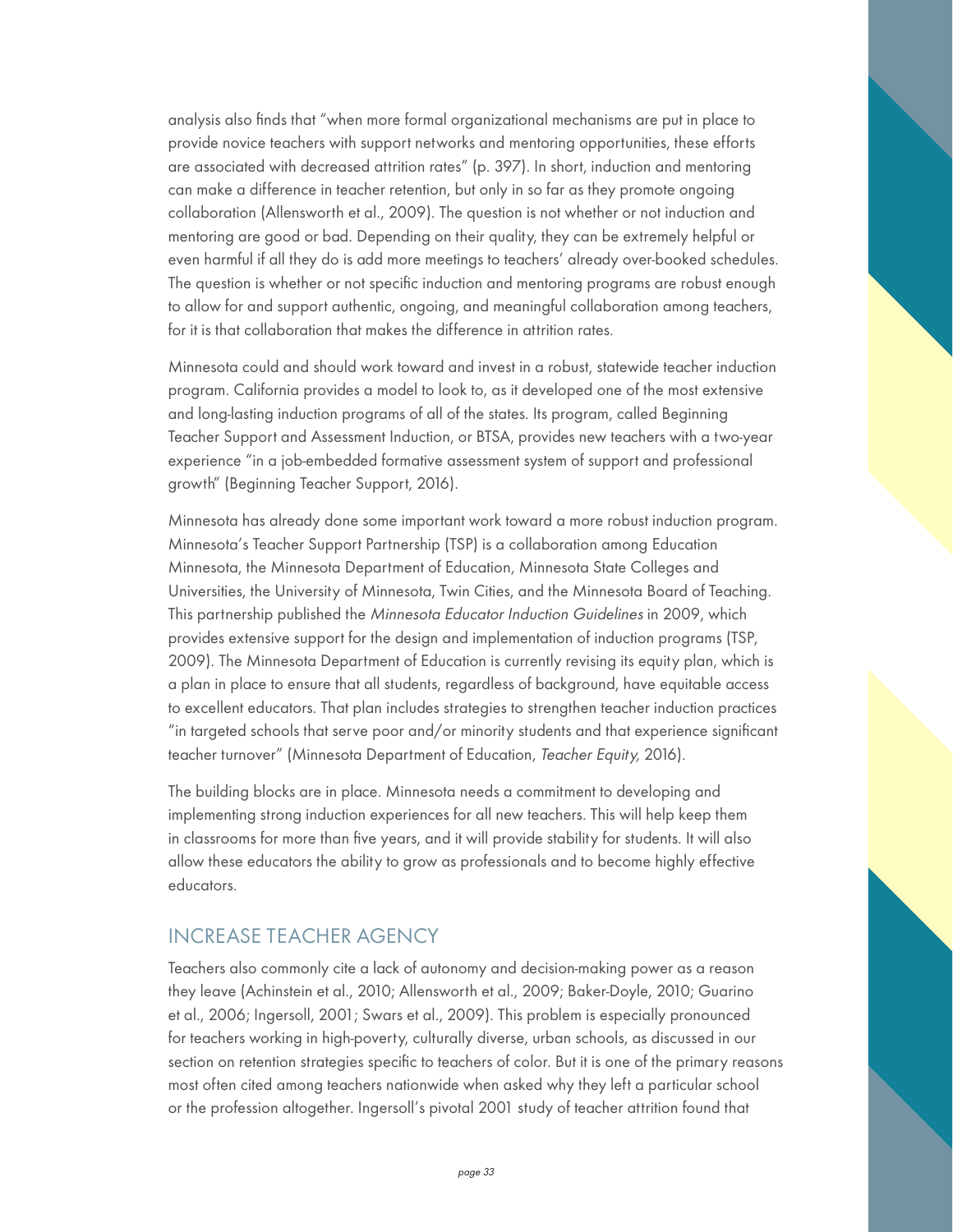analysis also finds that "when more formal organizational mechanisms are put in place to provide novice teachers with support networks and mentoring opportunities, these efforts are associated with decreased attrition rates" (p. 397). In short, induction and mentoring can make a difference in teacher retention, but only in so far as they promote ongoing collaboration (Allensworth et al., 2009). The question is not whether or not induction and mentoring are good or bad. Depending on their quality, they can be extremely helpful or even harmful if all they do is add more meetings to teachers' already over-booked schedules. The question is whether or not specific induction and mentoring programs are robust enough to allow for and support authentic, ongoing, and meaningful collaboration among teachers, for it is that collaboration that makes the difference in attrition rates.

Minnesota could and should work toward and invest in a robust, statewide teacher induction program. California provides a model to look to, as it developed one of the most extensive and long-lasting induction programs of all of the states. Its program, called Beginning Teacher Support and Assessment Induction, or BTSA, provides new teachers with a two-year experience "in a job-embedded formative assessment system of support and professional growth" (Beginning Teacher Support, 2016).

Minnesota has already done some important work toward a more robust induction program. Minnesota's Teacher Support Partnership (TSP) is a collaboration among Education Minnesota, the Minnesota Department of Education, Minnesota State Colleges and Universities, the University of Minnesota, Twin Cities, and the Minnesota Board of Teaching. This partnership published the *Minnesota Educator Induction Guidelines* in 2009, which provides extensive support for the design and implementation of induction programs (TSP, 2009). The Minnesota Department of Education is currently revising its equity plan, which is a plan in place to ensure that all students, regardless of background, have equitable access to excellent educators. That plan includes strategies to strengthen teacher induction practices "in targeted schools that serve poor and/or minority students and that experience significant teacher turnover" (Minnesota Department of Education, *Teacher Equity,* 2016).

The building blocks are in place. Minnesota needs a commitment to developing and implementing strong induction experiences for all new teachers. This will help keep them in classrooms for more than five years, and it will provide stability for students. It will also allow these educators the ability to grow as professionals and to become highly effective educators.

## INCREASE TEACHER AGENCY

Teachers also commonly cite a lack of autonomy and decision-making power as a reason they leave (Achinstein et al., 2010; Allensworth et al., 2009; Baker-Doyle, 2010; Guarino et al., 2006; Ingersoll, 2001; Swars et al., 2009). This problem is especially pronounced for teachers working in high-poverty, culturally diverse, urban schools, as discussed in our section on retention strategies specific to teachers of color. But it is one of the primary reasons most often cited among teachers nationwide when asked why they left a particular school or the profession altogether. Ingersoll's pivotal 2001 study of teacher attrition found that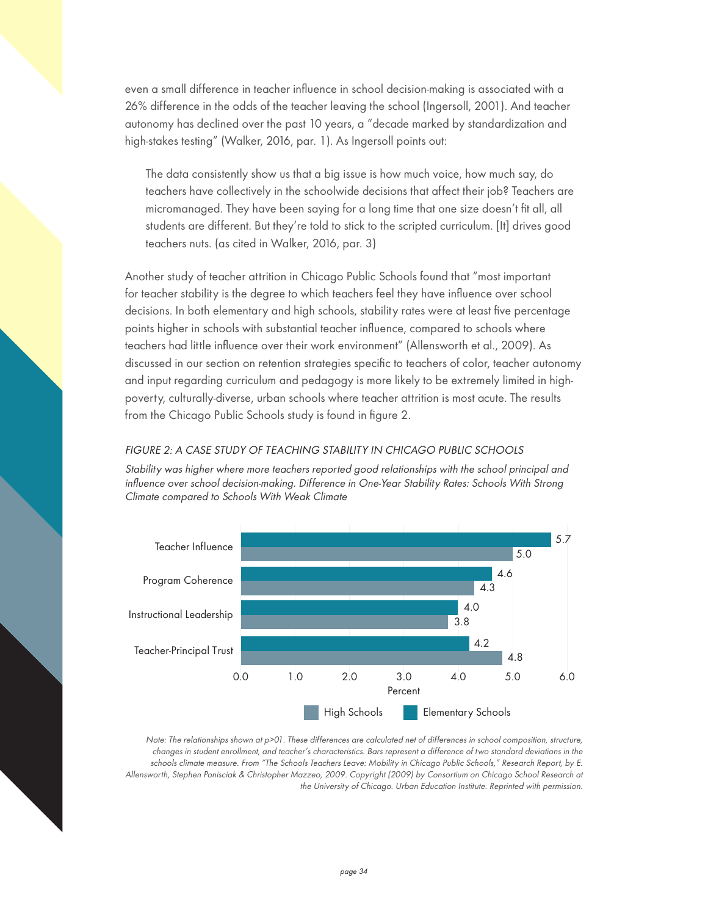even a small difference in teacher influence in school decision-making is associated with a 26% difference in the odds of the teacher leaving the school (Ingersoll, 2001). And teacher autonomy has declined over the past 10 years, a "decade marked by standardization and high-stakes testing" (Walker, 2016, par. 1). As Ingersoll points out:

> The data consistently show us that a big issue is how much voice, how much say, do teachers have collectively in the schoolwide decisions that affect their job? Teachers are micromanaged. They have been saying for a long time that one size doesn't fit all, all students are different. But they're told to stick to the scripted curriculum. [It] drives good teachers nuts. (as cited in Walker, 2016, par. 3)

Another study of teacher attrition in Chicago Public Schools found that "most important for teacher stability is the degree to which teachers feel they have influence over school decisions. In both elementary and high schools, stability rates were at least five percentage points higher in schools with substantial teacher influence, compared to schools where teachers had little influence over their work environment" (Allensworth et al., 2009). As discussed in our section on retention strategies specific to teachers of color, teacher autonomy and input regarding curriculum and pedagogy is more likely to be extremely limited in high-poverty, culturally-diverse, urban schools where teacher attrition is most acute. The results from the Chicago Public Schools study is found in figure 2.

*FIGURE 2: A CASE STUDY OF TEACHING STABILITY IN CHICAGO PUBLIC SCHOOLS*

*Stability was higher where more teachers reported good relationships with the school principal and influence over school decision-making. Difference in One-Year Stability Rates: Schools With Strong Climate compared to Schools With Weak Climate*

| | Elementary Schools (Percent) | High Schools (Percent) |
|---|---|---|
| Teacher Influence | 5.7 | 5.0 |
| Program Coherence | 4.6 | 4.3 |
| Instructional Leadership | 4.0 | 3.8 |
| Teacher-Principal Trust | 4.2 | 4.8 |

*Note: The relationships shown at p>01. These differences are calculated net of differences in school composition, structure, changes in student enrollment, and teacher's characteristics. Bars represent a difference of two standard deviations in the schools climate measure. From "The Schools Teachers Leave: Mobility in Chicago Public Schools," Research Report, by E. Allensworth, Stephen Ponisciak & Christopher Mazzeo, 2009. Copyright (2009) by Consortium on Chicago School Research at the University of Chicago. Urban Education Institute. Reprinted with permission.*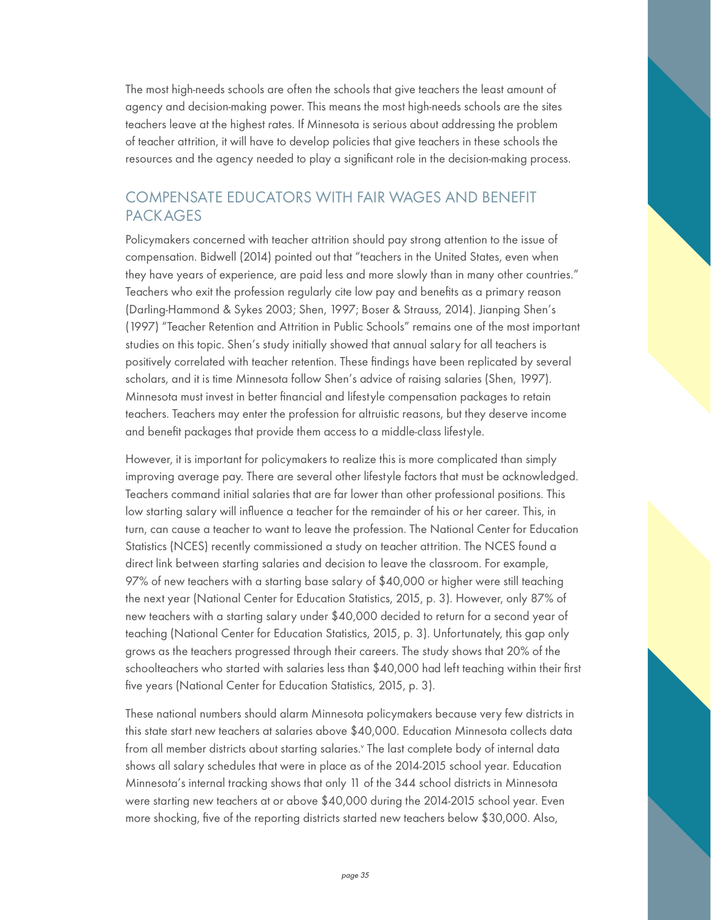The most high-needs schools are often the schools that give teachers the least amount of agency and decision-making power. This means the most high-needs schools are the sites teachers leave at the highest rates. If Minnesota is serious about addressing the problem of teacher attrition, it will have to develop policies that give teachers in these schools the resources and the agency needed to play a significant role in the decision-making process.

## COMPENSATE EDUCATORS WITH FAIR WAGES AND BENEFIT PACKAGES

Policymakers concerned with teacher attrition should pay strong attention to the issue of compensation. Bidwell (2014) pointed out that "teachers in the United States, even when they have years of experience, are paid less and more slowly than in many other countries." Teachers who exit the profession regularly cite low pay and benefits as a primary reason (Darling-Hammond & Sykes 2003; Shen, 1997; Boser & Strauss, 2014). Jianping Shen's (1997) "Teacher Retention and Attrition in Public Schools" remains one of the most important studies on this topic. Shen's study initially showed that annual salary for all teachers is positively correlated with teacher retention. These findings have been replicated by several scholars, and it is time Minnesota follow Shen's advice of raising salaries (Shen, 1997). Minnesota must invest in better financial and lifestyle compensation packages to retain teachers. Teachers may enter the profession for altruistic reasons, but they deserve income and benefit packages that provide them access to a middle-class lifestyle.

However, it is important for policymakers to realize this is more complicated than simply improving average pay. There are several other lifestyle factors that must be acknowledged. Teachers command initial salaries that are far lower than other professional positions. This low starting salary will influence a teacher for the remainder of his or her career. This, in turn, can cause a teacher to want to leave the profession. The National Center for Education Statistics (NCES) recently commissioned a study on teacher attrition. The NCES found a direct link between starting salaries and decision to leave the classroom. For example, 97% of new teachers with a starting base salary of $40,000 or higher were still teaching the next year (National Center for Education Statistics, 2015, p. 3). However, only 87% of new teachers with a starting salary under $40,000 decided to return for a second year of teaching (National Center for Education Statistics, 2015, p. 3). Unfortunately, this gap only grows as the teachers progressed through their careers. The study shows that 20% of the schoolteachers who started with salaries less than $40,000 had left teaching within their first five years (National Center for Education Statistics, 2015, p. 3).

These national numbers should alarm Minnesota policymakers because very few districts in this state start new teachers at salaries above $40,000. Education Minnesota collects data from all member districts about starting salaries.[v] The last complete body of internal data shows all salary schedules that were in place as of the 2014-2015 school year. Education Minnesota's internal tracking shows that only 11 of the 344 school districts in Minnesota were starting new teachers at or above $40,000 during the 2014-2015 school year. Even more shocking, five of the reporting districts started new teachers below $30,000. Also,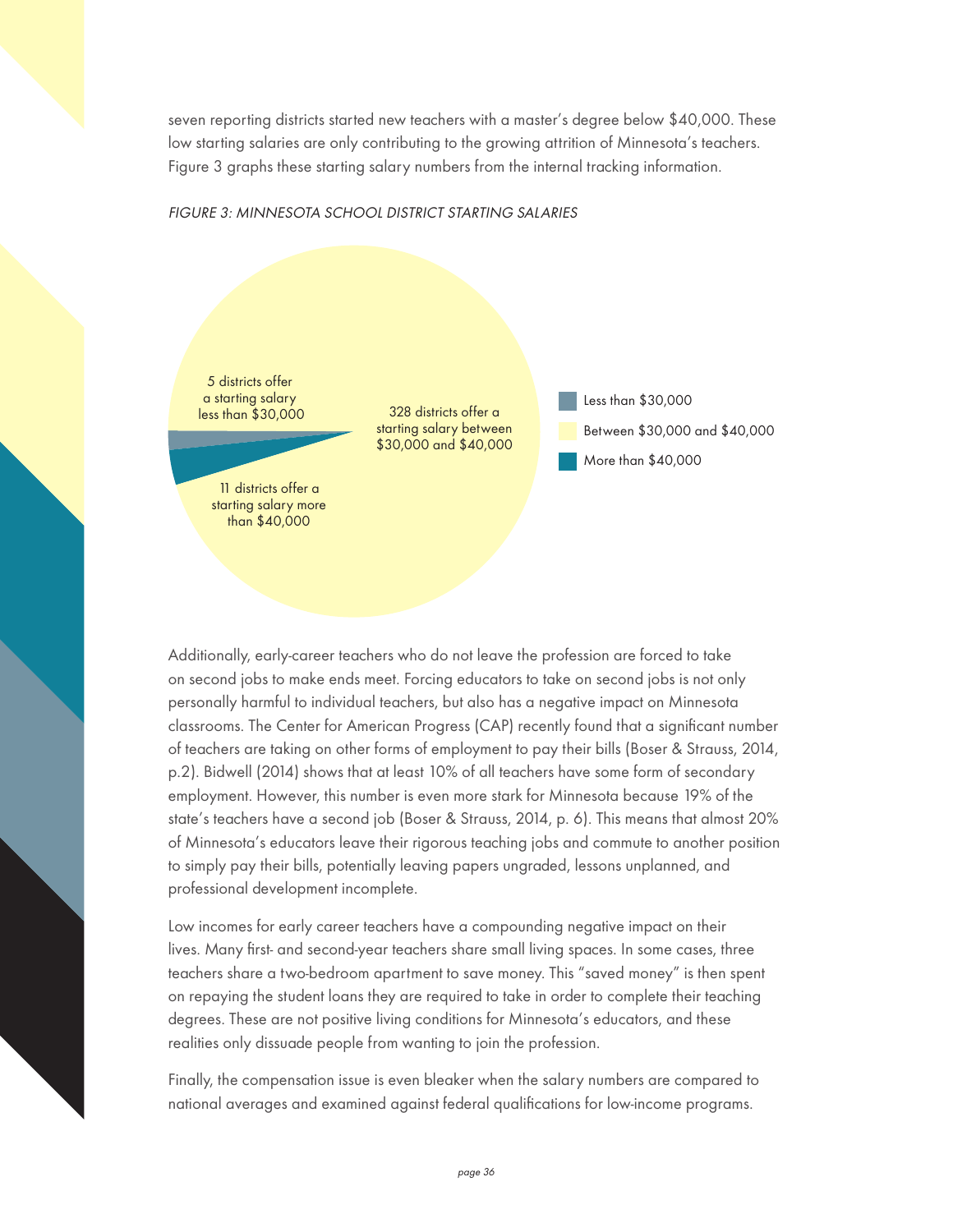seven reporting districts started new teachers with a master's degree below $40,000. These low starting salaries are only contributing to the growing attrition of Minnesota's teachers. Figure 3 graphs these starting salary numbers from the internal tracking information.

*FIGURE 3: MINNESOTA SCHOOL DISTRICT STARTING SALARIES*

5 districts offer a starting salary less than $30,000

328 districts offer a starting salary between $30,000 and $40,000

11 districts offer a starting salary more than $40,000

Less than $30,000

Between $30,000 and $40,000

More than $40,000

Additionally, early-career teachers who do not leave the profession are forced to take on second jobs to make ends meet. Forcing educators to take on second jobs is not only personally harmful to individual teachers, but also has a negative impact on Minnesota classrooms. The Center for American Progress (CAP) recently found that a significant number of teachers are taking on other forms of employment to pay their bills (Boser & Strauss, 2014, p.2). Bidwell (2014) shows that at least 10% of all teachers have some form of secondary employment. However, this number is even more stark for Minnesota because 19% of the state's teachers have a second job (Boser & Strauss, 2014, p. 6). This means that almost 20% of Minnesota's educators leave their rigorous teaching jobs and commute to another position to simply pay their bills, potentially leaving papers ungraded, lessons unplanned, and professional development incomplete.

Low incomes for early career teachers have a compounding negative impact on their lives. Many first- and second-year teachers share small living spaces. In some cases, three teachers share a two-bedroom apartment to save money. This "saved money" is then spent on repaying the student loans they are required to take in order to complete their teaching degrees. These are not positive living conditions for Minnesota's educators, and these realities only dissuade people from wanting to join the profession.

Finally, the compensation issue is even bleaker when the salary numbers are compared to national averages and examined against federal qualifications for low-income programs.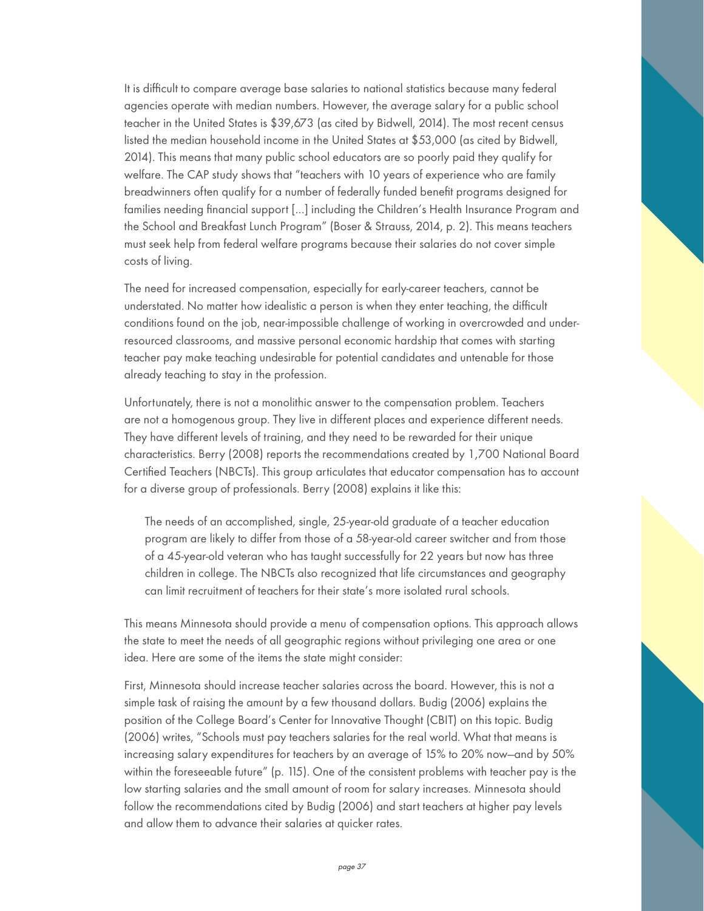It is difficult to compare average base salaries to national statistics because many federal agencies operate with median numbers. However, the average salary for a public school teacher in the United States is $39,673 (as cited by Bidwell, 2014). The most recent census listed the median household income in the United States at $53,000 (as cited by Bidwell, 2014). This means that many public school educators are so poorly paid they qualify for welfare. The CAP study shows that "teachers with 10 years of experience who are family breadwinners often qualify for a number of federally funded benefit programs designed for families needing financial support [...] including the Children's Health Insurance Program and the School and Breakfast Lunch Program" (Boser & Strauss, 2014, p. 2). This means teachers must seek help from federal welfare programs because their salaries do not cover simple costs of living.

The need for increased compensation, especially for early-career teachers, cannot be understated. No matter how idealistic a person is when they enter teaching, the difficult conditions found on the job, near-impossible challenge of working in overcrowded and under-resourced classrooms, and massive personal economic hardship that comes with starting teacher pay make teaching undesirable for potential candidates and untenable for those already teaching to stay in the profession.

Unfortunately, there is not a monolithic answer to the compensation problem. Teachers are not a homogenous group. They live in different places and experience different needs. They have different levels of training, and they need to be rewarded for their unique characteristics. Berry (2008) reports the recommendations created by 1,700 National Board Certified Teachers (NBCTs). This group articulates that educator compensation has to account for a diverse group of professionals. Berry (2008) explains it like this:

> The needs of an accomplished, single, 25-year-old graduate of a teacher education program are likely to differ from those of a 58-year-old career switcher and from those of a 45-year-old veteran who has taught successfully for 22 years but now has three children in college. The NBCTs also recognized that life circumstances and geography can limit recruitment of teachers for their state's more isolated rural schools.

This means Minnesota should provide a menu of compensation options. This approach allows the state to meet the needs of all geographic regions without privileging one area or one idea. Here are some of the items the state might consider:

First, Minnesota should increase teacher salaries across the board. However, this is not a simple task of raising the amount by a few thousand dollars. Budig (2006) explains the position of the College Board's Center for Innovative Thought (CBIT) on this topic. Budig (2006) writes, "Schools must pay teachers salaries for the real world. What that means is increasing salary expenditures for teachers by an average of 15% to 20% now—and by 50% within the foreseeable future" (p. 115). One of the consistent problems with teacher pay is the low starting salaries and the small amount of room for salary increases. Minnesota should follow the recommendations cited by Budig (2006) and start teachers at higher pay levels and allow them to advance their salaries at quicker rates.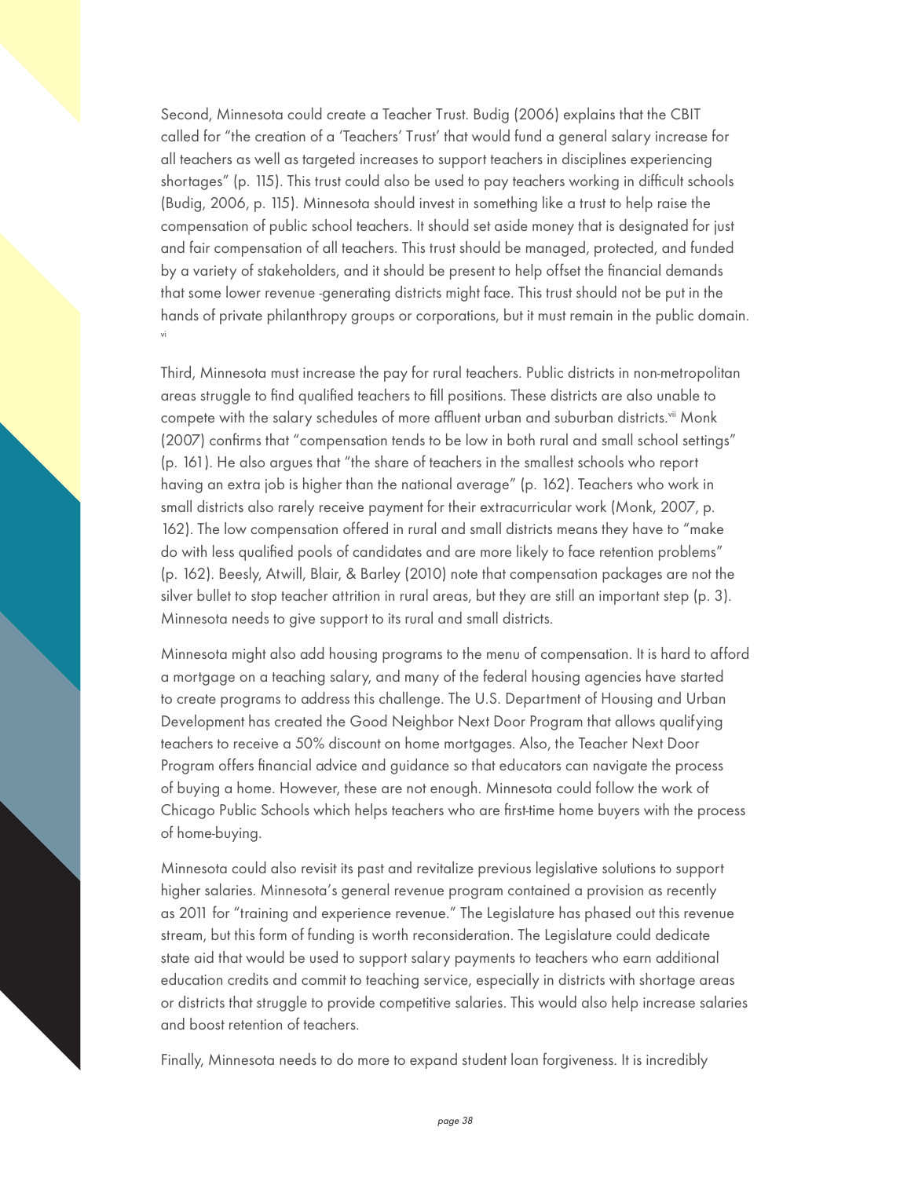Second, Minnesota could create a Teacher Trust. Budig (2006) explains that the CBIT called for "the creation of a 'Teachers' Trust' that would fund a general salary increase for all teachers as well as targeted increases to support teachers in disciplines experiencing shortages" (p. 115). This trust could also be used to pay teachers working in difficult schools (Budig, 2006, p. 115). Minnesota should invest in something like a trust to help raise the compensation of public school teachers. It should set aside money that is designated for just and fair compensation of all teachers. This trust should be managed, protected, and funded by a variety of stakeholders, and it should be present to help offset the financial demands that some lower revenue -generating districts might face. This trust should not be put in the hands of private philanthropy groups or corporations, but it must remain in the public domain.[vi]

Third, Minnesota must increase the pay for rural teachers. Public districts in non-metropolitan areas struggle to find qualified teachers to fill positions. These districts are also unable to compete with the salary schedules of more affluent urban and suburban districts.[vii] Monk (2007) confirms that "compensation tends to be low in both rural and small school settings" (p. 161). He also argues that "the share of teachers in the smallest schools who report having an extra job is higher than the national average" (p. 162). Teachers who work in small districts also rarely receive payment for their extracurricular work (Monk, 2007, p. 162). The low compensation offered in rural and small districts means they have to "make do with less qualified pools of candidates and are more likely to face retention problems" (p. 162). Beesly, Atwill, Blair, & Barley (2010) note that compensation packages are not the silver bullet to stop teacher attrition in rural areas, but they are still an important step (p. 3). Minnesota needs to give support to its rural and small districts.

Minnesota might also add housing programs to the menu of compensation. It is hard to afford a mortgage on a teaching salary, and many of the federal housing agencies have started to create programs to address this challenge. The U.S. Department of Housing and Urban Development has created the Good Neighbor Next Door Program that allows qualifying teachers to receive a 50% discount on home mortgages. Also, the Teacher Next Door Program offers financial advice and guidance so that educators can navigate the process of buying a home. However, these are not enough. Minnesota could follow the work of Chicago Public Schools which helps teachers who are first-time home buyers with the process of home-buying.

Minnesota could also revisit its past and revitalize previous legislative solutions to support higher salaries. Minnesota's general revenue program contained a provision as recently as 2011 for "training and experience revenue." The Legislature has phased out this revenue stream, but this form of funding is worth reconsideration. The Legislature could dedicate state aid that would be used to support salary payments to teachers who earn additional education credits and commit to teaching service, especially in districts with shortage areas or districts that struggle to provide competitive salaries. This would also help increase salaries and boost retention of teachers.

Finally, Minnesota needs to do more to expand student loan forgiveness. It is incredibly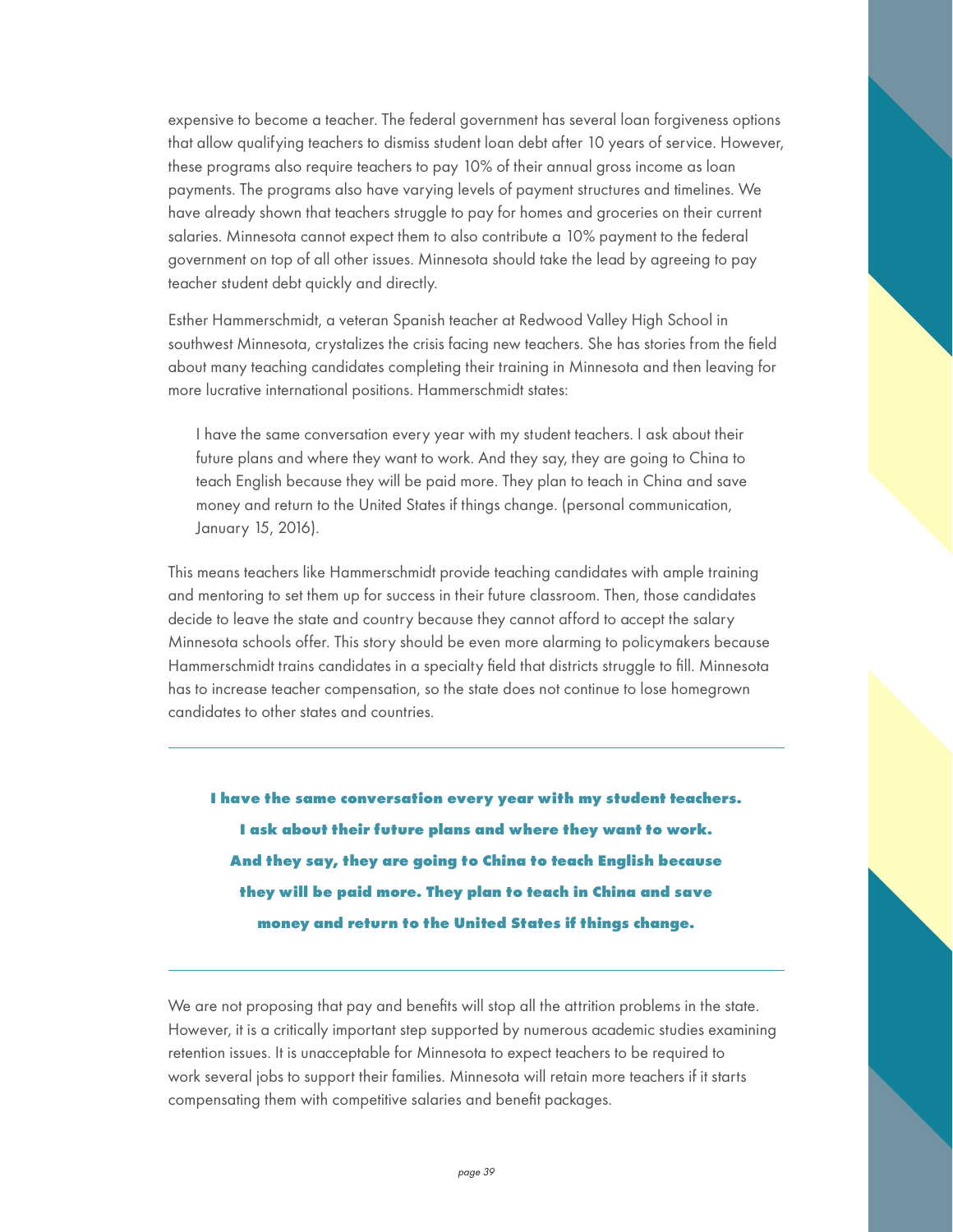expensive to become a teacher. The federal government has several loan forgiveness options that allow qualifying teachers to dismiss student loan debt after 10 years of service. However, these programs also require teachers to pay 10% of their annual gross income as loan payments. The programs also have varying levels of payment structures and timelines. We have already shown that teachers struggle to pay for homes and groceries on their current salaries. Minnesota cannot expect them to also contribute a 10% payment to the federal government on top of all other issues. Minnesota should take the lead by agreeing to pay teacher student debt quickly and directly.

Esther Hammerschmidt, a veteran Spanish teacher at Redwood Valley High School in southwest Minnesota, crystalizes the crisis facing new teachers. She has stories from the field about many teaching candidates completing their training in Minnesota and then leaving for more lucrative international positions. Hammerschmidt states:

> I have the same conversation every year with my student teachers. I ask about their future plans and where they want to work. And they say, they are going to China to teach English because they will be paid more. They plan to teach in China and save money and return to the United States if things change. (personal communication, January 15, 2016).

This means teachers like Hammerschmidt provide teaching candidates with ample training and mentoring to set them up for success in their future classroom. Then, those candidates decide to leave the state and country because they cannot afford to accept the salary Minnesota schools offer. This story should be even more alarming to policymakers because Hammerschmidt trains candidates in a specialty field that districts struggle to fill. Minnesota has to increase teacher compensation, so the state does not continue to lose homegrown candidates to other states and countries.

---

**I have the same conversation every year with my student teachers. I ask about their future plans and where they want to work. And they say, they are going to China to teach English because they will be paid more. They plan to teach in China and save money and return to the United States if things change.**

---

We are not proposing that pay and benefits will stop all the attrition problems in the state. However, it is a critically important step supported by numerous academic studies examining retention issues. It is unacceptable for Minnesota to expect teachers to be required to work several jobs to support their families. Minnesota will retain more teachers if it starts compensating them with competitive salaries and benefit packages.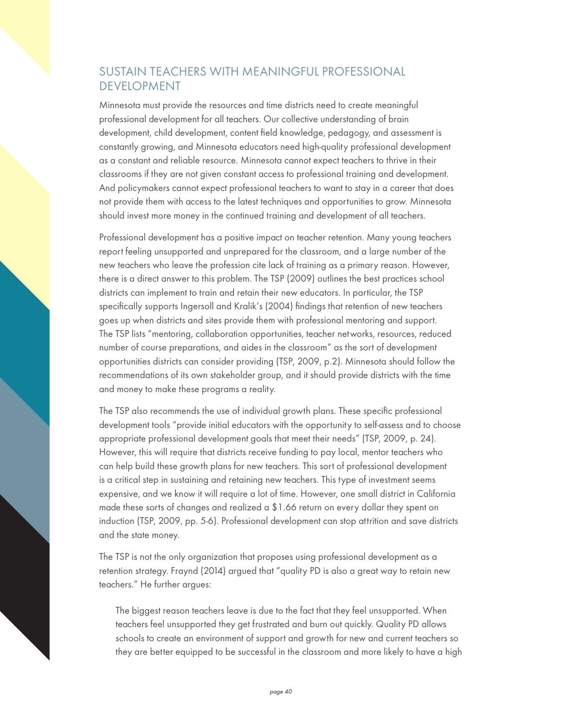## SUSTAIN TEACHERS WITH MEANINGFUL PROFESSIONAL DEVELOPMENT

Minnesota must provide the resources and time districts need to create meaningful professional development for all teachers. Our collective understanding of brain development, child development, content field knowledge, pedagogy, and assessment is constantly growing, and Minnesota educators need high-quality professional development as a constant and reliable resource. Minnesota cannot expect teachers to thrive in their classrooms if they are not given constant access to professional training and development. And policymakers cannot expect professional teachers to want to stay in a career that does not provide them with access to the latest techniques and opportunities to grow. Minnesota should invest more money in the continued training and development of all teachers.

Professional development has a positive impact on teacher retention. Many young teachers report feeling unsupported and unprepared for the classroom, and a large number of the new teachers who leave the profession cite lack of training as a primary reason. However, there is a direct answer to this problem. The TSP (2009) outlines the best practices school districts can implement to train and retain their new educators. In particular, the TSP specifically supports Ingersoll and Kralik's (2004) findings that retention of new teachers goes up when districts and sites provide them with professional mentoring and support. The TSP lists "mentoring, collaboration opportunities, teacher networks, resources, reduced number of course preparations, and aides in the classroom" as the sort of development opportunities districts can consider providing (TSP, 2009, p.2). Minnesota should follow the recommendations of its own stakeholder group, and it should provide districts with the time and money to make these programs a reality.

The TSP also recommends the use of individual growth plans. These specific professional development tools "provide initial educators with the opportunity to self-assess and to choose appropriate professional development goals that meet their needs" (TSP, 2009, p. 24). However, this will require that districts receive funding to pay local, mentor teachers who can help build these growth plans for new teachers. This sort of professional development is a critical step in sustaining and retaining new teachers. This type of investment seems expensive, and we know it will require a lot of time. However, one small district in California made these sorts of changes and realized a $1.66 return on every dollar they spent on induction (TSP, 2009, pp. 5-6). Professional development can stop attrition and save districts and the state money.

The TSP is not the only organization that proposes using professional development as a retention strategy. Fraynd (2014) argued that "quality PD is also a great way to retain new teachers." He further argues:

> The biggest reason teachers leave is due to the fact that they feel unsupported. When teachers feel unsupported they get frustrated and burn out quickly. Quality PD allows schools to create an environment of support and growth for new and current teachers so they are better equipped to be successful in the classroom and more likely to have a high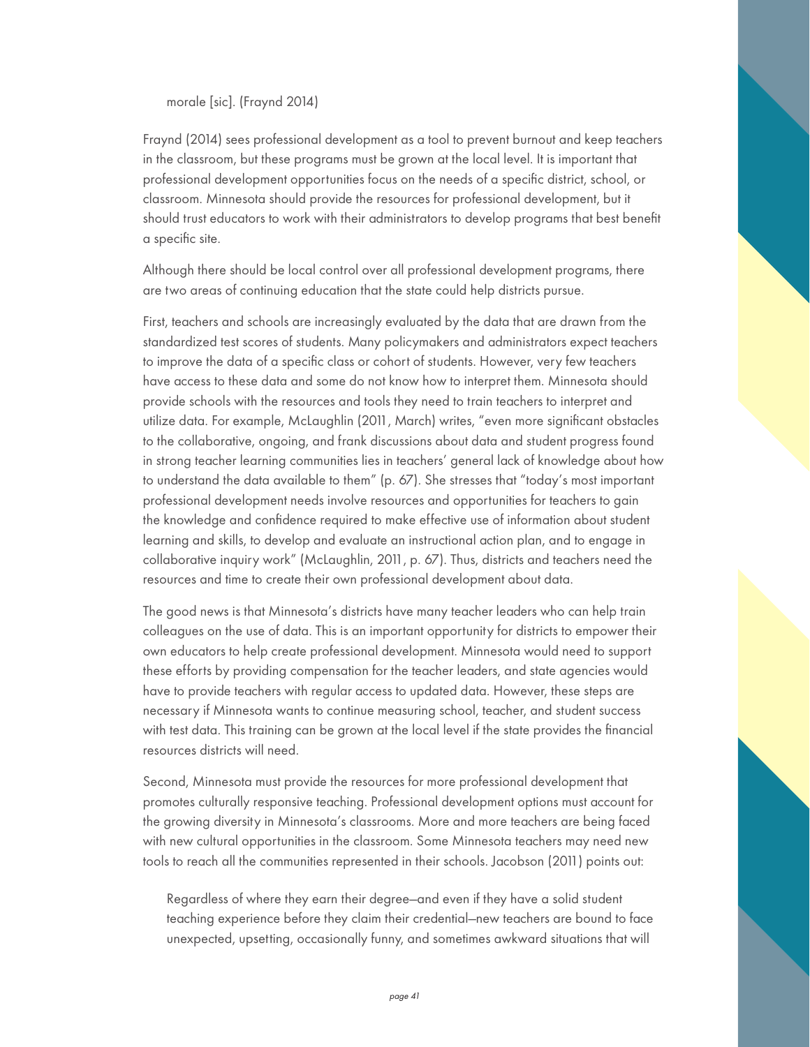> morale [sic]. (Fraynd 2014)

Fraynd (2014) sees professional development as a tool to prevent burnout and keep teachers in the classroom, but these programs must be grown at the local level. It is important that professional development opportunities focus on the needs of a specific district, school, or classroom. Minnesota should provide the resources for professional development, but it should trust educators to work with their administrators to develop programs that best benefit a specific site.

Although there should be local control over all professional development programs, there are two areas of continuing education that the state could help districts pursue.

First, teachers and schools are increasingly evaluated by the data that are drawn from the standardized test scores of students. Many policymakers and administrators expect teachers to improve the data of a specific class or cohort of students. However, very few teachers have access to these data and some do not know how to interpret them. Minnesota should provide schools with the resources and tools they need to train teachers to interpret and utilize data. For example, McLaughlin (2011, March) writes, "even more significant obstacles to the collaborative, ongoing, and frank discussions about data and student progress found in strong teacher learning communities lies in teachers' general lack of knowledge about how to understand the data available to them" (p. 67). She stresses that "today's most important professional development needs involve resources and opportunities for teachers to gain the knowledge and confidence required to make effective use of information about student learning and skills, to develop and evaluate an instructional action plan, and to engage in collaborative inquiry work" (McLaughlin, 2011, p. 67). Thus, districts and teachers need the resources and time to create their own professional development about data.

The good news is that Minnesota's districts have many teacher leaders who can help train colleagues on the use of data. This is an important opportunity for districts to empower their own educators to help create professional development. Minnesota would need to support these efforts by providing compensation for the teacher leaders, and state agencies would have to provide teachers with regular access to updated data. However, these steps are necessary if Minnesota wants to continue measuring school, teacher, and student success with test data. This training can be grown at the local level if the state provides the financial resources districts will need.

Second, Minnesota must provide the resources for more professional development that promotes culturally responsive teaching. Professional development options must account for the growing diversity in Minnesota's classrooms. More and more teachers are being faced with new cultural opportunities in the classroom. Some Minnesota teachers may need new tools to reach all the communities represented in their schools. Jacobson (2011) points out:

> Regardless of where they earn their degree—and even if they have a solid student teaching experience before they claim their credential—new teachers are bound to face unexpected, upsetting, occasionally funny, and sometimes awkward situations that will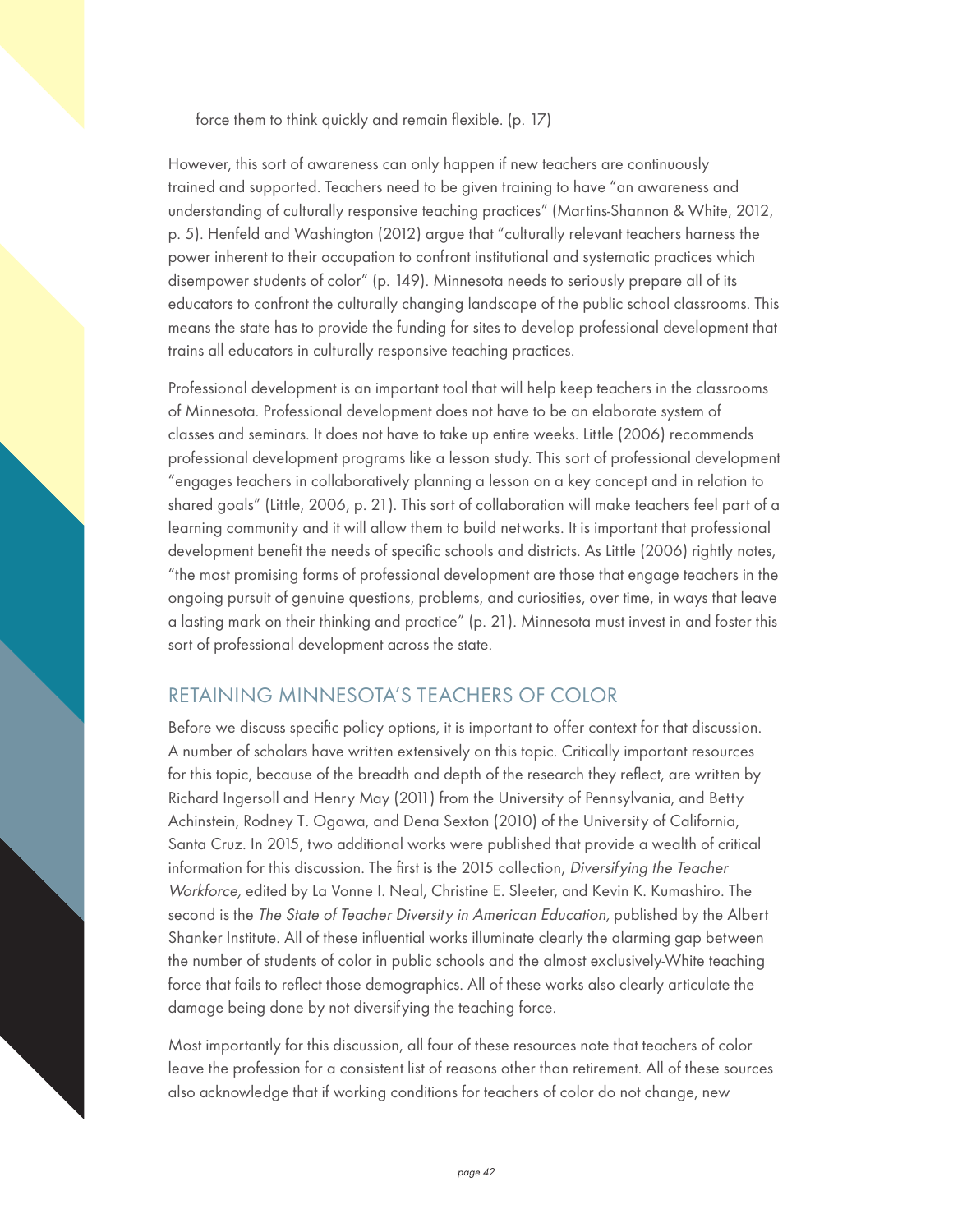force them to think quickly and remain flexible. (p. 17)

However, this sort of awareness can only happen if new teachers are continuously trained and supported. Teachers need to be given training to have "an awareness and understanding of culturally responsive teaching practices" (Martins-Shannon & White, 2012, p. 5). Henfeld and Washington (2012) argue that "culturally relevant teachers harness the power inherent to their occupation to confront institutional and systematic practices which disempower students of color" (p. 149). Minnesota needs to seriously prepare all of its educators to confront the culturally changing landscape of the public school classrooms. This means the state has to provide the funding for sites to develop professional development that trains all educators in culturally responsive teaching practices.

Professional development is an important tool that will help keep teachers in the classrooms of Minnesota. Professional development does not have to be an elaborate system of classes and seminars. It does not have to take up entire weeks. Little (2006) recommends professional development programs like a lesson study. This sort of professional development "engages teachers in collaboratively planning a lesson on a key concept and in relation to shared goals" (Little, 2006, p. 21). This sort of collaboration will make teachers feel part of a learning community and it will allow them to build networks. It is important that professional development benefit the needs of specific schools and districts. As Little (2006) rightly notes, "the most promising forms of professional development are those that engage teachers in the ongoing pursuit of genuine questions, problems, and curiosities, over time, in ways that leave a lasting mark on their thinking and practice" (p. 21). Minnesota must invest in and foster this sort of professional development across the state.

## RETAINING MINNESOTA'S TEACHERS OF COLOR

Before we discuss specific policy options, it is important to offer context for that discussion. A number of scholars have written extensively on this topic. Critically important resources for this topic, because of the breadth and depth of the research they reflect, are written by Richard Ingersoll and Henry May (2011) from the University of Pennsylvania, and Betty Achinstein, Rodney T. Ogawa, and Dena Sexton (2010) of the University of California, Santa Cruz. In 2015, two additional works were published that provide a wealth of critical information for this discussion. The first is the 2015 collection, *Diversifying the Teacher Workforce,* edited by La Vonne I. Neal, Christine E. Sleeter, and Kevin K. Kumashiro. The second is the *The State of Teacher Diversity in American Education,* published by the Albert Shanker Institute. All of these influential works illuminate clearly the alarming gap between the number of students of color in public schools and the almost exclusively-White teaching force that fails to reflect those demographics. All of these works also clearly articulate the damage being done by not diversifying the teaching force.

Most importantly for this discussion, all four of these resources note that teachers of color leave the profession for a consistent list of reasons other than retirement. All of these sources also acknowledge that if working conditions for teachers of color do not change, new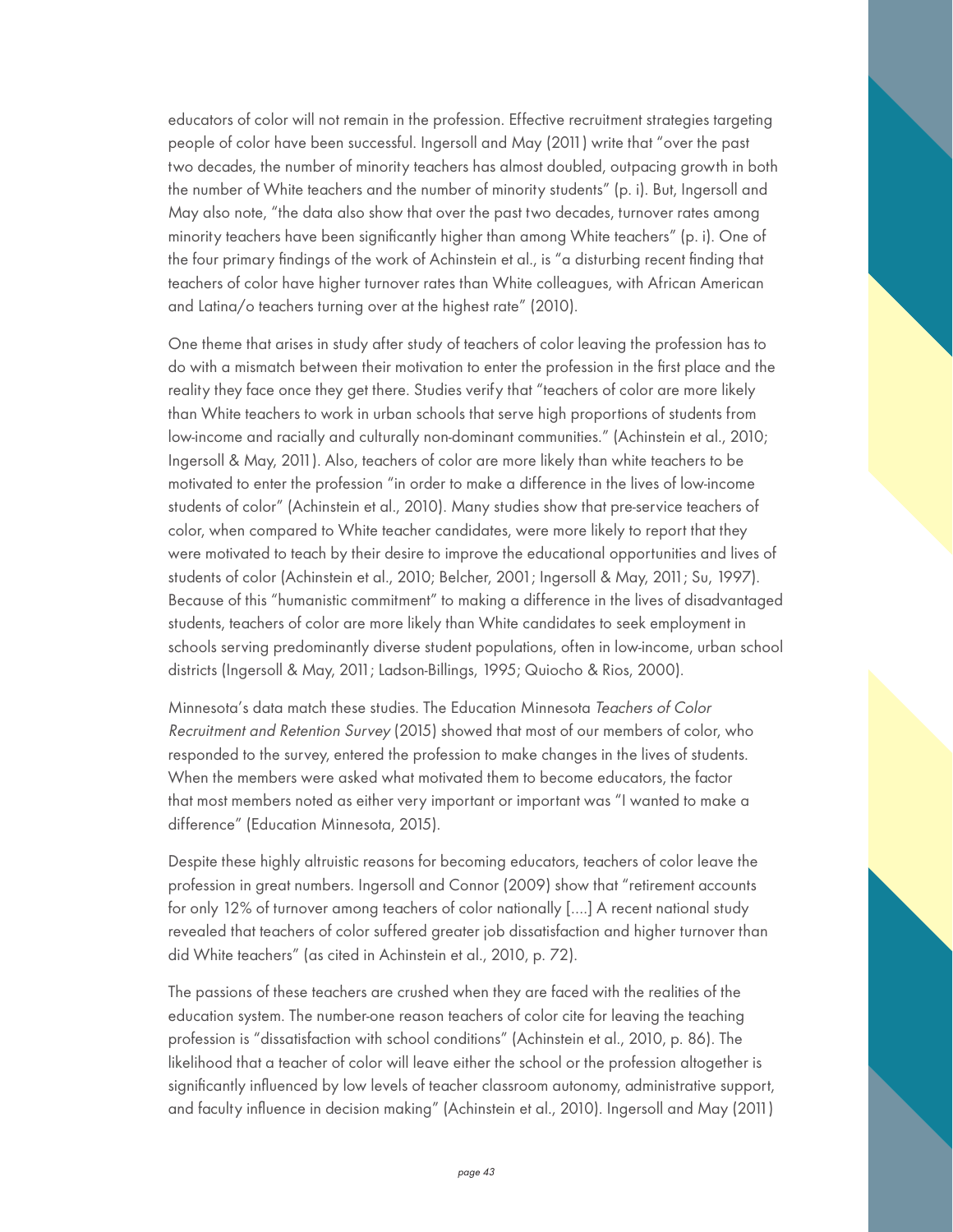educators of color will not remain in the profession. Effective recruitment strategies targeting people of color have been successful. Ingersoll and May (2011) write that "over the past two decades, the number of minority teachers has almost doubled, outpacing growth in both the number of White teachers and the number of minority students" (p. i). But, Ingersoll and May also note, "the data also show that over the past two decades, turnover rates among minority teachers have been significantly higher than among White teachers" (p. i). One of the four primary findings of the work of Achinstein et al., is "a disturbing recent finding that teachers of color have higher turnover rates than White colleagues, with African American and Latina/o teachers turning over at the highest rate" (2010).

One theme that arises in study after study of teachers of color leaving the profession has to do with a mismatch between their motivation to enter the profession in the first place and the reality they face once they get there. Studies verify that "teachers of color are more likely than White teachers to work in urban schools that serve high proportions of students from low-income and racially and culturally non-dominant communities." (Achinstein et al., 2010; Ingersoll & May, 2011). Also, teachers of color are more likely than white teachers to be motivated to enter the profession "in order to make a difference in the lives of low-income students of color" (Achinstein et al., 2010). Many studies show that pre-service teachers of color, when compared to White teacher candidates, were more likely to report that they were motivated to teach by their desire to improve the educational opportunities and lives of students of color (Achinstein et al., 2010; Belcher, 2001; Ingersoll & May, 2011; Su, 1997). Because of this "humanistic commitment" to making a difference in the lives of disadvantaged students, teachers of color are more likely than White candidates to seek employment in schools serving predominantly diverse student populations, often in low-income, urban school districts (Ingersoll & May, 2011; Ladson-Billings, 1995; Quiocho & Rios, 2000).

Minnesota's data match these studies. The Education Minnesota *Teachers of Color Recruitment and Retention Survey* (2015) showed that most of our members of color, who responded to the survey, entered the profession to make changes in the lives of students. When the members were asked what motivated them to become educators, the factor that most members noted as either very important or important was "I wanted to make a difference" (Education Minnesota, 2015).

Despite these highly altruistic reasons for becoming educators, teachers of color leave the profession in great numbers. Ingersoll and Connor (2009) show that "retirement accounts for only 12% of turnover among teachers of color nationally [....] A recent national study revealed that teachers of color suffered greater job dissatisfaction and higher turnover than did White teachers" (as cited in Achinstein et al., 2010, p. 72).

The passions of these teachers are crushed when they are faced with the realities of the education system. The number-one reason teachers of color cite for leaving the teaching profession is "dissatisfaction with school conditions" (Achinstein et al., 2010, p. 86). The likelihood that a teacher of color will leave either the school or the profession altogether is significantly influenced by low levels of teacher classroom autonomy, administrative support, and faculty influence in decision making" (Achinstein et al., 2010). Ingersoll and May (2011)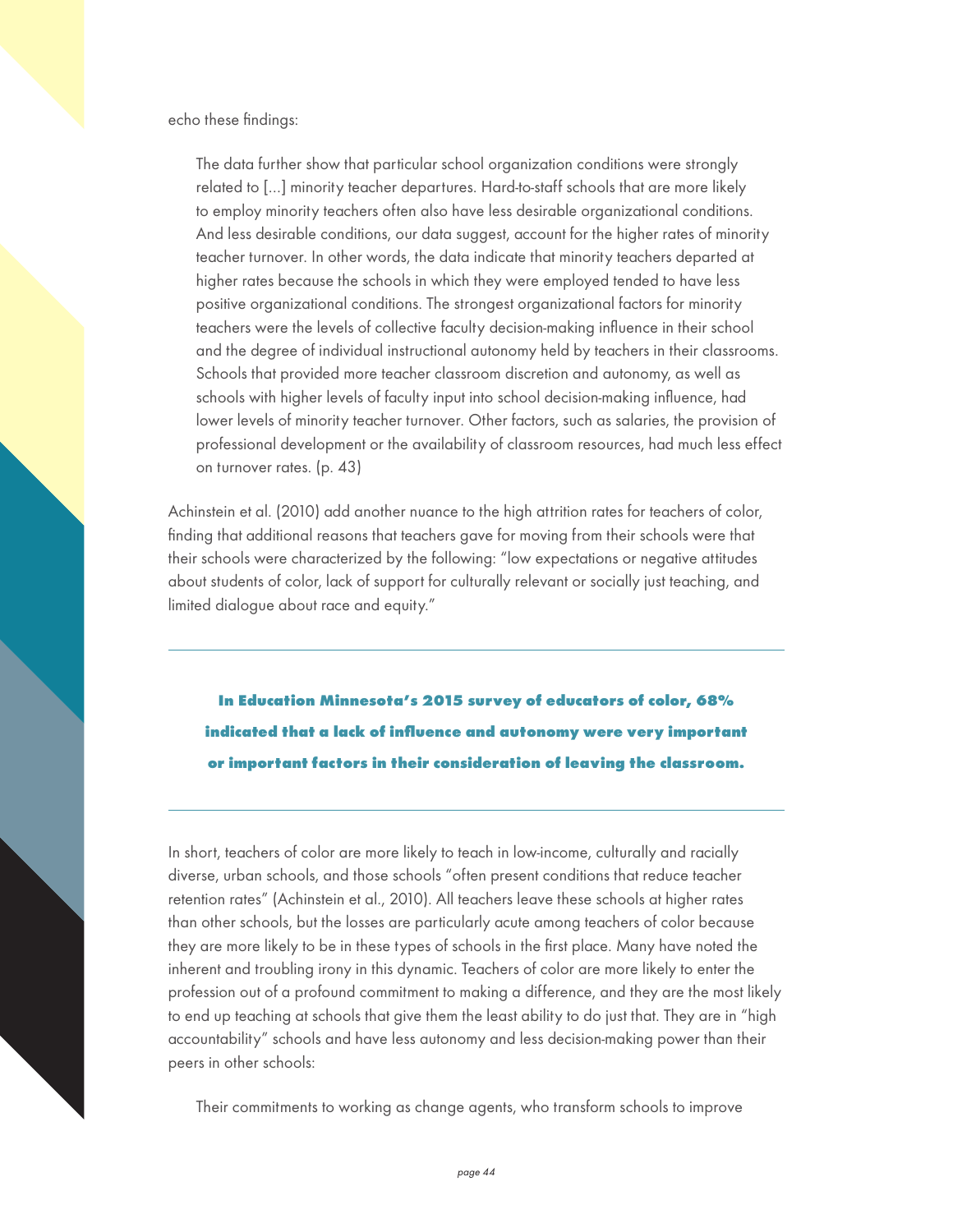echo these findings:

> The data further show that particular school organization conditions were strongly related to [...] minority teacher departures. Hard-to-staff schools that are more likely to employ minority teachers often also have less desirable organizational conditions. And less desirable conditions, our data suggest, account for the higher rates of minority teacher turnover. In other words, the data indicate that minority teachers departed at higher rates because the schools in which they were employed tended to have less positive organizational conditions. The strongest organizational factors for minority teachers were the levels of collective faculty decision-making influence in their school and the degree of individual instructional autonomy held by teachers in their classrooms. Schools that provided more teacher classroom discretion and autonomy, as well as schools with higher levels of faculty input into school decision-making influence, had lower levels of minority teacher turnover. Other factors, such as salaries, the provision of professional development or the availability of classroom resources, had much less effect on turnover rates. (p. 43)

Achinstein et al. (2010) add another nuance to the high attrition rates for teachers of color, finding that additional reasons that teachers gave for moving from their schools were that their schools were characterized by the following: "low expectations or negative attitudes about students of color, lack of support for culturally relevant or socially just teaching, and limited dialogue about race and equity."

---

**In Education Minnesota's 2015 survey of educators of color, 68% indicated that a lack of influence and autonomy were very important or important factors in their consideration of leaving the classroom.**

---

In short, teachers of color are more likely to teach in low-income, culturally and racially diverse, urban schools, and those schools "often present conditions that reduce teacher retention rates" (Achinstein et al., 2010). All teachers leave these schools at higher rates than other schools, but the losses are particularly acute among teachers of color because they are more likely to be in these types of schools in the first place. Many have noted the inherent and troubling irony in this dynamic. Teachers of color are more likely to enter the profession out of a profound commitment to making a difference, and they are the most likely to end up teaching at schools that give them the least ability to do just that. They are in "high accountability" schools and have less autonomy and less decision-making power than their peers in other schools:

> Their commitments to working as change agents, who transform schools to improve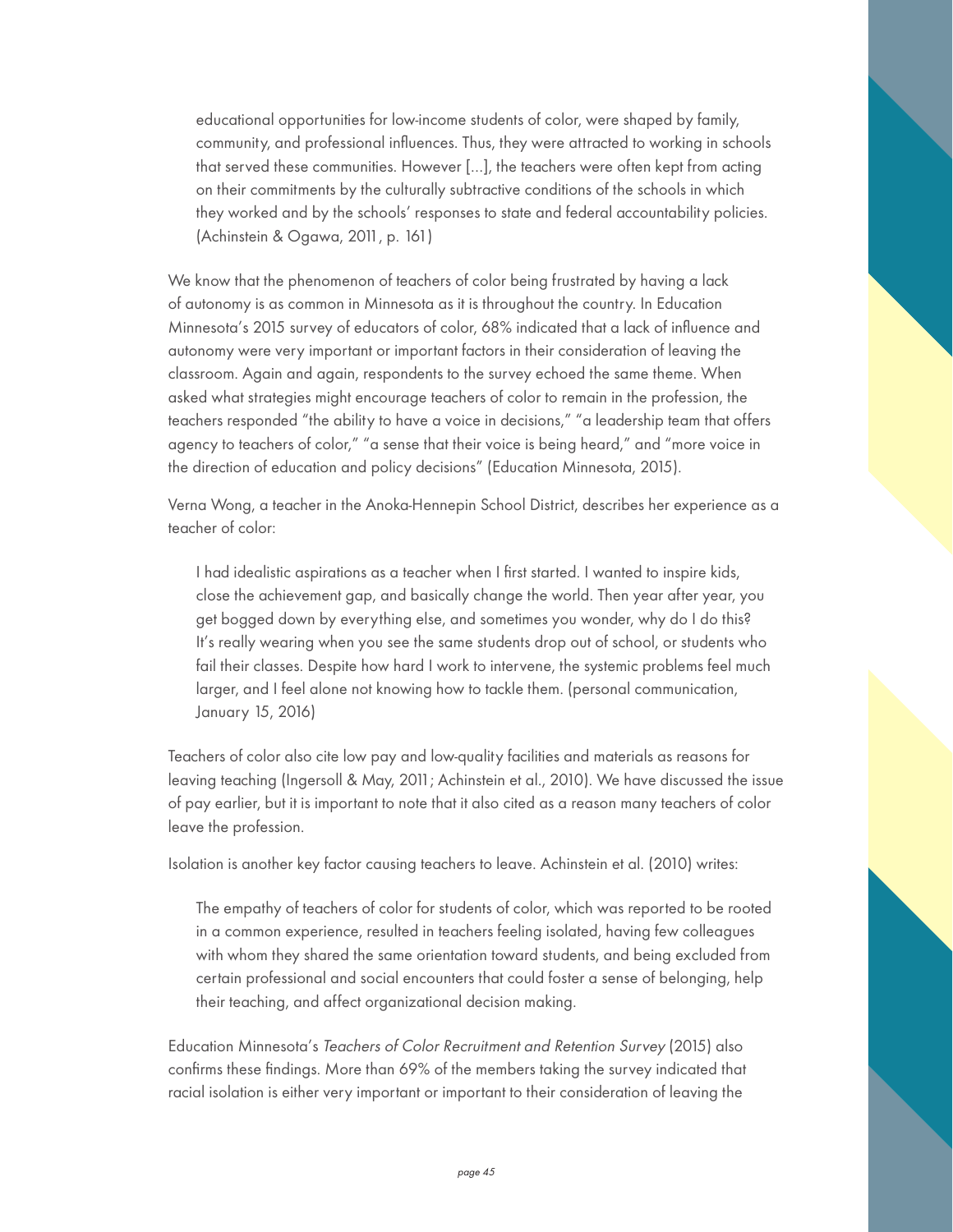> educational opportunities for low-income students of color, were shaped by family, community, and professional influences. Thus, they were attracted to working in schools that served these communities. However [...], the teachers were often kept from acting on their commitments by the culturally subtractive conditions of the schools in which they worked and by the schools' responses to state and federal accountability policies. (Achinstein & Ogawa, 2011, p. 161)

We know that the phenomenon of teachers of color being frustrated by having a lack of autonomy is as common in Minnesota as it is throughout the country. In Education Minnesota's 2015 survey of educators of color, 68% indicated that a lack of influence and autonomy were very important or important factors in their consideration of leaving the classroom. Again and again, respondents to the survey echoed the same theme. When asked what strategies might encourage teachers of color to remain in the profession, the teachers responded "the ability to have a voice in decisions," "a leadership team that offers agency to teachers of color," "a sense that their voice is being heard," and "more voice in the direction of education and policy decisions" (Education Minnesota, 2015).

Verna Wong, a teacher in the Anoka-Hennepin School District, describes her experience as a teacher of color:

> I had idealistic aspirations as a teacher when I first started. I wanted to inspire kids, close the achievement gap, and basically change the world. Then year after year, you get bogged down by everything else, and sometimes you wonder, why do I do this? It's really wearing when you see the same students drop out of school, or students who fail their classes. Despite how hard I work to intervene, the systemic problems feel much larger, and I feel alone not knowing how to tackle them. (personal communication, January 15, 2016)

Teachers of color also cite low pay and low-quality facilities and materials as reasons for leaving teaching (Ingersoll & May, 2011; Achinstein et al., 2010). We have discussed the issue of pay earlier, but it is important to note that it also cited as a reason many teachers of color leave the profession.

Isolation is another key factor causing teachers to leave. Achinstein et al. (2010) writes:

> The empathy of teachers of color for students of color, which was reported to be rooted in a common experience, resulted in teachers feeling isolated, having few colleagues with whom they shared the same orientation toward students, and being excluded from certain professional and social encounters that could foster a sense of belonging, help their teaching, and affect organizational decision making.

Education Minnesota's *Teachers of Color Recruitment and Retention Survey* (2015) also confirms these findings. More than 69% of the members taking the survey indicated that racial isolation is either very important or important to their consideration of leaving the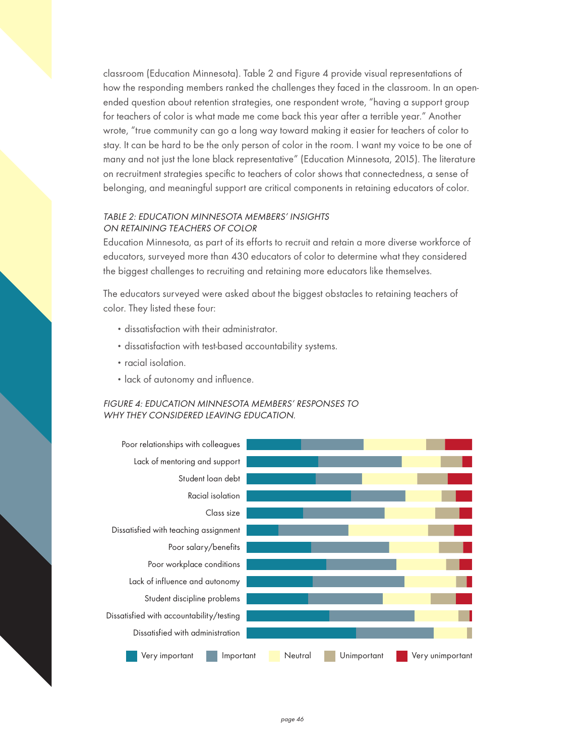classroom (Education Minnesota). Table 2 and Figure 4 provide visual representations of how the responding members ranked the challenges they faced in the classroom. In an open-ended question about retention strategies, one respondent wrote, "having a support group for teachers of color is what made me come back this year after a terrible year." Another wrote, "true community can go a long way toward making it easier for teachers of color to stay. It can be hard to be the only person of color in the room. I want my voice to be one of many and not just the lone black representative" (Education Minnesota, 2015). The literature on recruitment strategies specific to teachers of color shows that connectedness, a sense of belonging, and meaningful support are critical components in retaining educators of color.

*TABLE 2: EDUCATION MINNESOTA MEMBERS' INSIGHTS ON RETAINING TEACHERS OF COLOR*

Education Minnesota, as part of its efforts to recruit and retain a more diverse workforce of educators, surveyed more than 430 educators of color to determine what they considered the biggest challenges to recruiting and retaining more educators like themselves.

The educators surveyed were asked about the biggest obstacles to retaining teachers of color. They listed these four:

- dissatisfaction with their administrator.
- dissatisfaction with test-based accountability systems.
- racial isolation.
- lack of autonomy and influence.

*FIGURE 4: EDUCATION MINNESOTA MEMBERS' RESPONSES TO WHY THEY CONSIDERED LEAVING EDUCATION.*

Poor relationships with colleagues
Lack of mentoring and support
Student loan debt
Racial isolation
Class size
Dissatisfied with teaching assignment
Poor salary/benefits
Poor workplace conditions
Lack of influence and autonomy
Student discipline problems
Dissatisfied with accountability/testing
Dissatisfied with administration

Very important | Important | Neutral | Unimportant | Very unimportant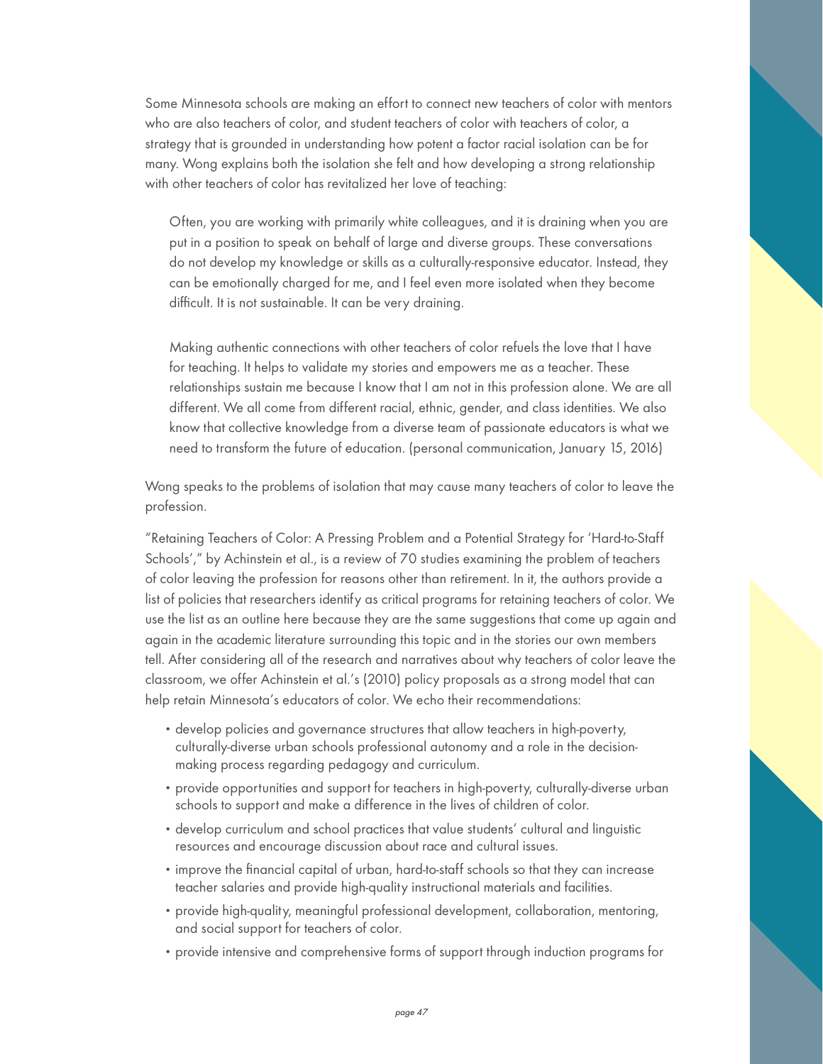Some Minnesota schools are making an effort to connect new teachers of color with mentors who are also teachers of color, and student teachers of color with teachers of color, a strategy that is grounded in understanding how potent a factor racial isolation can be for many. Wong explains both the isolation she felt and how developing a strong relationship with other teachers of color has revitalized her love of teaching:

> Often, you are working with primarily white colleagues, and it is draining when you are put in a position to speak on behalf of large and diverse groups. These conversations do not develop my knowledge or skills as a culturally-responsive educator. Instead, they can be emotionally charged for me, and I feel even more isolated when they become difficult. It is not sustainable. It can be very draining.
>
> Making authentic connections with other teachers of color refuels the love that I have for teaching. It helps to validate my stories and empowers me as a teacher. These relationships sustain me because I know that I am not in this profession alone. We are all different. We all come from different racial, ethnic, gender, and class identities. We also know that collective knowledge from a diverse team of passionate educators is what we need to transform the future of education. (personal communication, January 15, 2016)

Wong speaks to the problems of isolation that may cause many teachers of color to leave the profession.

"Retaining Teachers of Color: A Pressing Problem and a Potential Strategy for 'Hard-to-Staff Schools'," by Achinstein et al., is a review of 70 studies examining the problem of teachers of color leaving the profession for reasons other than retirement. In it, the authors provide a list of policies that researchers identify as critical programs for retaining teachers of color. We use the list as an outline here because they are the same suggestions that come up again and again in the academic literature surrounding this topic and in the stories our own members tell. After considering all of the research and narratives about why teachers of color leave the classroom, we offer Achinstein et al.'s (2010) policy proposals as a strong model that can help retain Minnesota's educators of color. We echo their recommendations:

- develop policies and governance structures that allow teachers in high-poverty, culturally-diverse urban schools professional autonomy and a role in the decision-making process regarding pedagogy and curriculum.
- provide opportunities and support for teachers in high-poverty, culturally-diverse urban schools to support and make a difference in the lives of children of color.
- develop curriculum and school practices that value students' cultural and linguistic resources and encourage discussion about race and cultural issues.
- improve the financial capital of urban, hard-to-staff schools so that they can increase teacher salaries and provide high-quality instructional materials and facilities.
- provide high-quality, meaningful professional development, collaboration, mentoring, and social support for teachers of color.
- provide intensive and comprehensive forms of support through induction programs for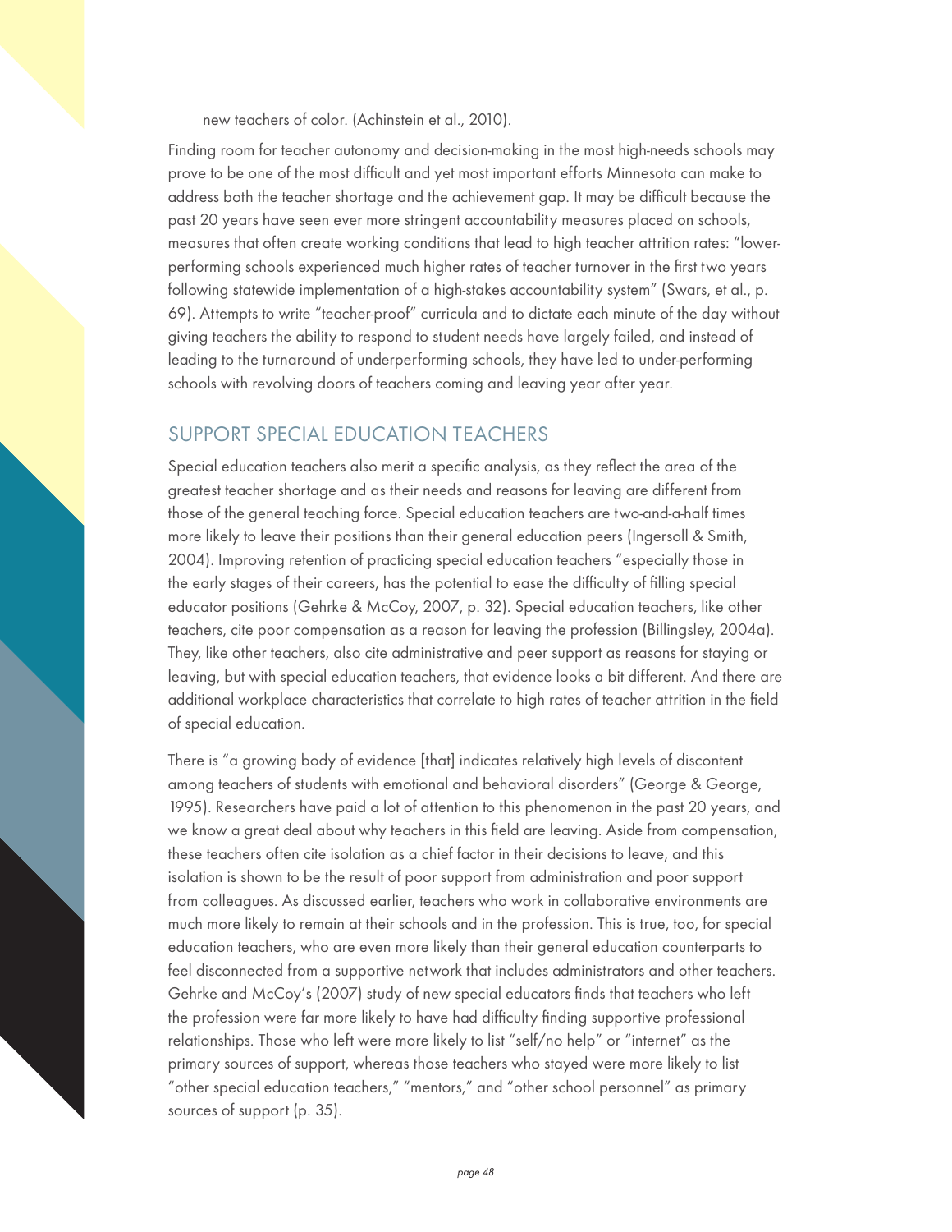new teachers of color. (Achinstein et al., 2010).

Finding room for teacher autonomy and decision-making in the most high-needs schools may prove to be one of the most difficult and yet most important efforts Minnesota can make to address both the teacher shortage and the achievement gap. It may be difficult because the past 20 years have seen ever more stringent accountability measures placed on schools, measures that often create working conditions that lead to high teacher attrition rates: "lower-performing schools experienced much higher rates of teacher turnover in the first two years following statewide implementation of a high-stakes accountability system" (Swars, et al., p. 69). Attempts to write "teacher-proof" curricula and to dictate each minute of the day without giving teachers the ability to respond to student needs have largely failed, and instead of leading to the turnaround of underperforming schools, they have led to under-performing schools with revolving doors of teachers coming and leaving year after year.

## SUPPORT SPECIAL EDUCATION TEACHERS

Special education teachers also merit a specific analysis, as they reflect the area of the greatest teacher shortage and as their needs and reasons for leaving are different from those of the general teaching force. Special education teachers are two-and-a-half times more likely to leave their positions than their general education peers (Ingersoll & Smith, 2004). Improving retention of practicing special education teachers "especially those in the early stages of their careers, has the potential to ease the difficulty of filling special educator positions (Gehrke & McCoy, 2007, p. 32). Special education teachers, like other teachers, cite poor compensation as a reason for leaving the profession (Billingsley, 2004a). They, like other teachers, also cite administrative and peer support as reasons for staying or leaving, but with special education teachers, that evidence looks a bit different. And there are additional workplace characteristics that correlate to high rates of teacher attrition in the field of special education.

There is "a growing body of evidence [that] indicates relatively high levels of discontent among teachers of students with emotional and behavioral disorders" (George & George, 1995). Researchers have paid a lot of attention to this phenomenon in the past 20 years, and we know a great deal about why teachers in this field are leaving. Aside from compensation, these teachers often cite isolation as a chief factor in their decisions to leave, and this isolation is shown to be the result of poor support from administration and poor support from colleagues. As discussed earlier, teachers who work in collaborative environments are much more likely to remain at their schools and in the profession. This is true, too, for special education teachers, who are even more likely than their general education counterparts to feel disconnected from a supportive network that includes administrators and other teachers. Gehrke and McCoy's (2007) study of new special educators finds that teachers who left the profession were far more likely to have had difficulty finding supportive professional relationships. Those who left were more likely to list "self/no help" or "internet" as the primary sources of support, whereas those teachers who stayed were more likely to list "other special education teachers," "mentors," and "other school personnel" as primary sources of support (p. 35).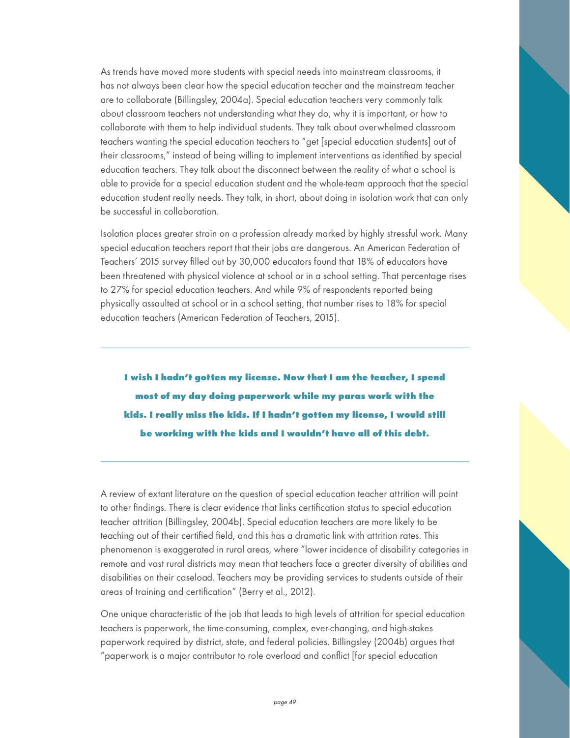As trends have moved more students with special needs into mainstream classrooms, it has not always been clear how the special education teacher and the mainstream teacher are to collaborate (Billingsley, 2004a). Special education teachers very commonly talk about classroom teachers not understanding what they do, why it is important, or how to collaborate with them to help individual students. They talk about overwhelmed classroom teachers wanting the special education teachers to "get [special education students] out of their classrooms," instead of being willing to implement interventions as identified by special education teachers. They talk about the disconnect between the reality of what a school is able to provide for a special education student and the whole-team approach that the special education student really needs. They talk, in short, about doing in isolation work that can only be successful in collaboration.

Isolation places greater strain on a profession already marked by highly stressful work. Many special education teachers report that their jobs are dangerous. An American Federation of Teachers' 2015 survey filled out by 30,000 educators found that 18% of educators have been threatened with physical violence at school or in a school setting. That percentage rises to 27% for special education teachers. And while 9% of respondents reported being physically assaulted at school or in a school setting, that number rises to 18% for special education teachers (American Federation of Teachers, 2015).

---

**I wish I hadn't gotten my license. Now that I am the teacher, I spend most of my day doing paperwork while my paras work with the kids. I really miss the kids. If I hadn't gotten my license, I would still be working with the kids and I wouldn't have all of this debt.**

---

A review of extant literature on the question of special education teacher attrition will point to other findings. There is clear evidence that links certification status to special education teacher attrition (Billingsley, 2004b). Special education teachers are more likely to be teaching out of their certified field, and this has a dramatic link with attrition rates. This phenomenon is exaggerated in rural areas, where "lower incidence of disability categories in remote and vast rural districts may mean that teachers face a greater diversity of abilities and disabilities on their caseload. Teachers may be providing services to students outside of their areas of training and certification" (Berry et al., 2012).

One unique characteristic of the job that leads to high levels of attrition for special education teachers is paperwork, the time-consuming, complex, ever-changing, and high-stakes paperwork required by district, state, and federal policies. Billingsley (2004b) argues that "paperwork is a major contributor to role overload and conflict [for special education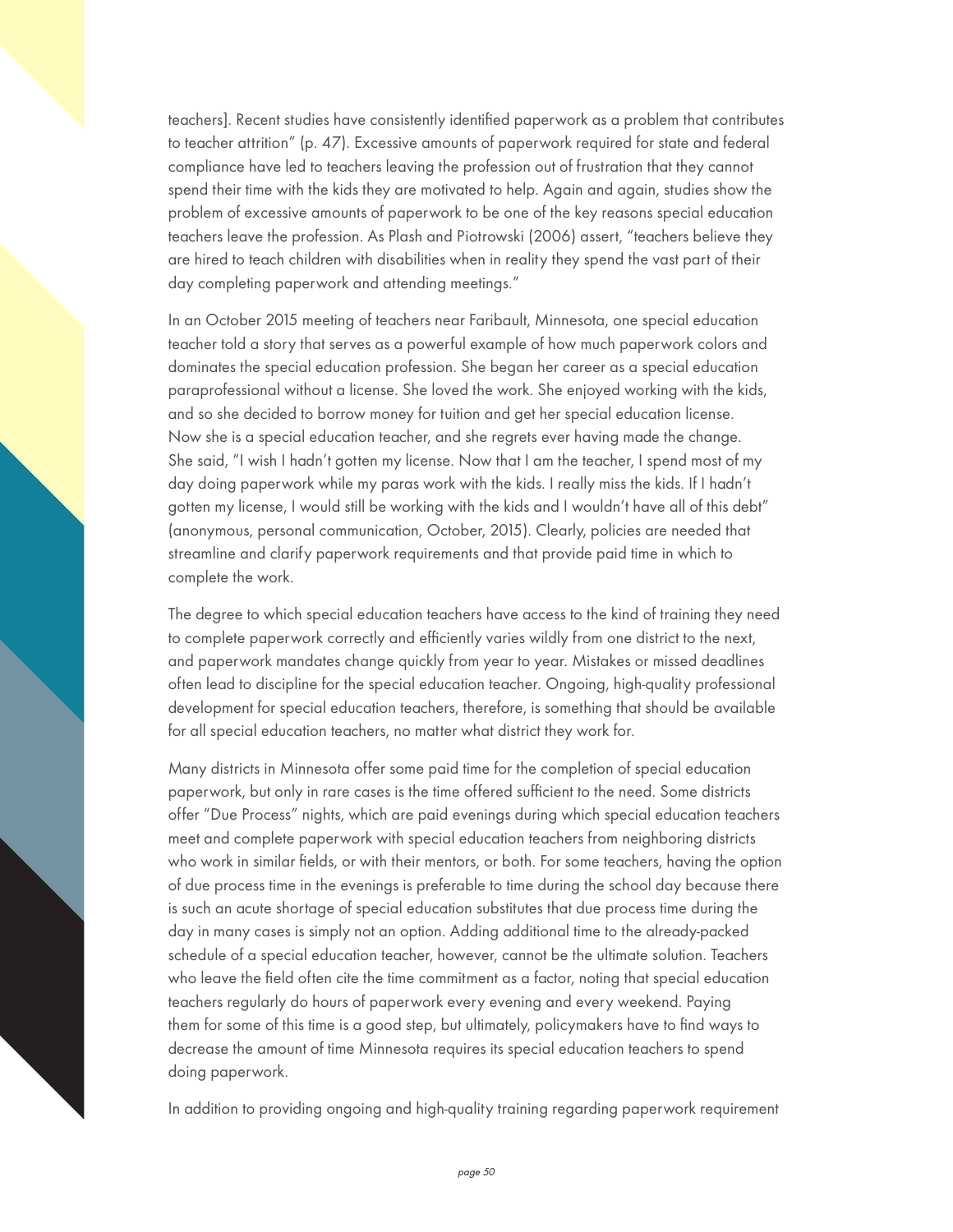teachers]. Recent studies have consistently identified paperwork as a problem that contributes to teacher attrition" (p. 47). Excessive amounts of paperwork required for state and federal compliance have led to teachers leaving the profession out of frustration that they cannot spend their time with the kids they are motivated to help. Again and again, studies show the problem of excessive amounts of paperwork to be one of the key reasons special education teachers leave the profession. As Plash and Piotrowski (2006) assert, "teachers believe they are hired to teach children with disabilities when in reality they spend the vast part of their day completing paperwork and attending meetings."

In an October 2015 meeting of teachers near Faribault, Minnesota, one special education teacher told a story that serves as a powerful example of how much paperwork colors and dominates the special education profession. She began her career as a special education paraprofessional without a license. She loved the work. She enjoyed working with the kids, and so she decided to borrow money for tuition and get her special education license. Now she is a special education teacher, and she regrets ever having made the change. She said, "I wish I hadn't gotten my license. Now that I am the teacher, I spend most of my day doing paperwork while my paras work with the kids. I really miss the kids. If I hadn't gotten my license, I would still be working with the kids and I wouldn't have all of this debt" (anonymous, personal communication, October, 2015). Clearly, policies are needed that streamline and clarify paperwork requirements and that provide paid time in which to complete the work.

The degree to which special education teachers have access to the kind of training they need to complete paperwork correctly and efficiently varies wildly from one district to the next, and paperwork mandates change quickly from year to year. Mistakes or missed deadlines often lead to discipline for the special education teacher. Ongoing, high-quality professional development for special education teachers, therefore, is something that should be available for all special education teachers, no matter what district they work for.

Many districts in Minnesota offer some paid time for the completion of special education paperwork, but only in rare cases is the time offered sufficient to the need. Some districts offer "Due Process" nights, which are paid evenings during which special education teachers meet and complete paperwork with special education teachers from neighboring districts who work in similar fields, or with their mentors, or both. For some teachers, having the option of due process time in the evenings is preferable to time during the school day because there is such an acute shortage of special education substitutes that due process time during the day in many cases is simply not an option. Adding additional time to the already-packed schedule of a special education teacher, however, cannot be the ultimate solution. Teachers who leave the field often cite the time commitment as a factor, noting that special education teachers regularly do hours of paperwork every evening and every weekend. Paying them for some of this time is a good step, but ultimately, policymakers have to find ways to decrease the amount of time Minnesota requires its special education teachers to spend doing paperwork.

In addition to providing ongoing and high-quality training regarding paperwork requirement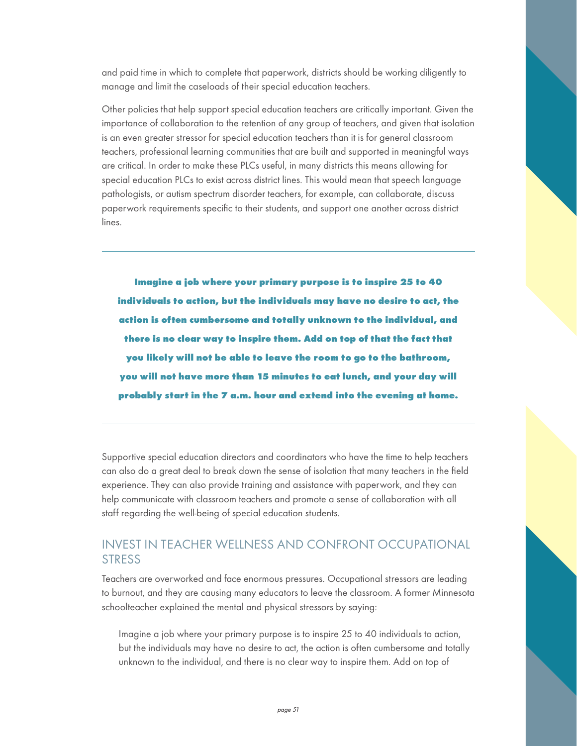and paid time in which to complete that paperwork, districts should be working diligently to manage and limit the caseloads of their special education teachers.

Other policies that help support special education teachers are critically important. Given the importance of collaboration to the retention of any group of teachers, and given that isolation is an even greater stressor for special education teachers than it is for general classroom teachers, professional learning communities that are built and supported in meaningful ways are critical. In order to make these PLCs useful, in many districts this means allowing for special education PLCs to exist across district lines. This would mean that speech language pathologists, or autism spectrum disorder teachers, for example, can collaborate, discuss paperwork requirements specific to their students, and support one another across district lines.

---

**Imagine a job where your primary purpose is to inspire 25 to 40 individuals to action, but the individuals may have no desire to act, the action is often cumbersome and totally unknown to the individual, and there is no clear way to inspire them. Add on top of that the fact that you likely will not be able to leave the room to go to the bathroom, you will not have more than 15 minutes to eat lunch, and your day will probably start in the 7 a.m. hour and extend into the evening at home.**

---

Supportive special education directors and coordinators who have the time to help teachers can also do a great deal to break down the sense of isolation that many teachers in the field experience. They can also provide training and assistance with paperwork, and they can help communicate with classroom teachers and promote a sense of collaboration with all staff regarding the well-being of special education students.

## INVEST IN TEACHER WELLNESS AND CONFRONT OCCUPATIONAL STRESS

Teachers are overworked and face enormous pressures. Occupational stressors are leading to burnout, and they are causing many educators to leave the classroom. A former Minnesota schoolteacher explained the mental and physical stressors by saying:

> Imagine a job where your primary purpose is to inspire 25 to 40 individuals to action, but the individuals may have no desire to act, the action is often cumbersome and totally unknown to the individual, and there is no clear way to inspire them. Add on top of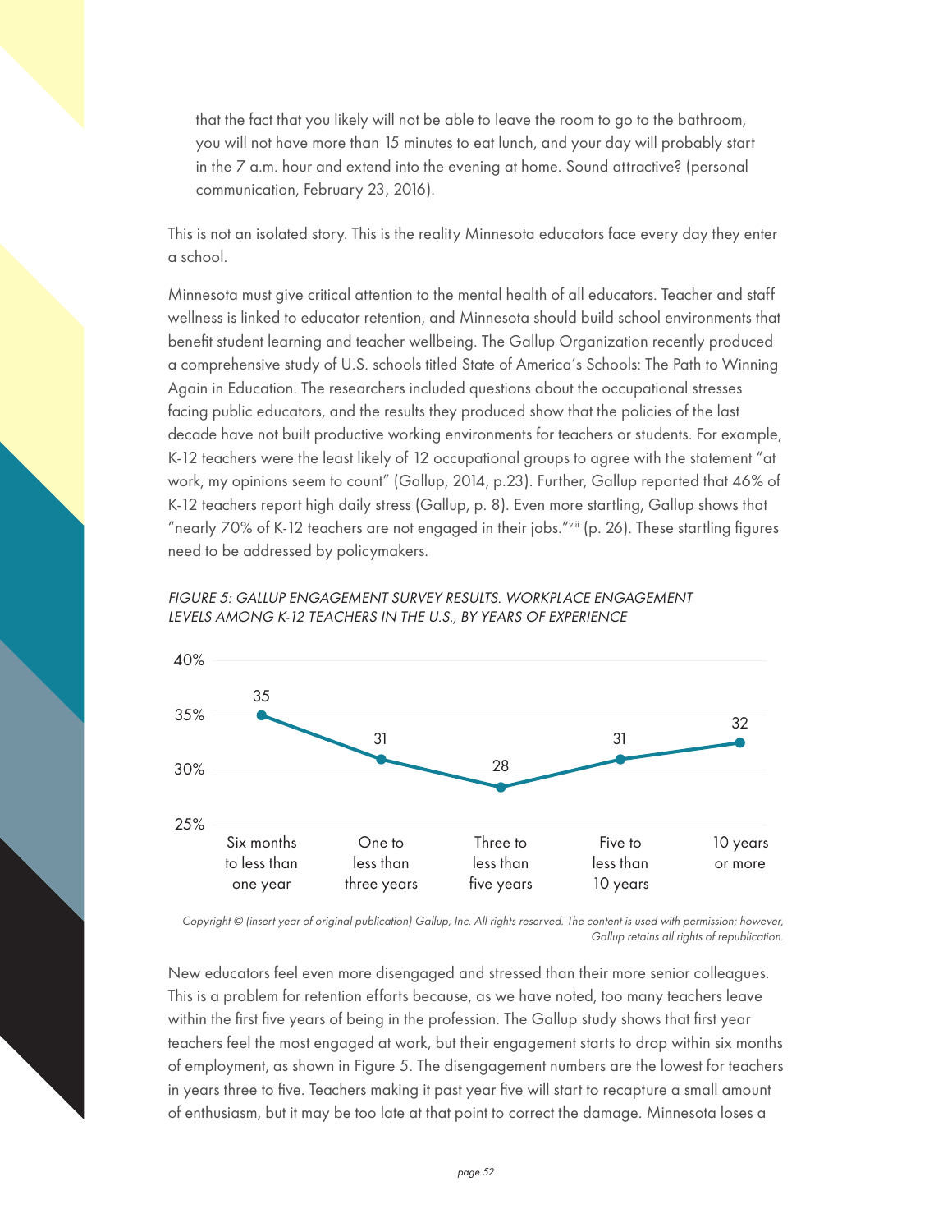> that the fact that you likely will not be able to leave the room to go to the bathroom, you will not have more than 15 minutes to eat lunch, and your day will probably start in the 7 a.m. hour and extend into the evening at home. Sound attractive? (personal communication, February 23, 2016).

This is not an isolated story. This is the reality Minnesota educators face every day they enter a school.

Minnesota must give critical attention to the mental health of all educators. Teacher and staff wellness is linked to educator retention, and Minnesota should build school environments that benefit student learning and teacher wellbeing. The Gallup Organization recently produced a comprehensive study of U.S. schools titled State of America's Schools: The Path to Winning Again in Education. The researchers included questions about the occupational stresses facing public educators, and the results they produced show that the policies of the last decade have not built productive working environments for teachers or students. For example, K-12 teachers were the least likely of 12 occupational groups to agree with the statement "at work, my opinions seem to count" (Gallup, 2014, p.23). Further, Gallup reported that 46% of K-12 teachers report high daily stress (Gallup, p. 8). Even more startling, Gallup shows that "nearly 70% of K-12 teachers are not engaged in their jobs."[viii] (p. 26). These startling figures need to be addressed by policymakers.

*FIGURE 5: GALLUP ENGAGEMENT SURVEY RESULTS. WORKPLACE ENGAGEMENT LEVELS AMONG K-12 TEACHERS IN THE U.S., BY YEARS OF EXPERIENCE*

| Years of experience | Engagement (%) |
|---|---|
| Six months to less than one year | 35 |
| One to less than three years | 31 |
| Three to less than five years | 28 |
| Five to less than 10 years | 31 |
| 10 years or more | 32 |

*Copyright © (insert year of original publication) Gallup, Inc. All rights reserved. The content is used with permission; however, Gallup retains all rights of republication.*

New educators feel even more disengaged and stressed than their more senior colleagues. This is a problem for retention efforts because, as we have noted, too many teachers leave within the first five years of being in the profession. The Gallup study shows that first year teachers feel the most engaged at work, but their engagement starts to drop within six months of employment, as shown in Figure 5. The disengagement numbers are the lowest for teachers in years three to five. Teachers making it past year five will start to recapture a small amount of enthusiasm, but it may be too late at that point to correct the damage. Minnesota loses a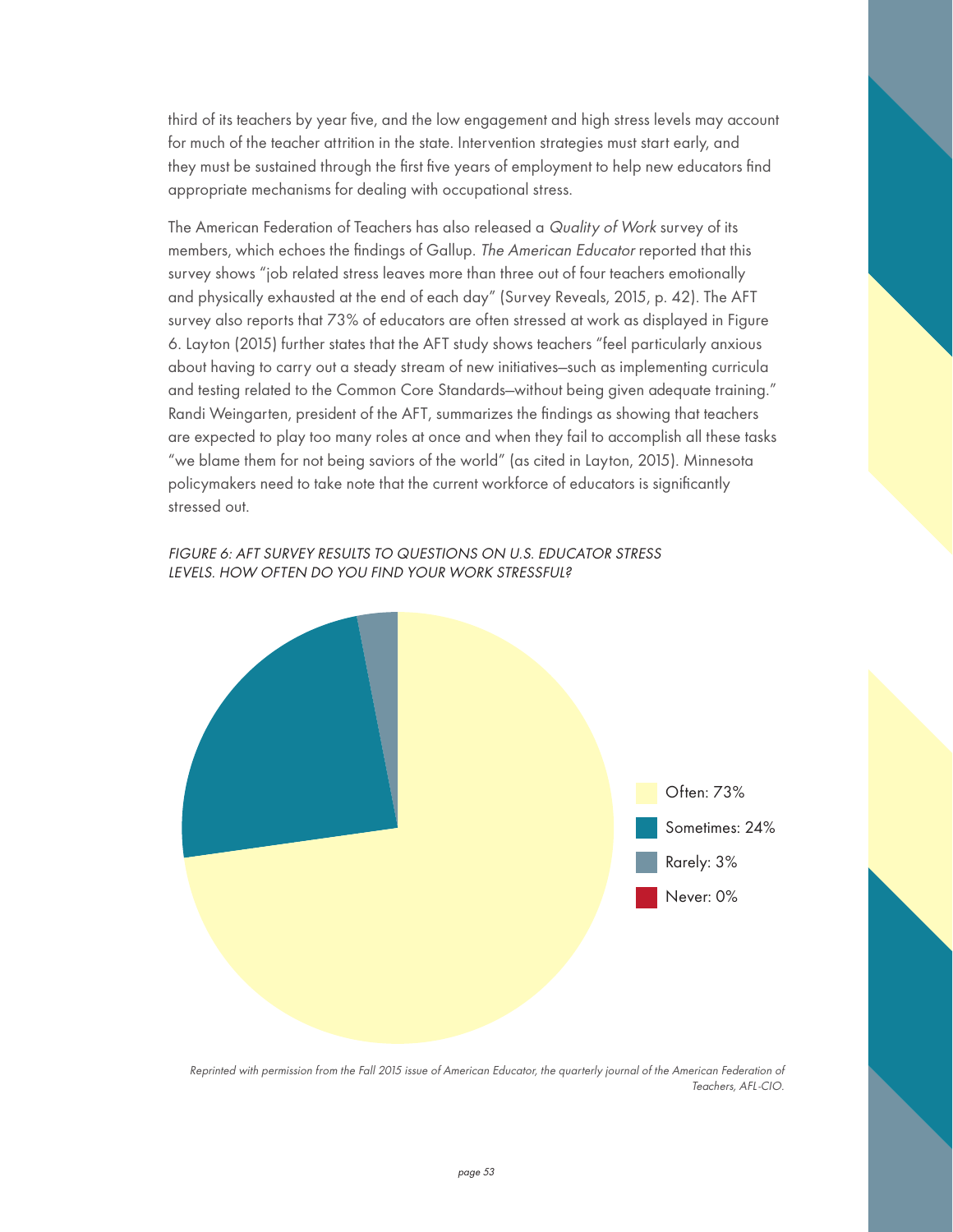third of its teachers by year five, and the low engagement and high stress levels may account for much of the teacher attrition in the state. Intervention strategies must start early, and they must be sustained through the first five years of employment to help new educators find appropriate mechanisms for dealing with occupational stress.

The American Federation of Teachers has also released a *Quality of Work* survey of its members, which echoes the findings of Gallup. *The American Educator* reported that this survey shows "job related stress leaves more than three out of four teachers emotionally and physically exhausted at the end of each day" (Survey Reveals, 2015, p. 42). The AFT survey also reports that 73% of educators are often stressed at work as displayed in Figure 6. Layton (2015) further states that the AFT study shows teachers "feel particularly anxious about having to carry out a steady stream of new initiatives—such as implementing curricula and testing related to the Common Core Standards—without being given adequate training." Randi Weingarten, president of the AFT, summarizes the findings as showing that teachers are expected to play too many roles at once and when they fail to accomplish all these tasks "we blame them for not being saviors of the world" (as cited in Layton, 2015). Minnesota policymakers need to take note that the current workforce of educators is significantly stressed out.

*FIGURE 6: AFT SURVEY RESULTS TO QUESTIONS ON U.S. EDUCATOR STRESS LEVELS. HOW OFTEN DO YOU FIND YOUR WORK STRESSFUL?*

Often: 73%
Sometimes: 24%
Rarely: 3%
Never: 0%

*Reprinted with permission from the Fall 2015 issue of American Educator, the quarterly journal of the American Federation of Teachers, AFL-CIO.*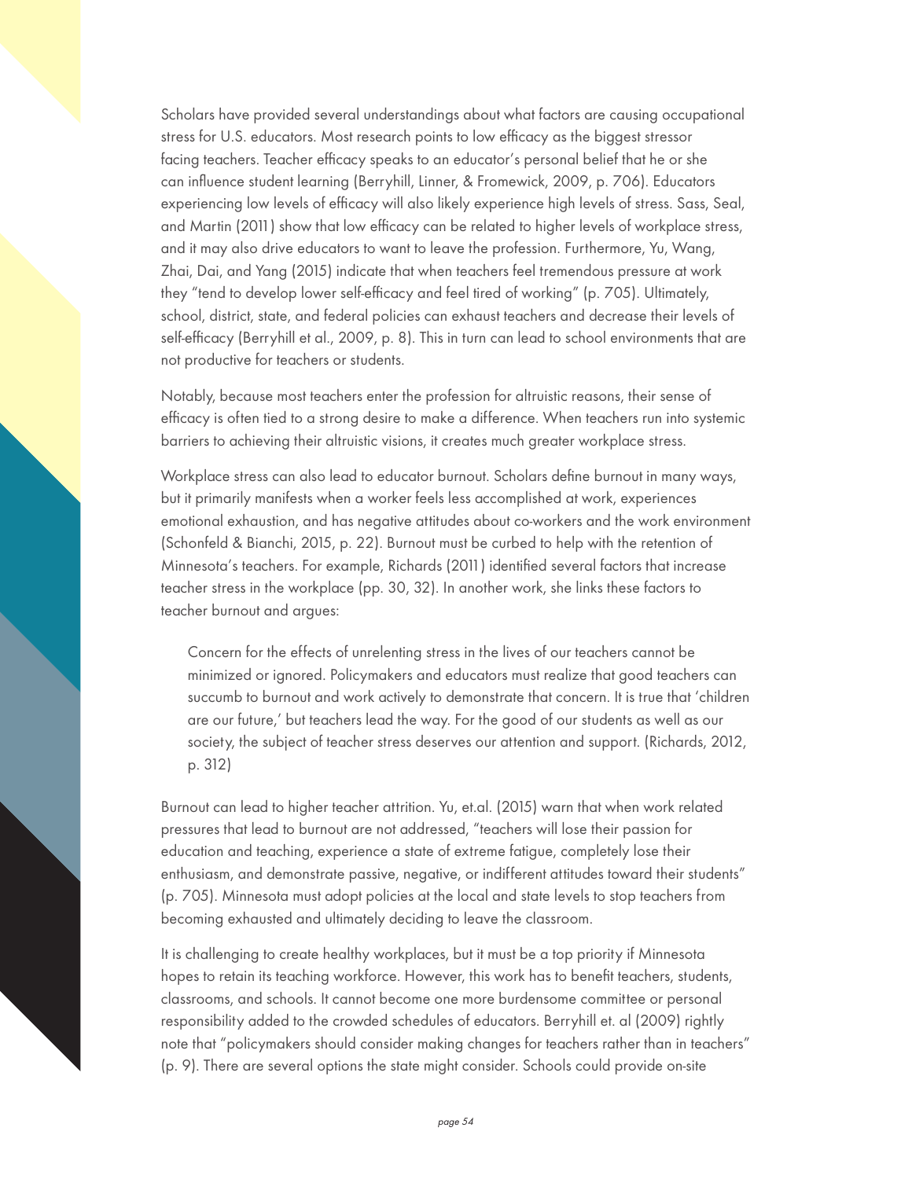Scholars have provided several understandings about what factors are causing occupational stress for U.S. educators. Most research points to low efficacy as the biggest stressor facing teachers. Teacher efficacy speaks to an educator's personal belief that he or she can influence student learning (Berryhill, Linner, & Fromewick, 2009, p. 706). Educators experiencing low levels of efficacy will also likely experience high levels of stress. Sass, Seal, and Martin (2011) show that low efficacy can be related to higher levels of workplace stress, and it may also drive educators to want to leave the profession. Furthermore, Yu, Wang, Zhai, Dai, and Yang (2015) indicate that when teachers feel tremendous pressure at work they "tend to develop lower self-efficacy and feel tired of working" (p. 705). Ultimately, school, district, state, and federal policies can exhaust teachers and decrease their levels of self-efficacy (Berryhill et al., 2009, p. 8). This in turn can lead to school environments that are not productive for teachers or students.

Notably, because most teachers enter the profession for altruistic reasons, their sense of efficacy is often tied to a strong desire to make a difference. When teachers run into systemic barriers to achieving their altruistic visions, it creates much greater workplace stress.

Workplace stress can also lead to educator burnout. Scholars define burnout in many ways, but it primarily manifests when a worker feels less accomplished at work, experiences emotional exhaustion, and has negative attitudes about co-workers and the work environment (Schonfeld & Bianchi, 2015, p. 22). Burnout must be curbed to help with the retention of Minnesota's teachers. For example, Richards (2011) identified several factors that increase teacher stress in the workplace (pp. 30, 32). In another work, she links these factors to teacher burnout and argues:

> Concern for the effects of unrelenting stress in the lives of our teachers cannot be minimized or ignored. Policymakers and educators must realize that good teachers can succumb to burnout and work actively to demonstrate that concern. It is true that 'children are our future,' but teachers lead the way. For the good of our students as well as our society, the subject of teacher stress deserves our attention and support. (Richards, 2012, p. 312)

Burnout can lead to higher teacher attrition. Yu, et.al. (2015) warn that when work related pressures that lead to burnout are not addressed, "teachers will lose their passion for education and teaching, experience a state of extreme fatigue, completely lose their enthusiasm, and demonstrate passive, negative, or indifferent attitudes toward their students" (p. 705). Minnesota must adopt policies at the local and state levels to stop teachers from becoming exhausted and ultimately deciding to leave the classroom.

It is challenging to create healthy workplaces, but it must be a top priority if Minnesota hopes to retain its teaching workforce. However, this work has to benefit teachers, students, classrooms, and schools. It cannot become one more burdensome committee or personal responsibility added to the crowded schedules of educators. Berryhill et. al (2009) rightly note that "policymakers should consider making changes for teachers rather than in teachers" (p. 9). There are several options the state might consider. Schools could provide on-site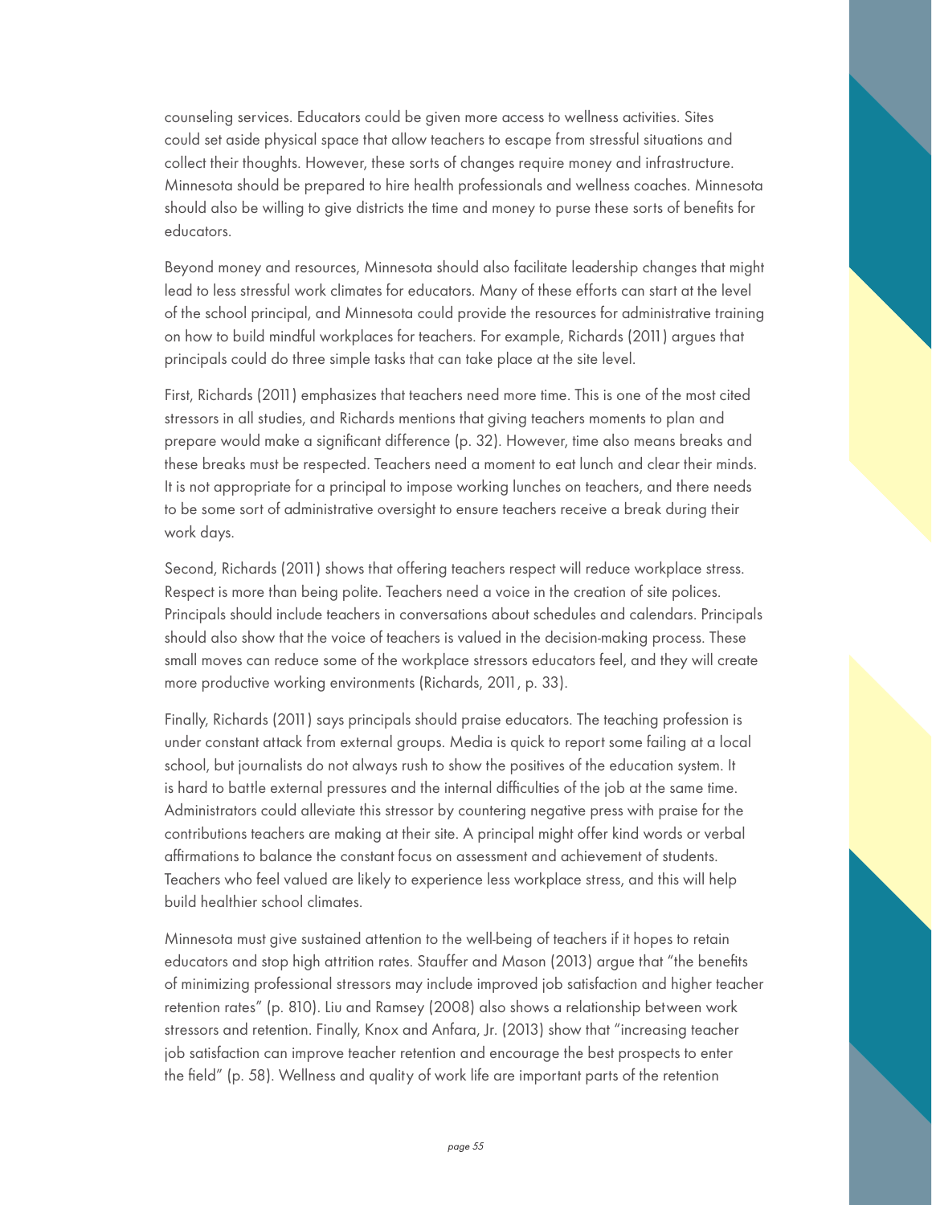counseling services. Educators could be given more access to wellness activities. Sites could set aside physical space that allow teachers to escape from stressful situations and collect their thoughts. However, these sorts of changes require money and infrastructure. Minnesota should be prepared to hire health professionals and wellness coaches. Minnesota should also be willing to give districts the time and money to purse these sorts of benefits for educators.

Beyond money and resources, Minnesota should also facilitate leadership changes that might lead to less stressful work climates for educators. Many of these efforts can start at the level of the school principal, and Minnesota could provide the resources for administrative training on how to build mindful workplaces for teachers. For example, Richards (2011) argues that principals could do three simple tasks that can take place at the site level.

First, Richards (2011) emphasizes that teachers need more time. This is one of the most cited stressors in all studies, and Richards mentions that giving teachers moments to plan and prepare would make a significant difference (p. 32). However, time also means breaks and these breaks must be respected. Teachers need a moment to eat lunch and clear their minds. It is not appropriate for a principal to impose working lunches on teachers, and there needs to be some sort of administrative oversight to ensure teachers receive a break during their work days.

Second, Richards (2011) shows that offering teachers respect will reduce workplace stress. Respect is more than being polite. Teachers need a voice in the creation of site polices. Principals should include teachers in conversations about schedules and calendars. Principals should also show that the voice of teachers is valued in the decision-making process. These small moves can reduce some of the workplace stressors educators feel, and they will create more productive working environments (Richards, 2011, p. 33).

Finally, Richards (2011) says principals should praise educators. The teaching profession is under constant attack from external groups. Media is quick to report some failing at a local school, but journalists do not always rush to show the positives of the education system. It is hard to battle external pressures and the internal difficulties of the job at the same time. Administrators could alleviate this stressor by countering negative press with praise for the contributions teachers are making at their site. A principal might offer kind words or verbal affirmations to balance the constant focus on assessment and achievement of students. Teachers who feel valued are likely to experience less workplace stress, and this will help build healthier school climates.

Minnesota must give sustained attention to the well-being of teachers if it hopes to retain educators and stop high attrition rates. Stauffer and Mason (2013) argue that "the benefits of minimizing professional stressors may include improved job satisfaction and higher teacher retention rates" (p. 810). Liu and Ramsey (2008) also shows a relationship between work stressors and retention. Finally, Knox and Anfara, Jr. (2013) show that "increasing teacher job satisfaction can improve teacher retention and encourage the best prospects to enter the field" (p. 58). Wellness and quality of work life are important parts of the retention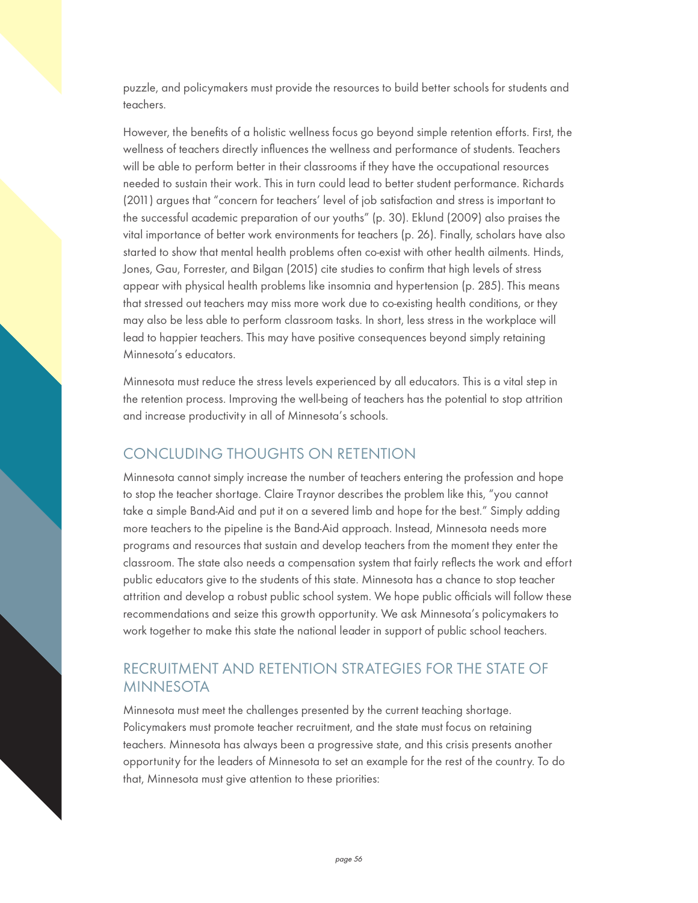puzzle, and policymakers must provide the resources to build better schools for students and teachers.

However, the benefits of a holistic wellness focus go beyond simple retention efforts. First, the wellness of teachers directly influences the wellness and performance of students. Teachers will be able to perform better in their classrooms if they have the occupational resources needed to sustain their work. This in turn could lead to better student performance. Richards (2011) argues that "concern for teachers' level of job satisfaction and stress is important to the successful academic preparation of our youths" (p. 30). Eklund (2009) also praises the vital importance of better work environments for teachers (p. 26). Finally, scholars have also started to show that mental health problems often co-exist with other health ailments. Hinds, Jones, Gau, Forrester, and Bilgan (2015) cite studies to confirm that high levels of stress appear with physical health problems like insomnia and hypertension (p. 285). This means that stressed out teachers may miss more work due to co-existing health conditions, or they may also be less able to perform classroom tasks. In short, less stress in the workplace will lead to happier teachers. This may have positive consequences beyond simply retaining Minnesota's educators.

Minnesota must reduce the stress levels experienced by all educators. This is a vital step in the retention process. Improving the well-being of teachers has the potential to stop attrition and increase productivity in all of Minnesota's schools.

## CONCLUDING THOUGHTS ON RETENTION

Minnesota cannot simply increase the number of teachers entering the profession and hope to stop the teacher shortage. Claire Traynor describes the problem like this, "you cannot take a simple Band-Aid and put it on a severed limb and hope for the best." Simply adding more teachers to the pipeline is the Band-Aid approach. Instead, Minnesota needs more programs and resources that sustain and develop teachers from the moment they enter the classroom. The state also needs a compensation system that fairly reflects the work and effort public educators give to the students of this state. Minnesota has a chance to stop teacher attrition and develop a robust public school system. We hope public officials will follow these recommendations and seize this growth opportunity. We ask Minnesota's policymakers to work together to make this state the national leader in support of public school teachers.

## RECRUITMENT AND RETENTION STRATEGIES FOR THE STATE OF MINNESOTA

Minnesota must meet the challenges presented by the current teaching shortage. Policymakers must promote teacher recruitment, and the state must focus on retaining teachers. Minnesota has always been a progressive state, and this crisis presents another opportunity for the leaders of Minnesota to set an example for the rest of the country. To do that, Minnesota must give attention to these priorities: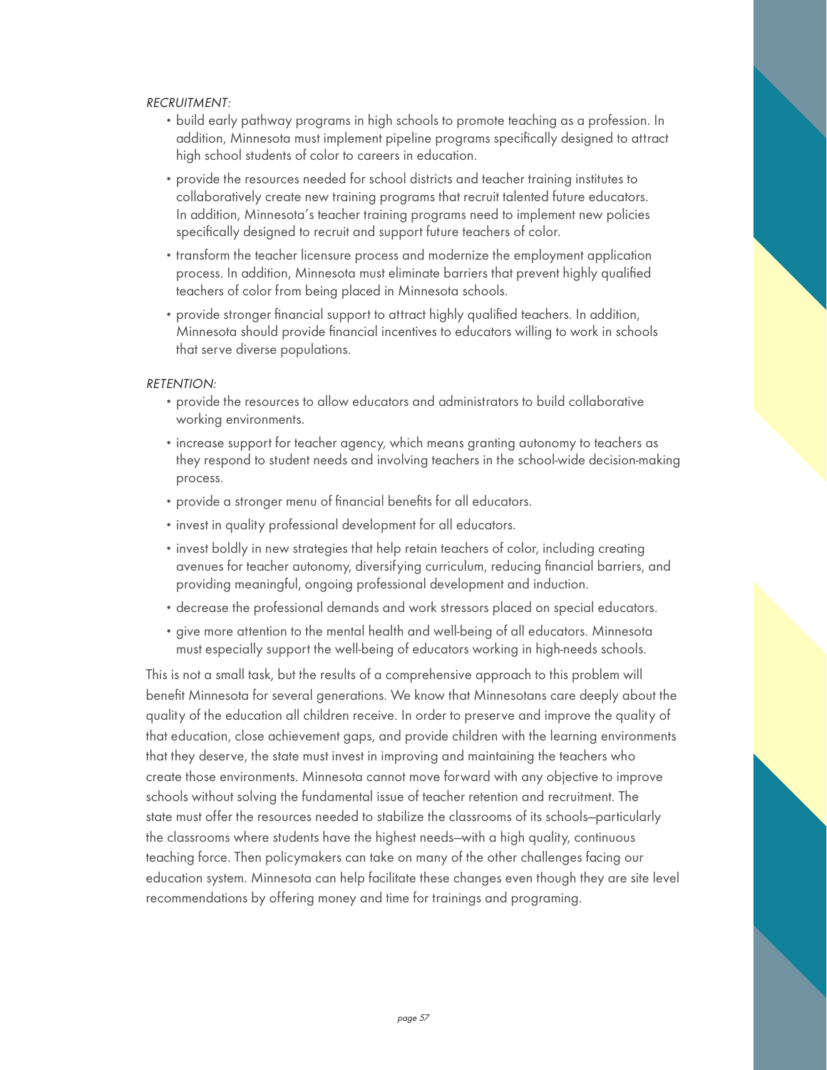*RECRUITMENT:*

- build early pathway programs in high schools to promote teaching as a profession. In addition, Minnesota must implement pipeline programs specifically designed to attract high school students of color to careers in education.
- provide the resources needed for school districts and teacher training institutes to collaboratively create new training programs that recruit talented future educators. In addition, Minnesota's teacher training programs need to implement new policies specifically designed to recruit and support future teachers of color.
- transform the teacher licensure process and modernize the employment application process. In addition, Minnesota must eliminate barriers that prevent highly qualified teachers of color from being placed in Minnesota schools.
- provide stronger financial support to attract highly qualified teachers. In addition, Minnesota should provide financial incentives to educators willing to work in schools that serve diverse populations.

*RETENTION:*

- provide the resources to allow educators and administrators to build collaborative working environments.
- increase support for teacher agency, which means granting autonomy to teachers as they respond to student needs and involving teachers in the school-wide decision-making process.
- provide a stronger menu of financial benefits for all educators.
- invest in quality professional development for all educators.
- invest boldly in new strategies that help retain teachers of color, including creating avenues for teacher autonomy, diversifying curriculum, reducing financial barriers, and providing meaningful, ongoing professional development and induction.
- decrease the professional demands and work stressors placed on special educators.
- give more attention to the mental health and well-being of all educators. Minnesota must especially support the well-being of educators working in high-needs schools.

This is not a small task, but the results of a comprehensive approach to this problem will benefit Minnesota for several generations. We know that Minnesotans care deeply about the quality of the education all children receive. In order to preserve and improve the quality of that education, close achievement gaps, and provide children with the learning environments that they deserve, the state must invest in improving and maintaining the teachers who create those environments. Minnesota cannot move forward with any objective to improve schools without solving the fundamental issue of teacher retention and recruitment. The state must offer the resources needed to stabilize the classrooms of its schools—particularly the classrooms where students have the highest needs—with a high quality, continuous teaching force. Then policymakers can take on many of the other challenges facing our education system. Minnesota can help facilitate these changes even though they are site level recommendations by offering money and time for trainings and programing.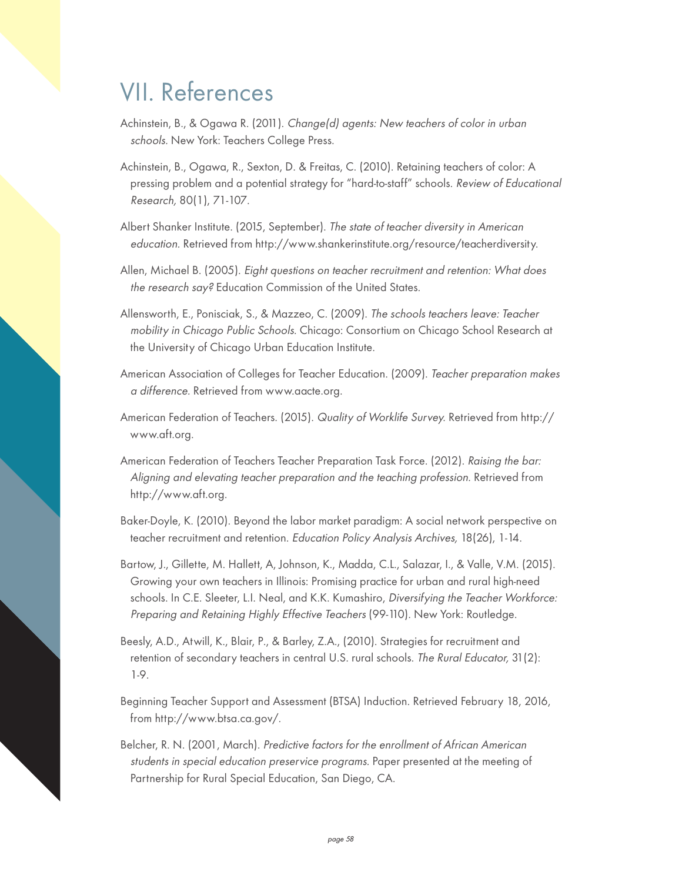# VII. References

Achinstein, B., & Ogawa R. (2011). *Change(d) agents: New teachers of color in urban schools*. New York: Teachers College Press.

Achinstein, B., Ogawa, R., Sexton, D. & Freitas, C. (2010). Retaining teachers of color: A pressing problem and a potential strategy for "hard-to-staff" schools. *Review of Educational Research,* 80(1), 71-107.

Albert Shanker Institute. (2015, September). *The state of teacher diversity in American education.* Retrieved from http://www.shankerinstitute.org/resource/teacherdiversity.

Allen, Michael B. (2005). *Eight questions on teacher recruitment and retention: What does the research say?* Education Commission of the United States.

Allensworth, E., Ponisciak, S., & Mazzeo, C. (2009). *The schools teachers leave: Teacher mobility in Chicago Public Schools.* Chicago: Consortium on Chicago School Research at the University of Chicago Urban Education Institute.

American Association of Colleges for Teacher Education. (2009). *Teacher preparation makes a difference.* Retrieved from www.aacte.org.

American Federation of Teachers. (2015). *Quality of Worklife Survey*. Retrieved from http://www.aft.org.

American Federation of Teachers Teacher Preparation Task Force. (2012). *Raising the bar: Aligning and elevating teacher preparation and the teaching profession.* Retrieved from http://www.aft.org.

Baker-Doyle, K. (2010). Beyond the labor market paradigm: A social network perspective on teacher recruitment and retention. *Education Policy Analysis Archives,* 18(26), 1-14.

Bartow, J., Gillette, M. Hallett, A, Johnson, K., Madda, C.L., Salazar, I., & Valle, V.M. (2015). Growing your own teachers in Illinois: Promising practice for urban and rural high-need schools. In C.E. Sleeter, L.I. Neal, and K.K. Kumashiro, *Diversifying the Teacher Workforce: Preparing and Retaining Highly Effective Teachers* (99-110). New York: Routledge.

Beesly, A.D., Atwill, K., Blair, P., & Barley, Z.A., (2010). Strategies for recruitment and retention of secondary teachers in central U.S. rural schools. *The Rural Educator,* 31(2): 1-9.

Beginning Teacher Support and Assessment (BTSA) Induction. Retrieved February 18, 2016, from http://www.btsa.ca.gov/.

Belcher, R. N. (2001, March). *Predictive factors for the enrollment of African American students in special education preservice programs.* Paper presented at the meeting of Partnership for Rural Special Education, San Diego, CA.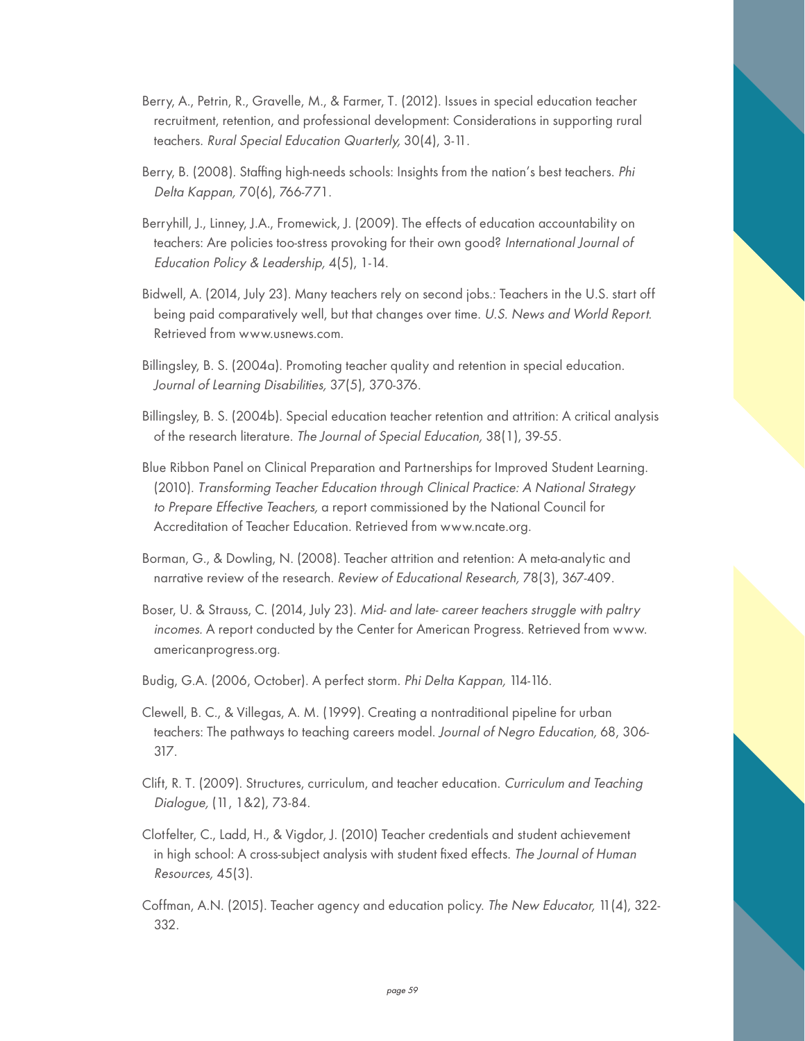Berry, A., Petrin, R., Gravelle, M., & Farmer, T. (2012). Issues in special education teacher recruitment, retention, and professional development: Considerations in supporting rural teachers. *Rural Special Education Quarterly,* 30(4), 3-11.

Berry, B. (2008). Staffing high-needs schools: Insights from the nation's best teachers. *Phi Delta Kappan,* 70(6), 766-771.

Berryhill, J., Linney, J.A., Fromewick, J. (2009). The effects of education accountability on teachers: Are policies too-stress provoking for their own good? *International Journal of Education Policy & Leadership,* 4(5), 1-14.

Bidwell, A. (2014, July 23). Many teachers rely on second jobs.: Teachers in the U.S. start off being paid comparatively well, but that changes over time. *U.S. News and World Report.* Retrieved from www.usnews.com.

Billingsley, B. S. (2004a). Promoting teacher quality and retention in special education. *Journal of Learning Disabilities,* 37(5), 370-376.

Billingsley, B. S. (2004b). Special education teacher retention and attrition: A critical analysis of the research literature. *The Journal of Special Education,* 38(1), 39-55.

Blue Ribbon Panel on Clinical Preparation and Partnerships for Improved Student Learning. (2010). *Transforming Teacher Education through Clinical Practice: A National Strategy to Prepare Effective Teachers,* a report commissioned by the National Council for Accreditation of Teacher Education. Retrieved from www.ncate.org.

Borman, G., & Dowling, N. (2008). Teacher attrition and retention: A meta-analytic and narrative review of the research. *Review of Educational Research,* 78(3), 367-409.

Boser, U. & Strauss, C. (2014, July 23). *Mid- and late- career teachers struggle with paltry incomes.* A report conducted by the Center for American Progress. Retrieved from www.americanprogress.org.

Budig, G.A. (2006, October). A perfect storm. *Phi Delta Kappan,* 114-116.

Clewell, B. C., & Villegas, A. M. (1999). Creating a nontraditional pipeline for urban teachers: The pathways to teaching careers model. *Journal of Negro Education,* 68, 306-317.

Clift, R. T. (2009). Structures, curriculum, and teacher education. *Curriculum and Teaching Dialogue,* (11, 1&2), 73-84.

Clotfelter, C., Ladd, H., & Vigdor, J. (2010) Teacher credentials and student achievement in high school: A cross-subject analysis with student fixed effects. *The Journal of Human Resources,* 45(3).

Coffman, A.N. (2015). Teacher agency and education policy. *The New Educator,* 11(4), 322-332.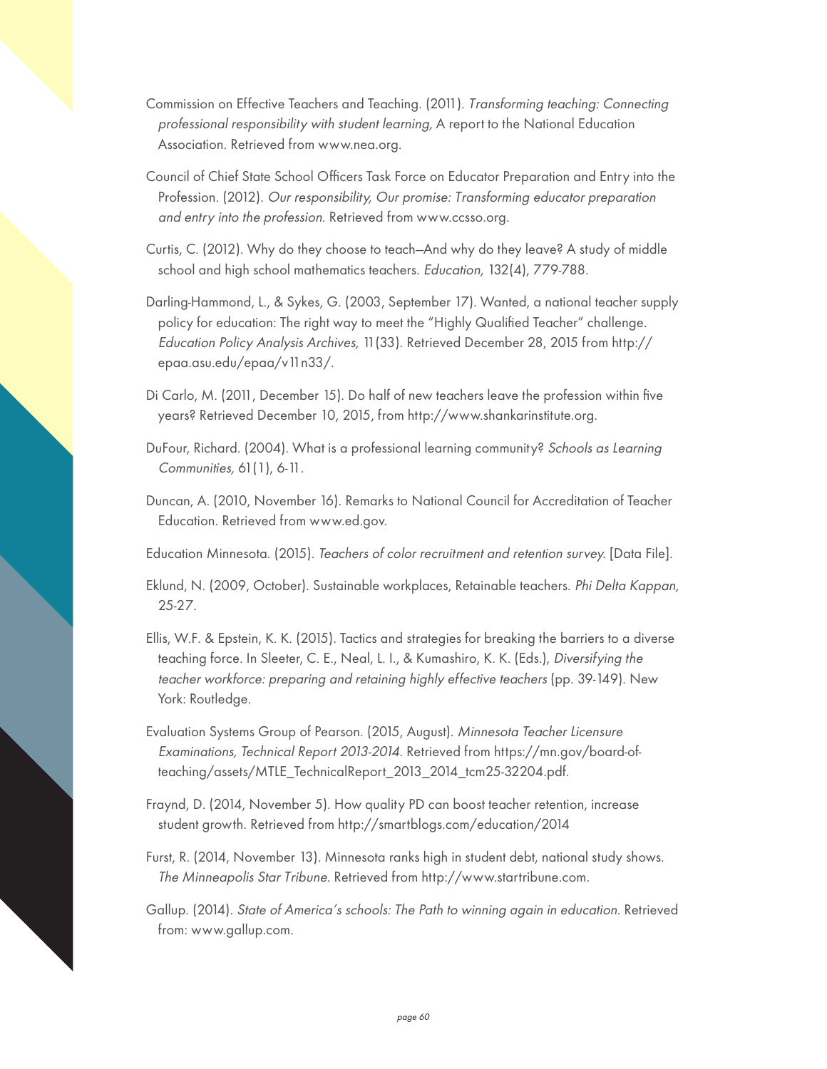Commission on Effective Teachers and Teaching. (2011). *Transforming teaching: Connecting professional responsibility with student learning,* A report to the National Education Association. Retrieved from www.nea.org.

Council of Chief State School Officers Task Force on Educator Preparation and Entry into the Profession. (2012). *Our responsibility, Our promise: Transforming educator preparation and entry into the profession.* Retrieved from www.ccsso.org.

Curtis, C. (2012). Why do they choose to teach—And why do they leave? A study of middle school and high school mathematics teachers. *Education,* 132(4), 779-788.

Darling-Hammond, L., & Sykes, G. (2003, September 17). Wanted, a national teacher supply policy for education: The right way to meet the "Highly Qualified Teacher" challenge. *Education Policy Analysis Archives,* 11(33). Retrieved December 28, 2015 from http://epaa.asu.edu/epaa/v11n33/.

Di Carlo, M. (2011, December 15). Do half of new teachers leave the profession within five years? Retrieved December 10, 2015, from http://www.shankarinstitute.org.

DuFour, Richard. (2004). What is a professional learning community? *Schools as Learning Communities,* 61(1), 6-11.

Duncan, A. (2010, November 16). Remarks to National Council for Accreditation of Teacher Education. Retrieved from www.ed.gov.

Education Minnesota. (2015). *Teachers of color recruitment and retention survey.* [Data File].

Eklund, N. (2009, October). Sustainable workplaces, Retainable teachers. *Phi Delta Kappan,* 25-27.

Ellis, W.F. & Epstein, K. K. (2015). Tactics and strategies for breaking the barriers to a diverse teaching force. In Sleeter, C. E., Neal, L. I., & Kumashiro, K. K. (Eds.), *Diversifying the teacher workforce: preparing and retaining highly effective teachers* (pp. 39-149). New York: Routledge.

Evaluation Systems Group of Pearson. (2015, August). *Minnesota Teacher Licensure Examinations, Technical Report 2013-2014.* Retrieved from https://mn.gov/board-of-teaching/assets/MTLE_TechnicalReport_2013_2014_tcm25-32204.pdf.

Fraynd, D. (2014, November 5). How quality PD can boost teacher retention, increase student growth. Retrieved from http://smartblogs.com/education/2014

Furst, R. (2014, November 13). Minnesota ranks high in student debt, national study shows. *The Minneapolis Star Tribune.* Retrieved from http://www.startribune.com.

Gallup. (2014). *State of America's schools: The Path to winning again in education.* Retrieved from: www.gallup.com.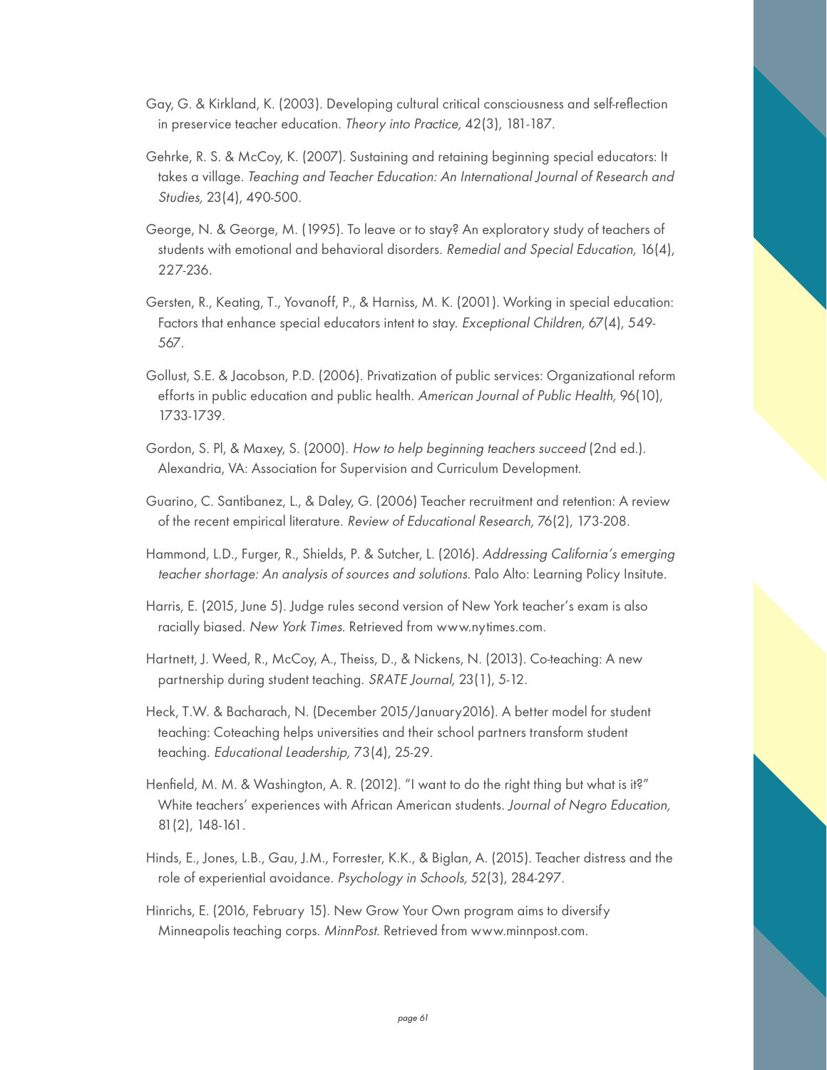Gay, G. & Kirkland, K. (2003). Developing cultural critical consciousness and self-reflection in preservice teacher education. *Theory into Practice,* 42(3), 181-187.

Gehrke, R. S. & McCoy, K. (2007). Sustaining and retaining beginning special educators: It takes a village. *Teaching and Teacher Education: An International Journal of Research and Studies,* 23(4), 490-500.

George, N. & George, M. (1995). To leave or to stay? An exploratory study of teachers of students with emotional and behavioral disorders. *Remedial and Special Education,* 16(4), 227-236.

Gersten, R., Keating, T., Yovanoff, P., & Harniss, M. K. (2001). Working in special education: Factors that enhance special educators intent to stay. *Exceptional Children,* 67(4), 549-567.

Gollust, S.E. & Jacobson, P.D. (2006). Privatization of public services: Organizational reform efforts in public education and public health. *American Journal of Public Health,* 96(10), 1733-1739.

Gordon, S. Pl, & Maxey, S. (2000). *How to help beginning teachers succeed* (2nd ed.). Alexandria, VA: Association for Supervision and Curriculum Development.

Guarino, C. Santibanez, L., & Daley, G. (2006) Teacher recruitment and retention: A review of the recent empirical literature. *Review of Educational Research,* 76(2), 173-208.

Hammond, L.D., Furger, R., Shields, P. & Sutcher, L. (2016). *Addressing California's emerging teacher shortage: An analysis of sources and solutions.* Palo Alto: Learning Policy Insitute.

Harris, E. (2015, June 5). Judge rules second version of New York teacher's exam is also racially biased. *New York Times*. Retrieved from www.nytimes.com.

Hartnett, J. Weed, R., McCoy, A., Theiss, D., & Nickens, N. (2013). Co-teaching: A new partnership during student teaching. *SRATE Journal,* 23(1), 5-12.

Heck, T.W. & Bacharach, N. (December 2015/January2016). A better model for student teaching: Coteaching helps universities and their school partners transform student teaching. *Educational Leadership,* 73(4), 25-29.

Henfield, M. M. & Washington, A. R. (2012). "I want to do the right thing but what is it?" White teachers' experiences with African American students. *Journal of Negro Education,* 81(2), 148-161.

Hinds, E., Jones, L.B., Gau, J.M., Forrester, K.K., & Biglan, A. (2015). Teacher distress and the role of experiential avoidance. *Psychology in Schools,* 52(3), 284-297.

Hinrichs, E. (2016, February 15). New Grow Your Own program aims to diversify Minneapolis teaching corps. *MinnPost*. Retrieved from www.minnpost.com.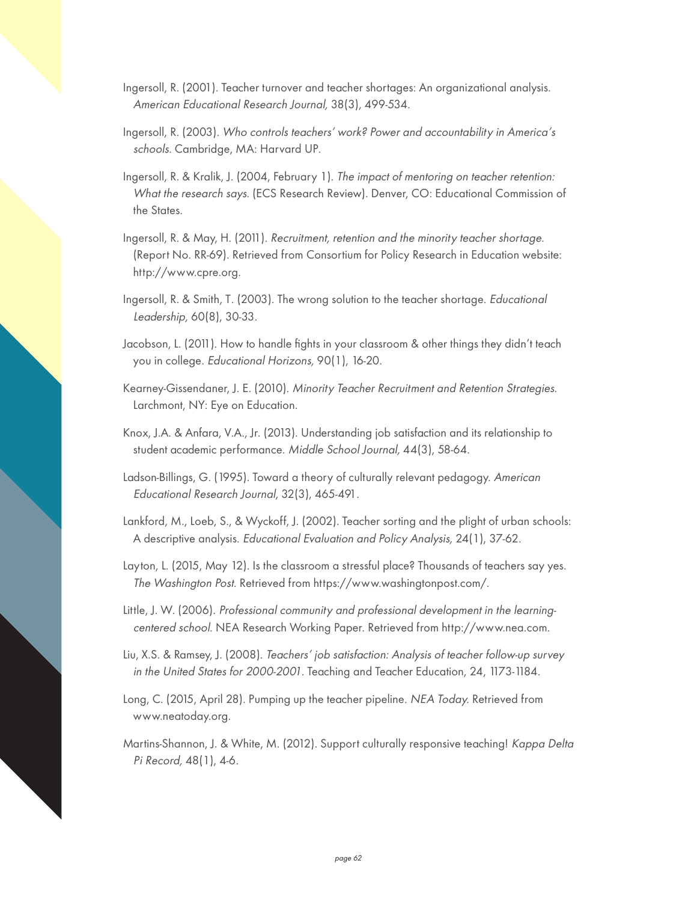Ingersoll, R. (2001). Teacher turnover and teacher shortages: An organizational analysis. *American Educational Research Journal,* 38(3), 499-534.

Ingersoll, R. (2003). *Who controls teachers' work? Power and accountability in America's schools.* Cambridge, MA: Harvard UP.

Ingersoll, R. & Kralik, J. (2004, February 1). *The impact of mentoring on teacher retention: What the research says.* (ECS Research Review). Denver, CO: Educational Commission of the States.

Ingersoll, R. & May, H. (2011). *Recruitment, retention and the minority teacher shortage.* (Report No. RR-69). Retrieved from Consortium for Policy Research in Education website: http://www.cpre.org.

Ingersoll, R. & Smith, T. (2003). The wrong solution to the teacher shortage. *Educational Leadership,* 60(8), 30-33.

Jacobson, L. (2011). How to handle fights in your classroom & other things they didn't teach you in college. *Educational Horizons,* 90(1), 16-20.

Kearney-Gissendaner, J. E. (2010). *Minority Teacher Recruitment and Retention Strategies.* Larchmont, NY: Eye on Education.

Knox, J.A. & Anfara, V.A., Jr. (2013). Understanding job satisfaction and its relationship to student academic performance. *Middle School Journal,* 44(3), 58-64.

Ladson-Billings, G. (1995). Toward a theory of culturally relevant pedagogy. *American Educational Research Journal,* 32(3), 465-491.

Lankford, M., Loeb, S., & Wyckoff, J. (2002). Teacher sorting and the plight of urban schools: A descriptive analysis. *Educational Evaluation and Policy Analysis,* 24(1), 37-62.

Layton, L. (2015, May 12). Is the classroom a stressful place? Thousands of teachers say yes. *The Washington Post.* Retrieved from https://www.washingtonpost.com/.

Little, J. W. (2006). *Professional community and professional development in the learning-centered school.* NEA Research Working Paper. Retrieved from http://www.nea.com.

Liu, X.S. & Ramsey, J. (2008). *Teachers' job satisfaction: Analysis of teacher follow-up survey in the United States for 2000-2001*. Teaching and Teacher Education, 24, 1173-1184.

Long, C. (2015, April 28). Pumping up the teacher pipeline. *NEA Today.* Retrieved from www.neatoday.org.

Martins-Shannon, J. & White, M. (2012). Support culturally responsive teaching! *Kappa Delta Pi Record,* 48(1), 4-6.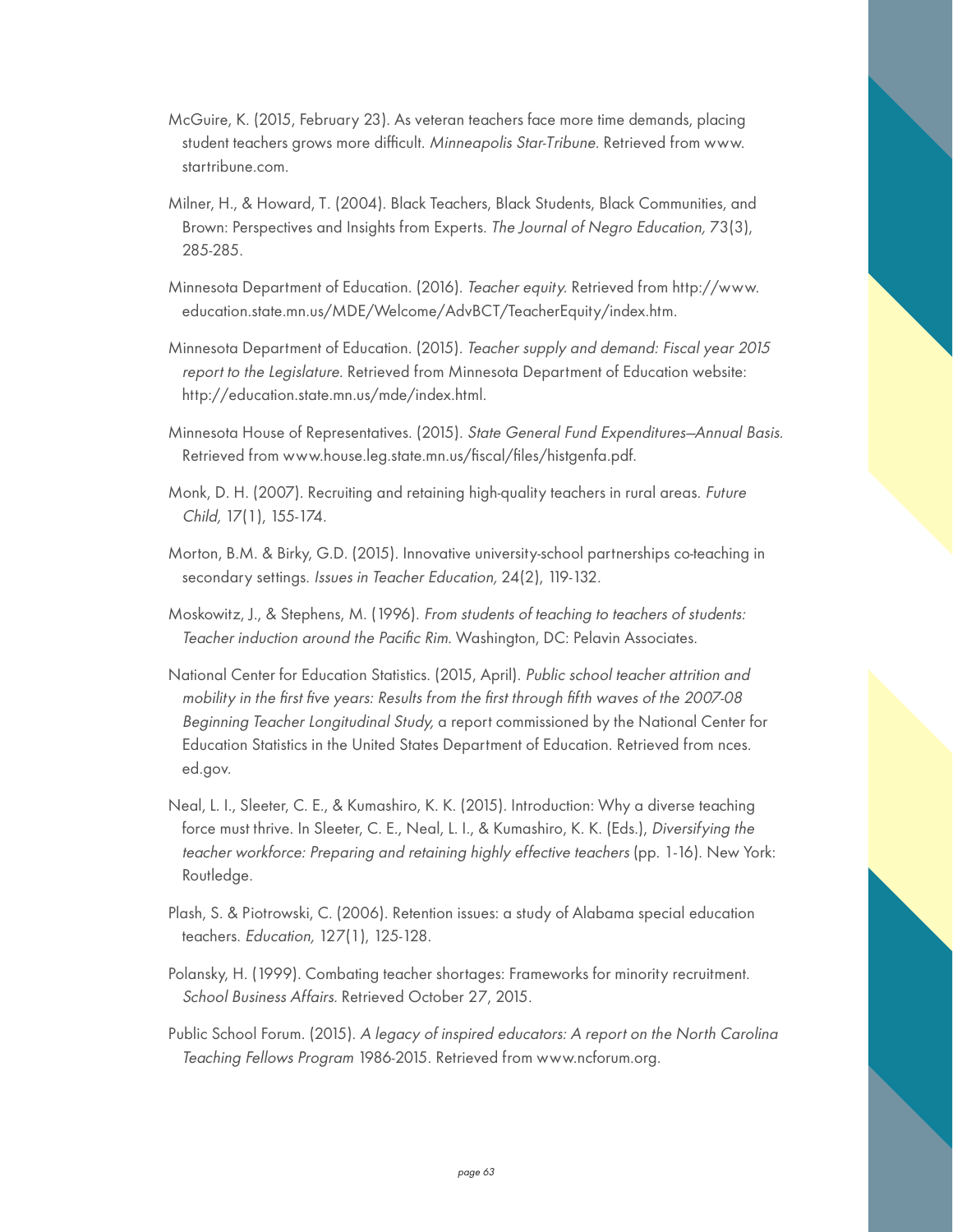McGuire, K. (2015, February 23). As veteran teachers face more time demands, placing student teachers grows more difficult. *Minneapolis Star-Tribune.* Retrieved from www.startribune.com.

Milner, H., & Howard, T. (2004). Black Teachers, Black Students, Black Communities, and Brown: Perspectives and Insights from Experts. *The Journal of Negro Education, 73*(3), 285-285.

Minnesota Department of Education. (2016). *Teacher equity.* Retrieved from http://www.education.state.mn.us/MDE/Welcome/AdvBCT/TeacherEquity/index.htm.

Minnesota Department of Education. (2015). *Teacher supply and demand: Fiscal year 2015 report to the Legislature.* Retrieved from Minnesota Department of Education website: http://education.state.mn.us/mde/index.html.

Minnesota House of Representatives. (2015). *State General Fund Expenditures—Annual Basis.* Retrieved from www.house.leg.state.mn.us/fiscal/files/histgenfa.pdf.

Monk, D. H. (2007). Recruiting and retaining high-quality teachers in rural areas. *Future Child, 17*(1), 155-174.

Morton, B.M. & Birky, G.D. (2015). Innovative university-school partnerships co-teaching in secondary settings. *Issues in Teacher Education,* 24(2), 119-132.

Moskowitz, J., & Stephens, M. (1996). *From students of teaching to teachers of students: Teacher induction around the Pacific Rim.* Washington, DC: Pelavin Associates.

National Center for Education Statistics. (2015, April). *Public school teacher attrition and mobility in the first five years: Results from the first through fifth waves of the 2007-08 Beginning Teacher Longitudinal Study,* a report commissioned by the National Center for Education Statistics in the United States Department of Education. Retrieved from nces.ed.gov.

Neal, L. I., Sleeter, C. E., & Kumashiro, K. K. (2015). Introduction: Why a diverse teaching force must thrive. In Sleeter, C. E., Neal, L. I., & Kumashiro, K. K. (Eds.), *Diversifying the teacher workforce: Preparing and retaining highly effective teachers* (pp. 1-16). New York: Routledge.

Plash, S. & Piotrowski, C. (2006). Retention issues: a study of Alabama special education teachers. *Education,* 127(1), 125-128.

Polansky, H. (1999). Combating teacher shortages: Frameworks for minority recruitment. *School Business Affairs.* Retrieved October 27, 2015.

Public School Forum. (2015). *A legacy of inspired educators: A report on the North Carolina Teaching Fellows Program* 1986-2015. Retrieved from www.ncforum.org.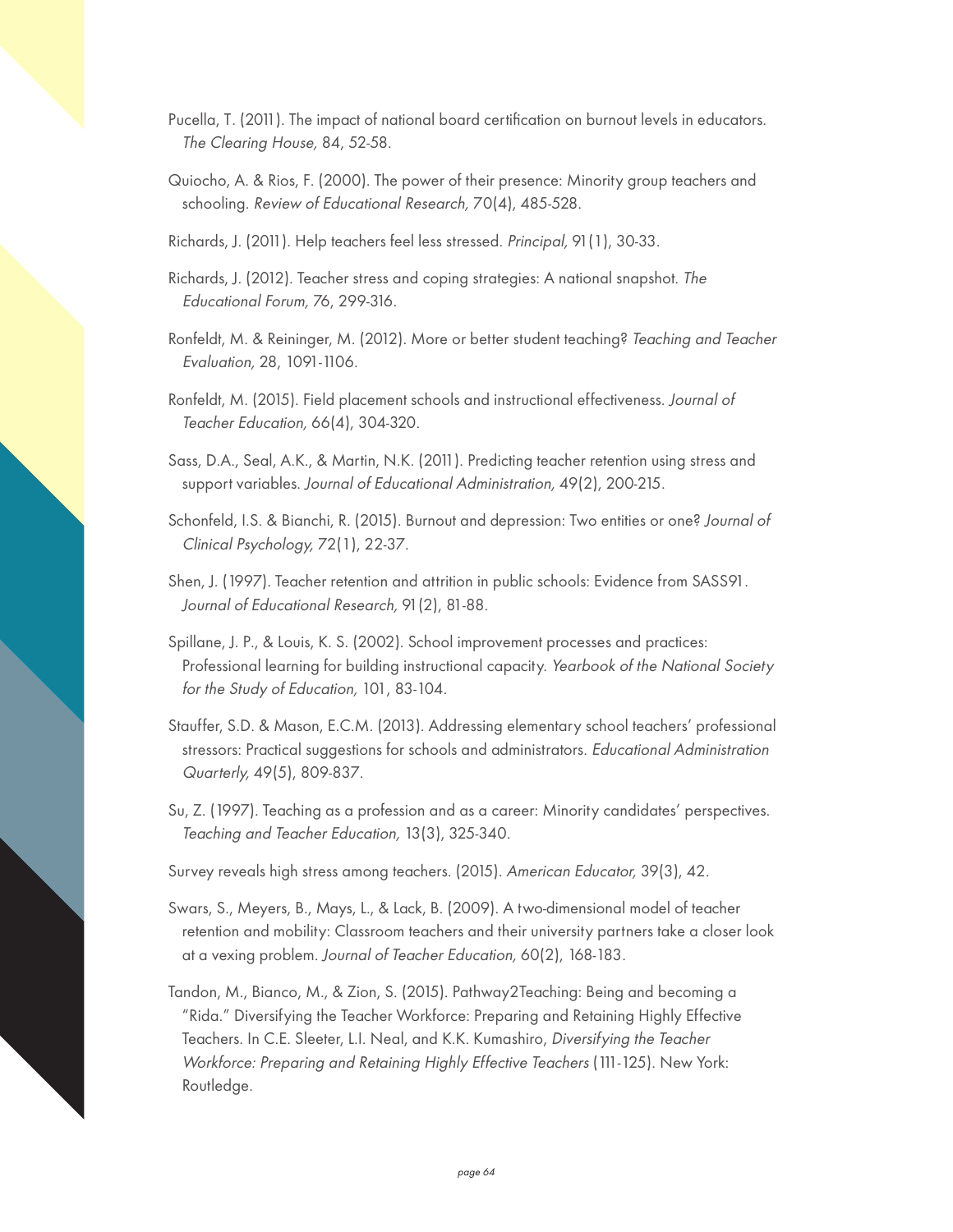Pucella, T. (2011). The impact of national board certification on burnout levels in educators. *The Clearing House,* 84, 52-58.

Quiocho, A. & Rios, F. (2000). The power of their presence: Minority group teachers and schooling. *Review of Educational Research,* 70(4), 485-528.

Richards, J. (2011). Help teachers feel less stressed. *Principal,* 91(1), 30-33.

Richards, J. (2012). Teacher stress and coping strategies: A national snapshot. *The Educational Forum,* 76, 299-316.

Ronfeldt, M. & Reininger, M. (2012). More or better student teaching? *Teaching and Teacher Evaluation,* 28, 1091-1106.

Ronfeldt, M. (2015). Field placement schools and instructional effectiveness. *Journal of Teacher Education,* 66(4), 304-320.

Sass, D.A., Seal, A.K., & Martin, N.K. (2011). Predicting teacher retention using stress and support variables. *Journal of Educational Administration,* 49(2), 200-215.

Schonfeld, I.S. & Bianchi, R. (2015). Burnout and depression: Two entities or one? *Journal of Clinical Psychology,* 72(1), 22-37.

Shen, J. (1997). Teacher retention and attrition in public schools: Evidence from SASS91. *Journal of Educational Research,* 91(2), 81-88.

Spillane, J. P., & Louis, K. S. (2002). School improvement processes and practices: Professional learning for building instructional capacity. *Yearbook of the National Society for the Study of Education,* 101, 83-104.

Stauffer, S.D. & Mason, E.C.M. (2013). Addressing elementary school teachers' professional stressors: Practical suggestions for schools and administrators. *Educational Administration Quarterly,* 49(5), 809-837.

Su, Z. (1997). Teaching as a profession and as a career: Minority candidates' perspectives. *Teaching and Teacher Education,* 13(3), 325-340.

Survey reveals high stress among teachers. (2015). *American Educator,* 39(3), 42.

Swars, S., Meyers, B., Mays, L., & Lack, B. (2009). A two-dimensional model of teacher retention and mobility: Classroom teachers and their university partners take a closer look at a vexing problem. *Journal of Teacher Education,* 60(2), 168-183.

Tandon, M., Bianco, M., & Zion, S. (2015). Pathway2Teaching: Being and becoming a "Rida." Diversifying the Teacher Workforce: Preparing and Retaining Highly Effective Teachers. In C.E. Sleeter, L.I. Neal, and K.K. Kumashiro, *Diversifying the Teacher Workforce: Preparing and Retaining Highly Effective Teachers* (111-125). New York: Routledge.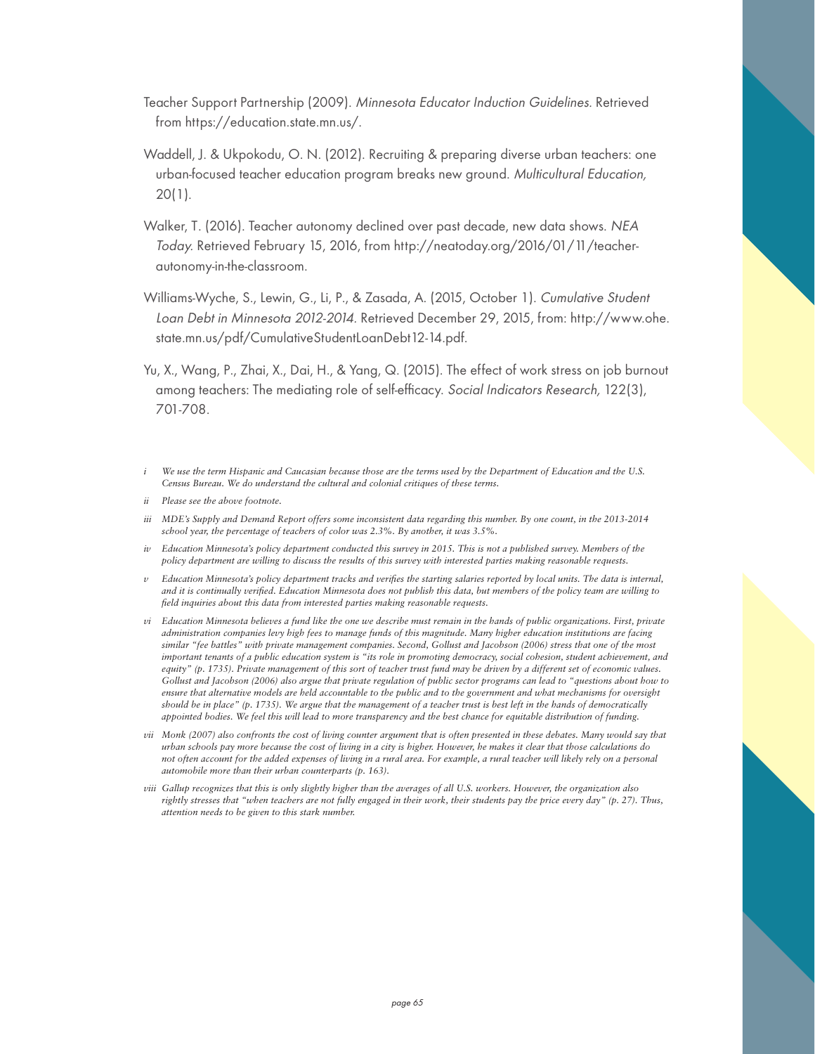Teacher Support Partnership (2009). *Minnesota Educator Induction Guidelines*. Retrieved from https://education.state.mn.us/.

Waddell, J. & Ukpokodu, O. N. (2012). Recruiting & preparing diverse urban teachers: one urban-focused teacher education program breaks new ground. *Multicultural Education,* 20(1).

Walker, T. (2016). Teacher autonomy declined over past decade, new data shows. *NEA Today.* Retrieved February 15, 2016, from http://neatoday.org/2016/01/11/teacher-autonomy-in-the-classroom.

Williams-Wyche, S., Lewin, G., Li, P., & Zasada, A. (2015, October 1). *Cumulative Student Loan Debt in Minnesota 2012-2014*. Retrieved December 29, 2015, from: http://www.ohe.state.mn.us/pdf/CumulativeStudentLoanDebt12-14.pdf.

Yu, X., Wang, P., Zhai, X., Dai, H., & Yang, Q. (2015). The effect of work stress on job burnout among teachers: The mediating role of self-efficacy. *Social Indicators Research,* 122(3), 701-708.

*i We use the term Hispanic and Caucasian because those are the terms used by the Department of Education and the U.S. Census Bureau. We do understand the cultural and colonial critiques of these terms.*

*ii Please see the above footnote.*

*iii MDE's Supply and Demand Report offers some inconsistent data regarding this number. By one count, in the 2013-2014 school year, the percentage of teachers of color was 2.3%. By another, it was 3.5%.*

*iv Education Minnesota's policy department conducted this survey in 2015. This is not a published survey. Members of the policy department are willing to discuss the results of this survey with interested parties making reasonable requests.*

*v Education Minnesota's policy department tracks and verifies the starting salaries reported by local units. The data is internal, and it is continually verified. Education Minnesota does not publish this data, but members of the policy team are willing to field inquiries about this data from interested parties making reasonable requests.*

*vi Education Minnesota believes a fund like the one we describe must remain in the hands of public organizations. First, private administration companies levy high fees to manage funds of this magnitude. Many higher education institutions are facing similar "fee battles" with private management companies. Second, Gollust and Jacobson (2006) stress that one of the most important tenants of a public education system is "its role in promoting democracy, social cohesion, student achievement, and equity" (p. 1735). Private management of this sort of teacher trust fund may be driven by a different set of economic values. Gollust and Jacobson (2006) also argue that private regulation of public sector programs can lead to "questions about how to ensure that alternative models are held accountable to the public and to the government and what mechanisms for oversight should be in place" (p. 1735). We argue that the management of a teacher trust is best left in the hands of democratically appointed bodies. We feel this will lead to more transparency and the best chance for equitable distribution of funding.*

*vii Monk (2007) also confronts the cost of living counter argument that is often presented in these debates. Many would say that urban schools pay more because the cost of living in a city is higher. However, he makes it clear that those calculations do not often account for the added expenses of living in a rural area. For example, a rural teacher will likely rely on a personal automobile more than their urban counterparts (p. 163).*

*viii Gallup recognizes that this is only slightly higher than the averages of all U.S. workers. However, the organization also rightly stresses that "when teachers are not fully engaged in their work, their students pay the price every day" (p. 27). Thus, attention needs to be given to this stark number.*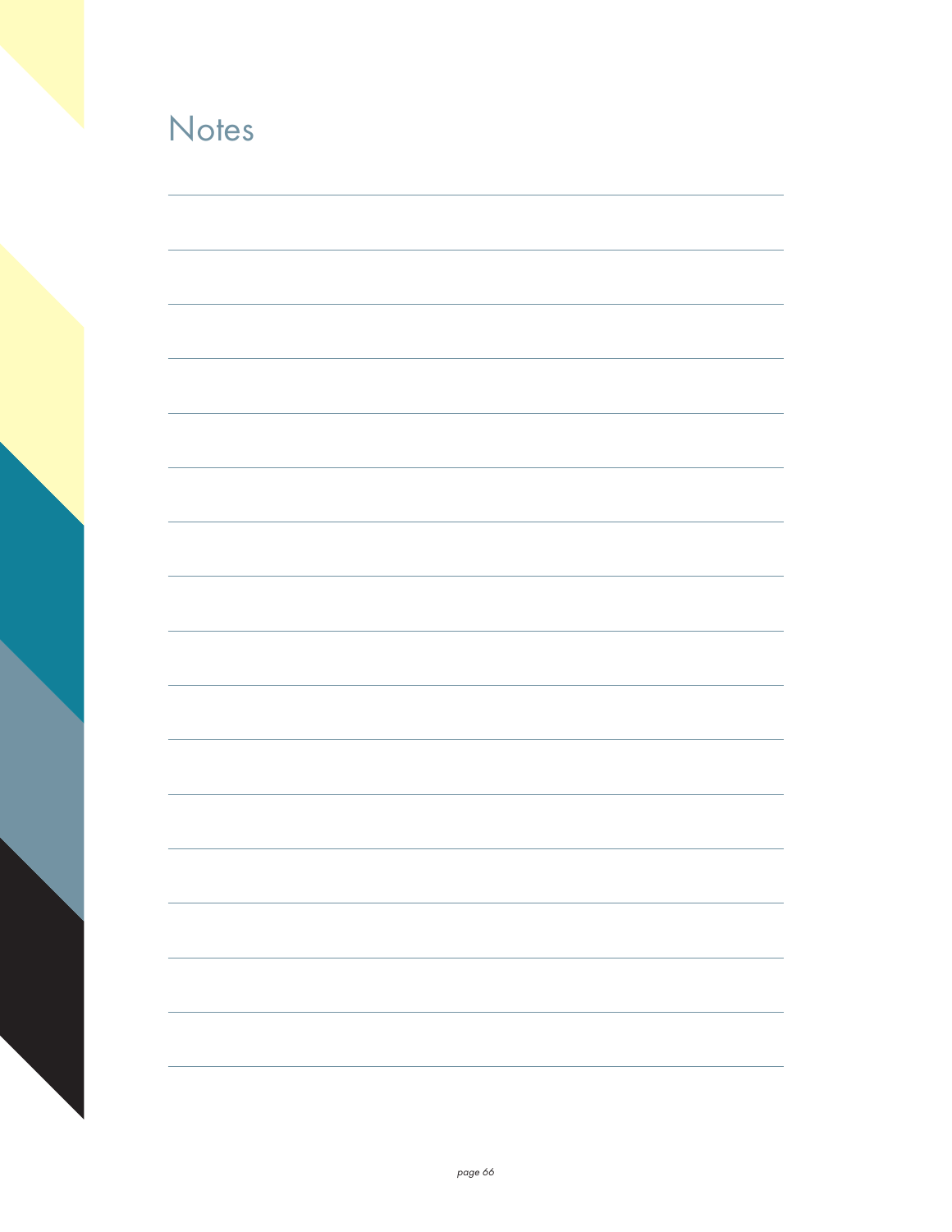# Notes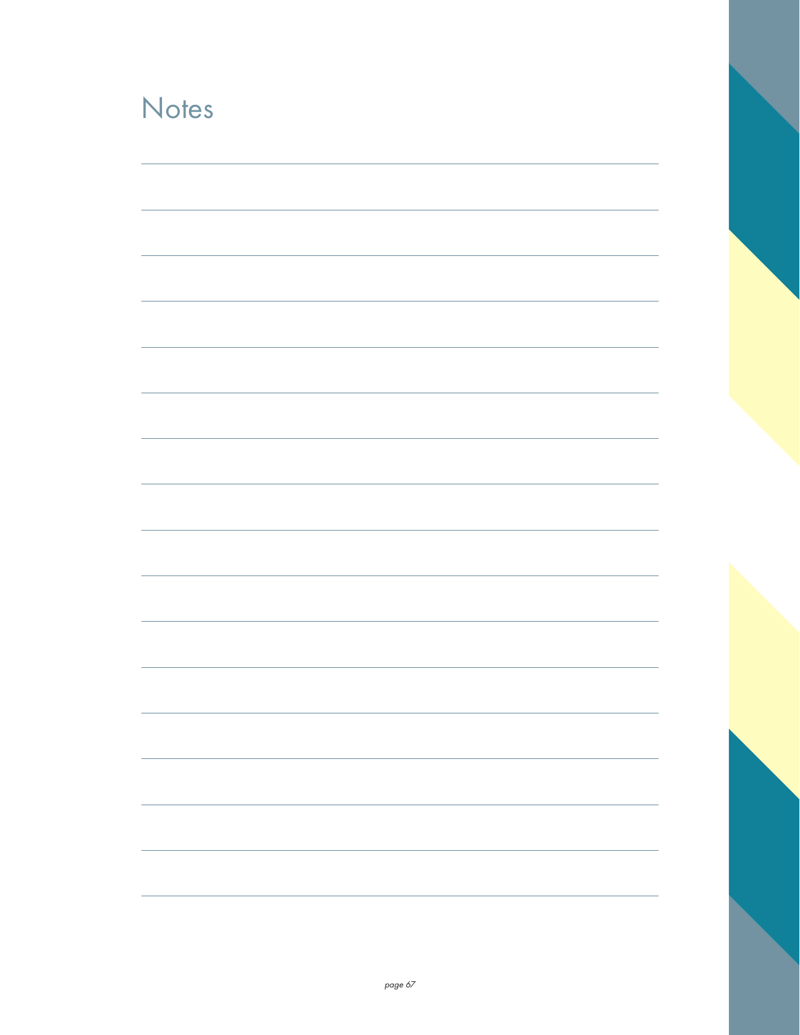# Notes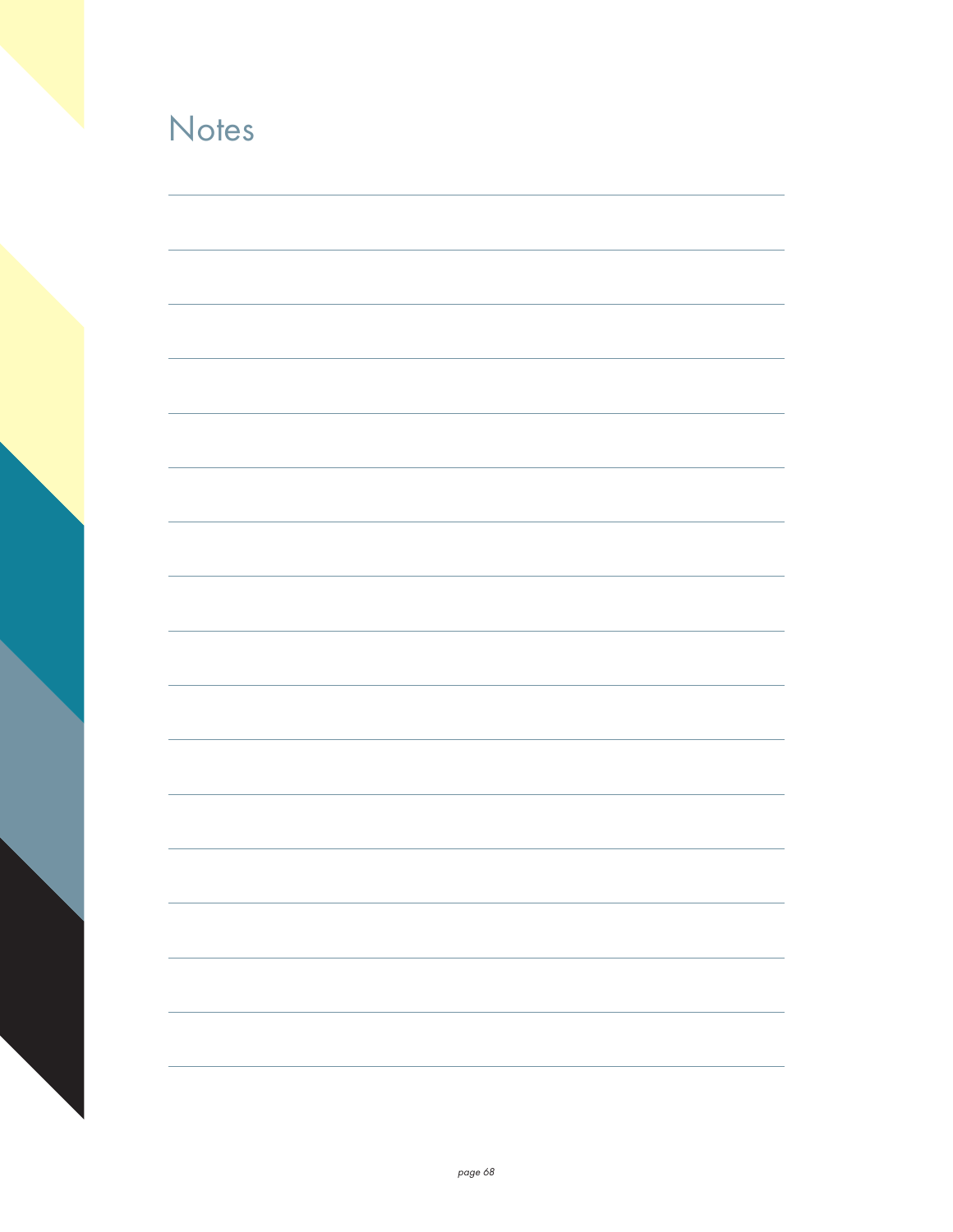# Notes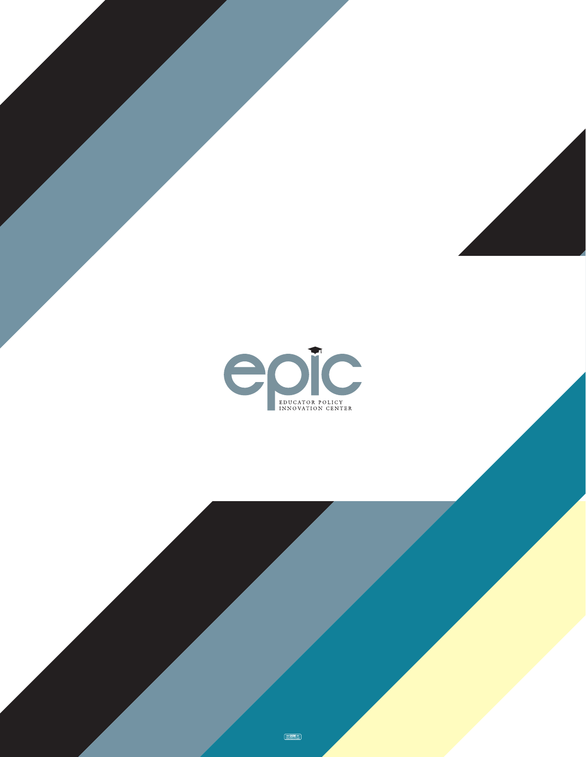epic

EDUCATOR POLICY INNOVATION CENTER